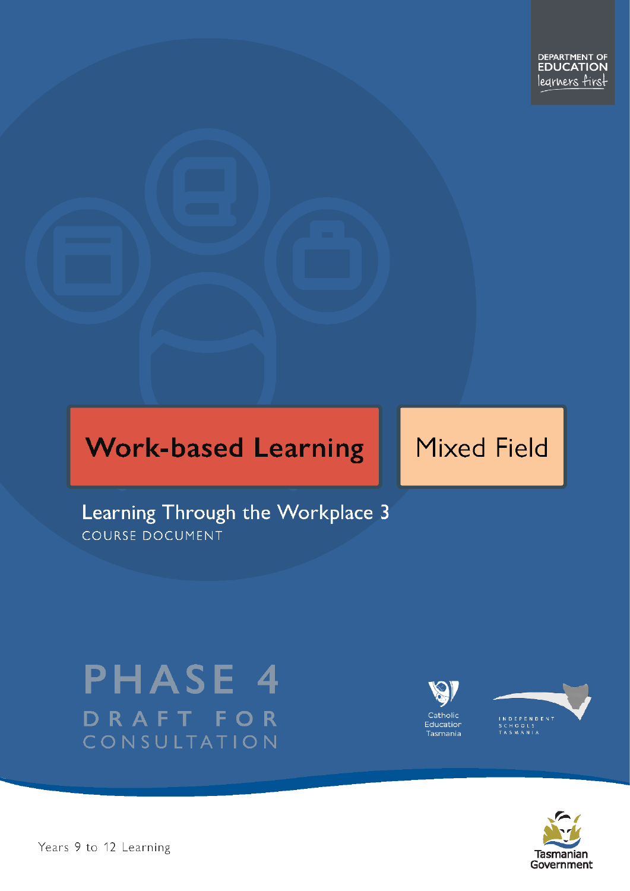DEPARTMENT OF EDUCATION
learners first

# Work-based Learning

Mixed Field

## Learning Through the Workplace 3

COURSE DOCUMENT

PHASE 4

DRAFT FOR CONSULTATION

Catholic Education Tasmania

INDEPENDENT SCHOOLS TASMANIA

Tasmanian Government

Years 9 to 12 Learning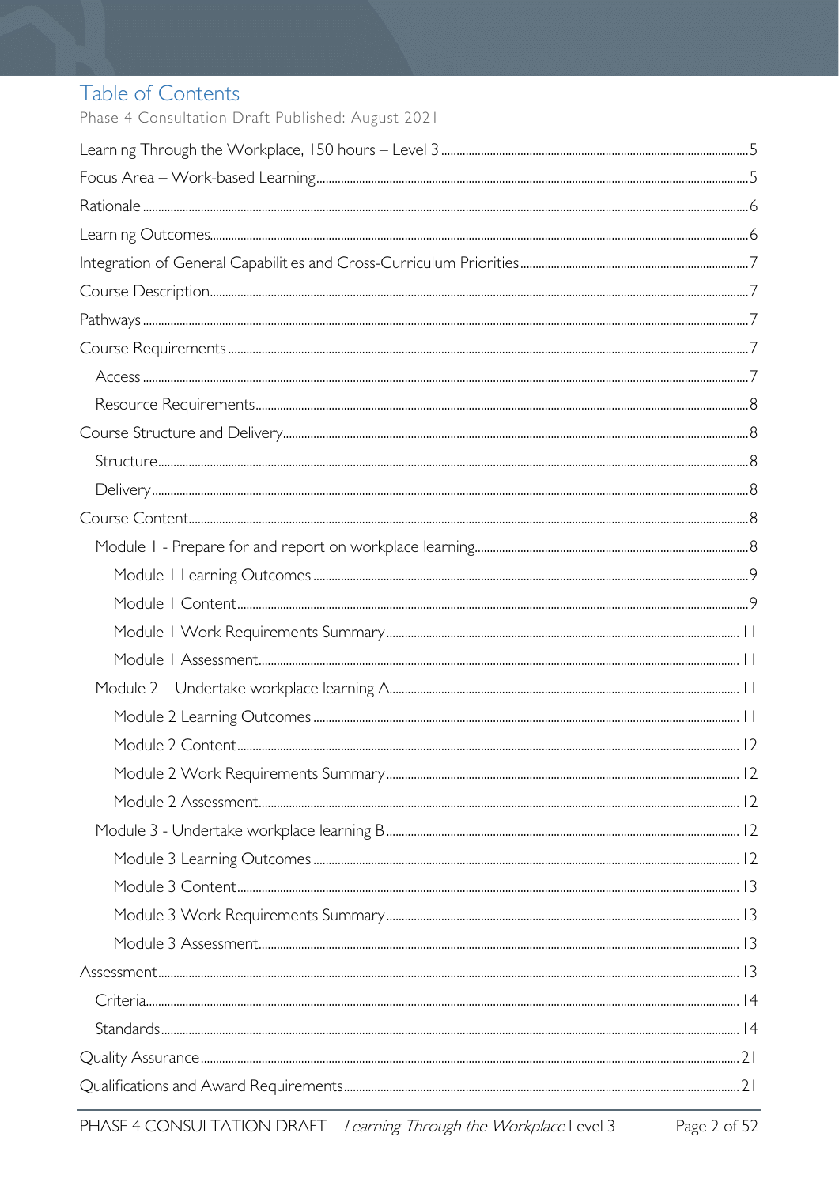# Table of Contents

Phase 4 Consultation Draft Published: August 2021

Learning Through the Workplace, 150 hours – Level 3 ... 5
Focus Area – Work-based Learning ... 5
Rationale ... 6
Learning Outcomes ... 6
Integration of General Capabilities and Cross-Curriculum Priorities ... 7
Course Description ... 7
Pathways ... 7
Course Requirements ... 7
- Access ... 7
- Resource Requirements ... 8

Course Structure and Delivery ... 8
- Structure ... 8
- Delivery ... 8

Course Content ... 8
- Module 1 - Prepare for and report on workplace learning ... 8
  - Module 1 Learning Outcomes ... 9
  - Module 1 Content ... 9
  - Module 1 Work Requirements Summary ... 11
  - Module 1 Assessment ... 11
- Module 2 – Undertake workplace learning A ... 11
  - Module 2 Learning Outcomes ... 11
  - Module 2 Content ... 12
  - Module 2 Work Requirements Summary ... 12
  - Module 2 Assessment ... 12
- Module 3 - Undertake workplace learning B ... 12
  - Module 3 Learning Outcomes ... 12
  - Module 3 Content ... 13
  - Module 3 Work Requirements Summary ... 13
  - Module 3 Assessment ... 13

Assessment ... 13
- Criteria ... 14
- Standards ... 14

Quality Assurance ... 21
Qualifications and Award Requirements ... 21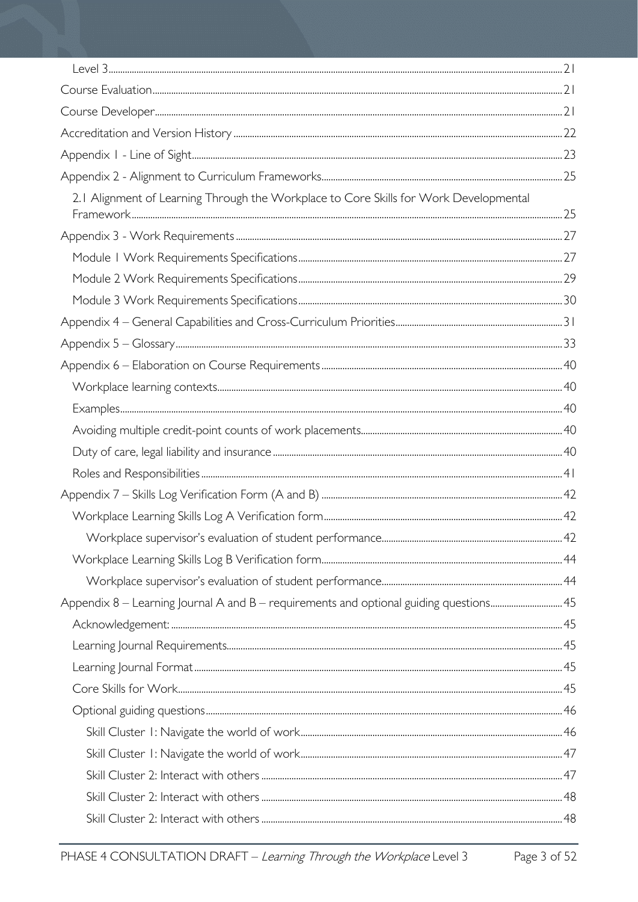Level 3 ........ 21

Course Evaluation ........ 21

Course Developer ........ 21

Accreditation and Version History ........ 22

Appendix 1 - Line of Sight ........ 23

Appendix 2 - Alignment to Curriculum Frameworks ........ 25

2.1 Alignment of Learning Through the Workplace to Core Skills for Work Developmental Framework ........ 25

Appendix 3 - Work Requirements ........ 27

Module 1 Work Requirements Specifications ........ 27

Module 2 Work Requirements Specifications ........ 29

Module 3 Work Requirements Specifications ........ 30

Appendix 4 – General Capabilities and Cross-Curriculum Priorities ........ 31

Appendix 5 – Glossary ........ 33

Appendix 6 – Elaboration on Course Requirements ........ 40

Workplace learning contexts ........ 40

Examples ........ 40

Avoiding multiple credit-point counts of work placements ........ 40

Duty of care, legal liability and insurance ........ 40

Roles and Responsibilities ........ 41

Appendix 7 – Skills Log Verification Form (A and B) ........ 42

Workplace Learning Skills Log A Verification form ........ 42

Workplace supervisor's evaluation of student performance ........ 42

Workplace Learning Skills Log B Verification form ........ 44

Workplace supervisor's evaluation of student performance ........ 44

Appendix 8 – Learning Journal A and B – requirements and optional guiding questions ........ 45

Acknowledgement: ........ 45

Learning Journal Requirements ........ 45

Learning Journal Format ........ 45

Core Skills for Work ........ 45

Optional guiding questions ........ 46

Skill Cluster 1: Navigate the world of work ........ 46

Skill Cluster 1: Navigate the world of work ........ 47

Skill Cluster 2: Interact with others ........ 47

Skill Cluster 2: Interact with others ........ 48

Skill Cluster 2: Interact with others ........ 48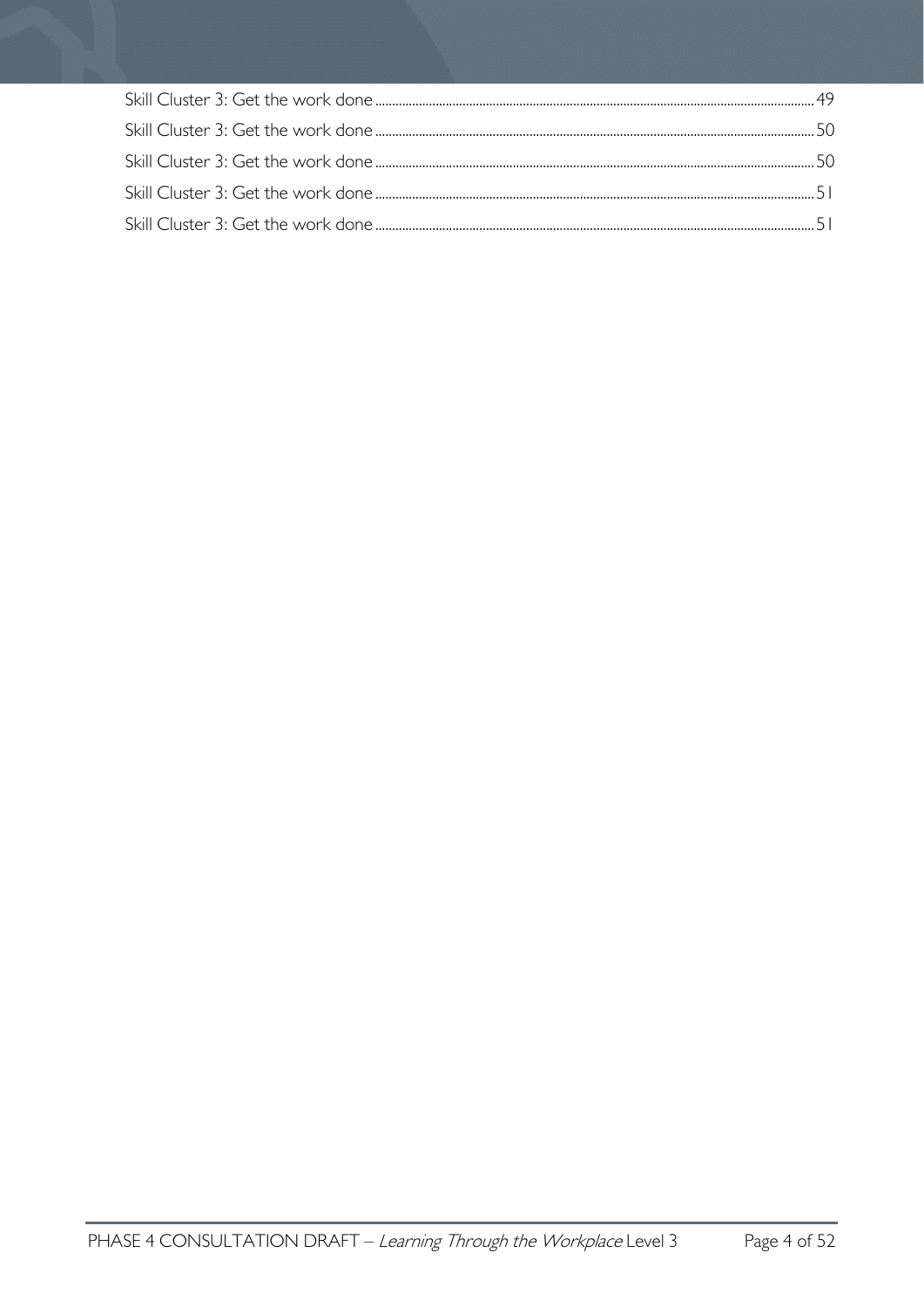Skill Cluster 3: Get the work done ........................................................................................................ 49
Skill Cluster 3: Get the work done ........................................................................................................ 50
Skill Cluster 3: Get the work done ........................................................................................................ 50
Skill Cluster 3: Get the work done ........................................................................................................ 51
Skill Cluster 3: Get the work done ........................................................................................................ 51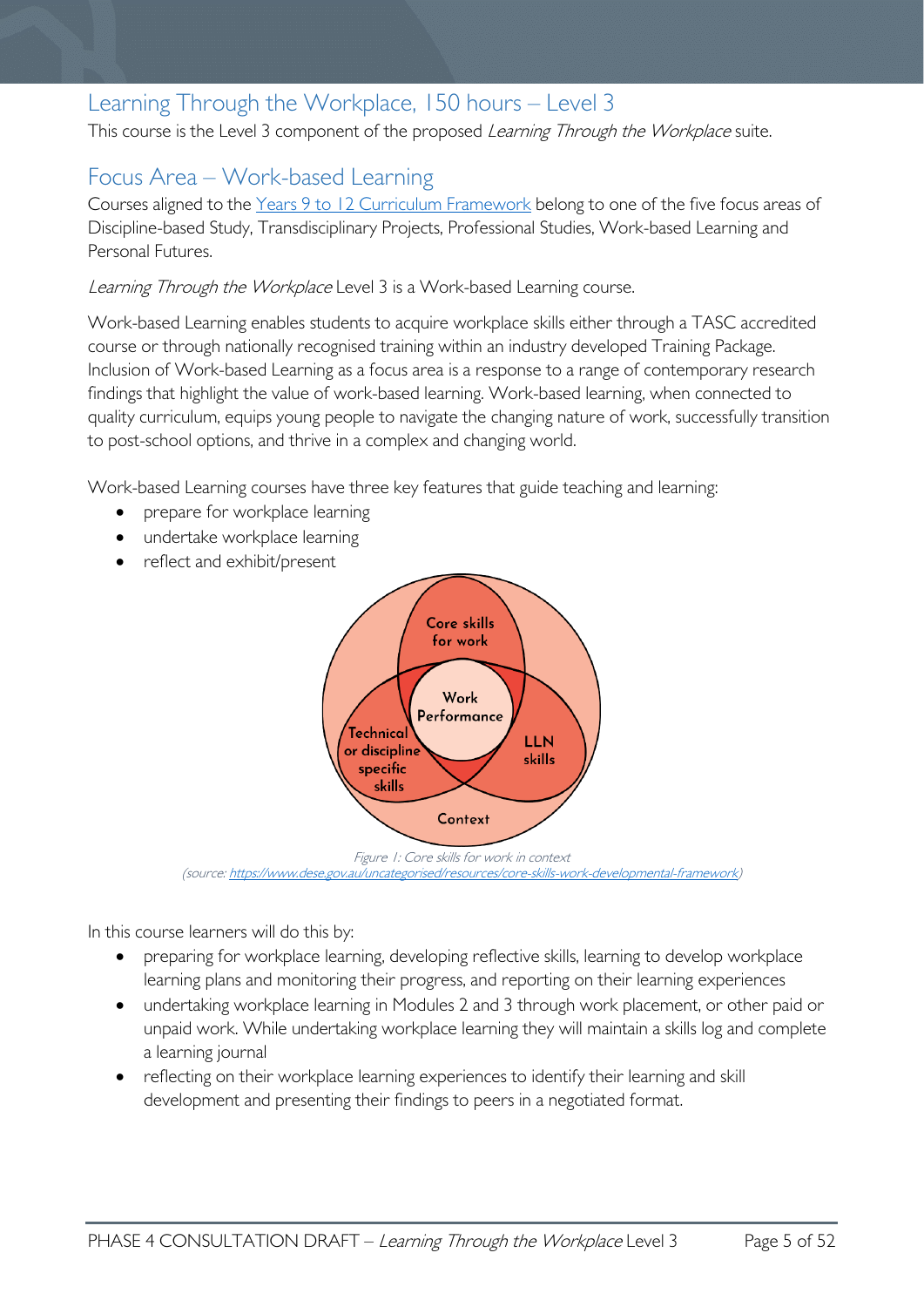## Learning Through the Workplace, 150 hours – Level 3

This course is the Level 3 component of the proposed *Learning Through the Workplace* suite.

## Focus Area – Work-based Learning

Courses aligned to the [Years 9 to 12 Curriculum Framework](#) belong to one of the five focus areas of Discipline-based Study, Transdisciplinary Projects, Professional Studies, Work-based Learning and Personal Futures.

*Learning Through the Workplace* Level 3 is a Work-based Learning course.

Work-based Learning enables students to acquire workplace skills either through a TASC accredited course or through nationally recognised training within an industry developed Training Package. Inclusion of Work-based Learning as a focus area is a response to a range of contemporary research findings that highlight the value of work-based learning. Work-based learning, when connected to quality curriculum, equips young people to navigate the changing nature of work, successfully transition to post-school options, and thrive in a complex and changing world.

Work-based Learning courses have three key features that guide teaching and learning:

- prepare for workplace learning
- undertake workplace learning
- reflect and exhibit/present

*Figure 1: Core skills for work in context*
*(source: https://www.dese.gov.au/uncategorised/resources/core-skills-work-developmental-framework)*

In this course learners will do this by:

- preparing for workplace learning, developing reflective skills, learning to develop workplace learning plans and monitoring their progress, and reporting on their learning experiences
- undertaking workplace learning in Modules 2 and 3 through work placement, or other paid or unpaid work. While undertaking workplace learning they will maintain a skills log and complete a learning journal
- reflecting on their workplace learning experiences to identify their learning and skill development and presenting their findings to peers in a negotiated format.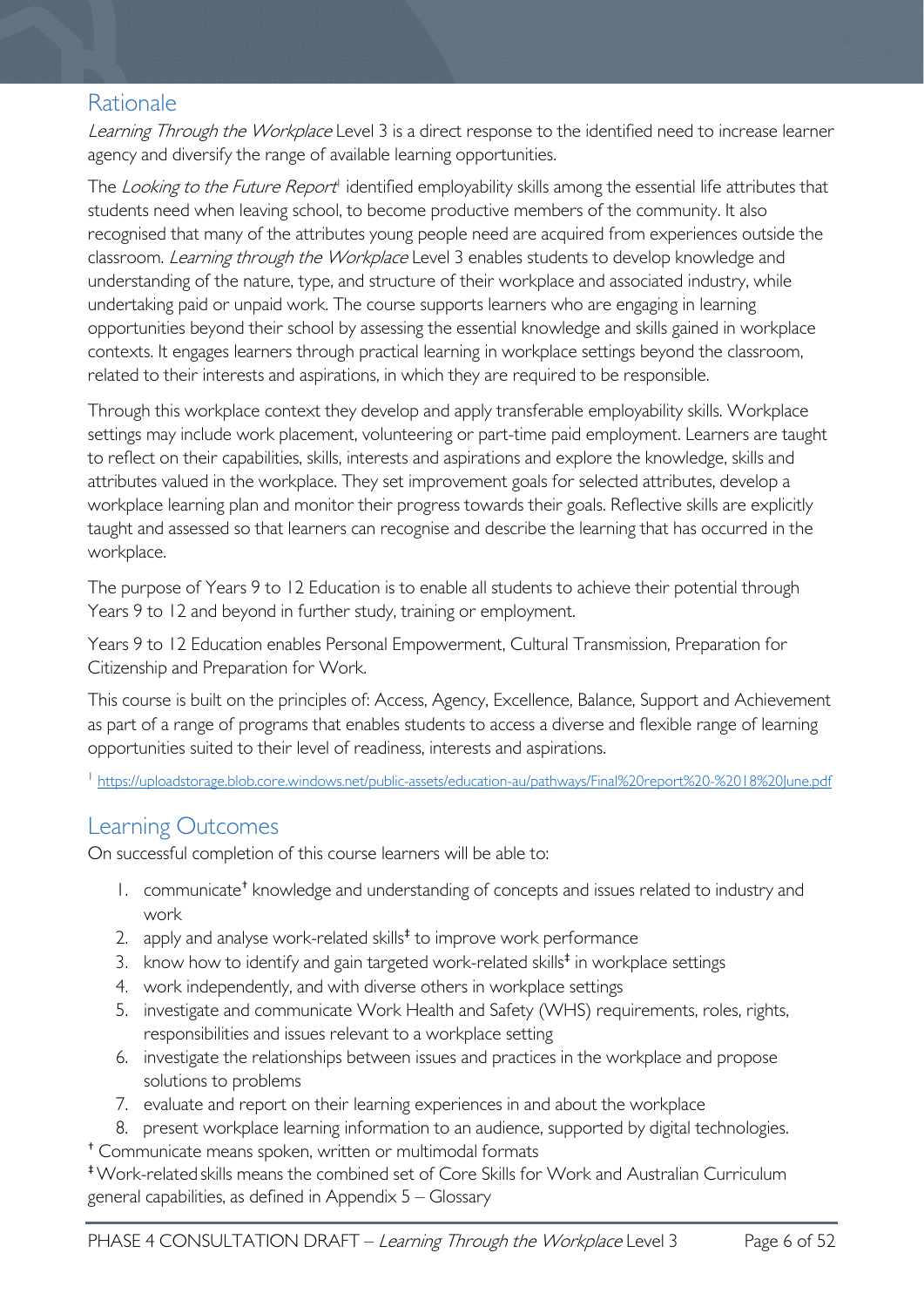## Rationale

*Learning Through the Workplace* Level 3 is a direct response to the identified need to increase learner agency and diversify the range of available learning opportunities.

The *Looking to the Future Report*[1] identified employability skills among the essential life attributes that students need when leaving school, to become productive members of the community. It also recognised that many of the attributes young people need are acquired from experiences outside the classroom. *Learning through the Workplace* Level 3 enables students to develop knowledge and understanding of the nature, type, and structure of their workplace and associated industry, while undertaking paid or unpaid work. The course supports learners who are engaging in learning opportunities beyond their school by assessing the essential knowledge and skills gained in workplace contexts. It engages learners through practical learning in workplace settings beyond the classroom, related to their interests and aspirations, in which they are required to be responsible.

Through this workplace context they develop and apply transferable employability skills. Workplace settings may include work placement, volunteering or part-time paid employment. Learners are taught to reflect on their capabilities, skills, interests and aspirations and explore the knowledge, skills and attributes valued in the workplace. They set improvement goals for selected attributes, develop a workplace learning plan and monitor their progress towards their goals. Reflective skills are explicitly taught and assessed so that learners can recognise and describe the learning that has occurred in the workplace.

The purpose of Years 9 to 12 Education is to enable all students to achieve their potential through Years 9 to 12 and beyond in further study, training or employment.

Years 9 to 12 Education enables Personal Empowerment, Cultural Transmission, Preparation for Citizenship and Preparation for Work.

This course is built on the principles of: Access, Agency, Excellence, Balance, Support and Achievement as part of a range of programs that enables students to access a diverse and flexible range of learning opportunities suited to their level of readiness, interests and aspirations.

[1] https://uploadstorage.blob.core.windows.net/public-assets/education-au/pathways/Final%20report%20-%2018%20June.pdf

## Learning Outcomes

On successful completion of this course learners will be able to:

1. communicate† knowledge and understanding of concepts and issues related to industry and work
2. apply and analyse work-related skills‡ to improve work performance
3. know how to identify and gain targeted work-related skills‡ in workplace settings
4. work independently, and with diverse others in workplace settings
5. investigate and communicate Work Health and Safety (WHS) requirements, roles, rights, responsibilities and issues relevant to a workplace setting
6. investigate the relationships between issues and practices in the workplace and propose solutions to problems
7. evaluate and report on their learning experiences in and about the workplace
8. present workplace learning information to an audience, supported by digital technologies.

† Communicate means spoken, written or multimodal formats

‡ Work-related skills means the combined set of Core Skills for Work and Australian Curriculum general capabilities, as defined in Appendix 5 – Glossary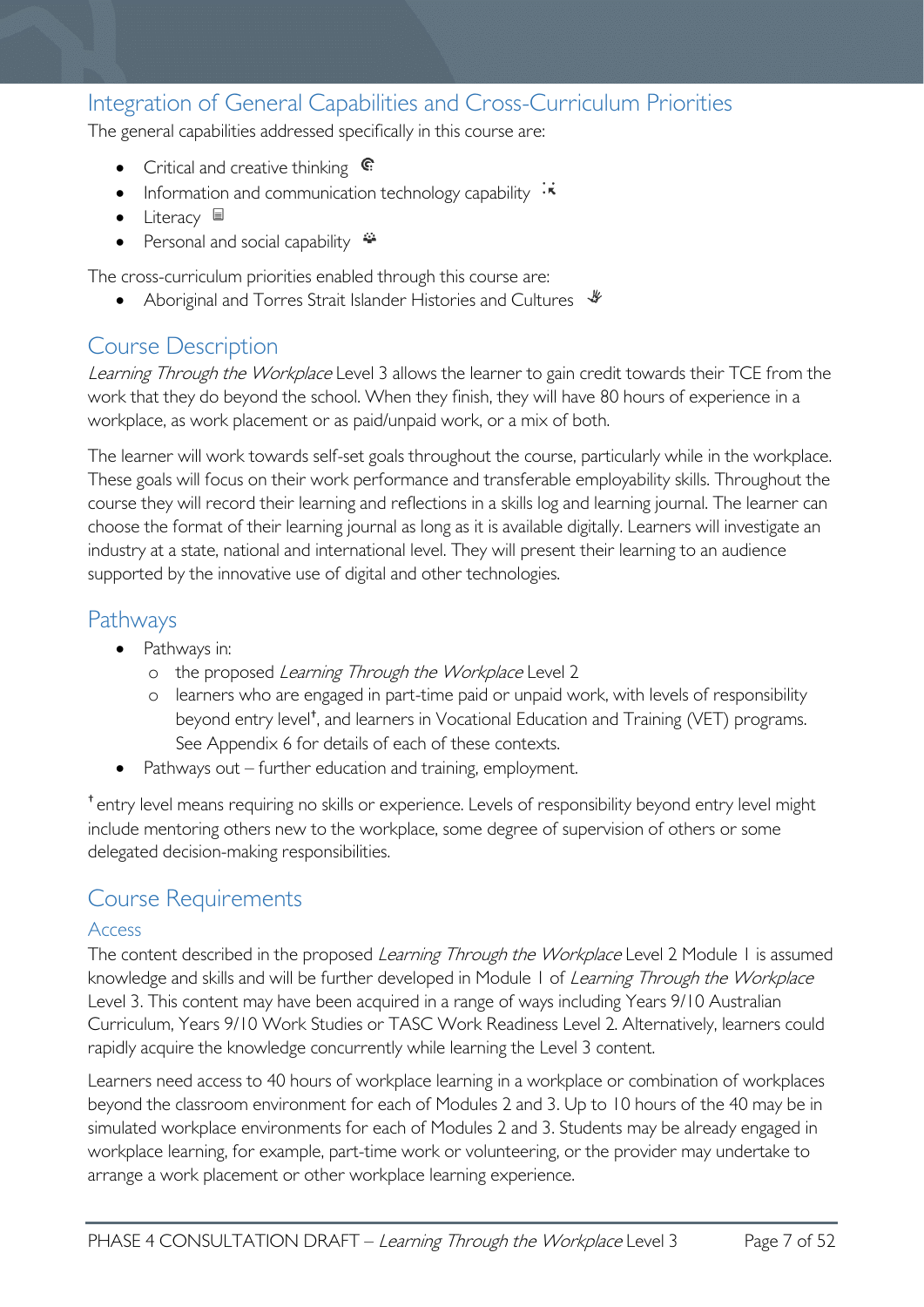## Integration of General Capabilities and Cross-Curriculum Priorities

The general capabilities addressed specifically in this course are:

- Critical and creative thinking
- Information and communication technology capability
- Literacy
- Personal and social capability

The cross-curriculum priorities enabled through this course are:

- Aboriginal and Torres Strait Islander Histories and Cultures

## Course Description

*Learning Through the Workplace* Level 3 allows the learner to gain credit towards their TCE from the work that they do beyond the school. When they finish, they will have 80 hours of experience in a workplace, as work placement or as paid/unpaid work, or a mix of both.

The learner will work towards self-set goals throughout the course, particularly while in the workplace. These goals will focus on their work performance and transferable employability skills. Throughout the course they will record their learning and reflections in a skills log and learning journal. The learner can choose the format of their learning journal as long as it is available digitally. Learners will investigate an industry at a state, national and international level. They will present their learning to an audience supported by the innovative use of digital and other technologies.

## Pathways

- Pathways in:
  - the proposed *Learning Through the Workplace* Level 2
  - learners who are engaged in part-time paid or unpaid work, with levels of responsibility beyond entry level†, and learners in Vocational Education and Training (VET) programs. See Appendix 6 for details of each of these contexts.
- Pathways out – further education and training, employment.

† entry level means requiring no skills or experience. Levels of responsibility beyond entry level might include mentoring others new to the workplace, some degree of supervision of others or some delegated decision-making responsibilities.

## Course Requirements

### Access

The content described in the proposed *Learning Through the Workplace* Level 2 Module 1 is assumed knowledge and skills and will be further developed in Module 1 of *Learning Through the Workplace* Level 3. This content may have been acquired in a range of ways including Years 9/10 Australian Curriculum, Years 9/10 Work Studies or TASC Work Readiness Level 2. Alternatively, learners could rapidly acquire the knowledge concurrently while learning the Level 3 content.

Learners need access to 40 hours of workplace learning in a workplace or combination of workplaces beyond the classroom environment for each of Modules 2 and 3. Up to 10 hours of the 40 may be in simulated workplace environments for each of Modules 2 and 3. Students may be already engaged in workplace learning, for example, part-time work or volunteering, or the provider may undertake to arrange a work placement or other workplace learning experience.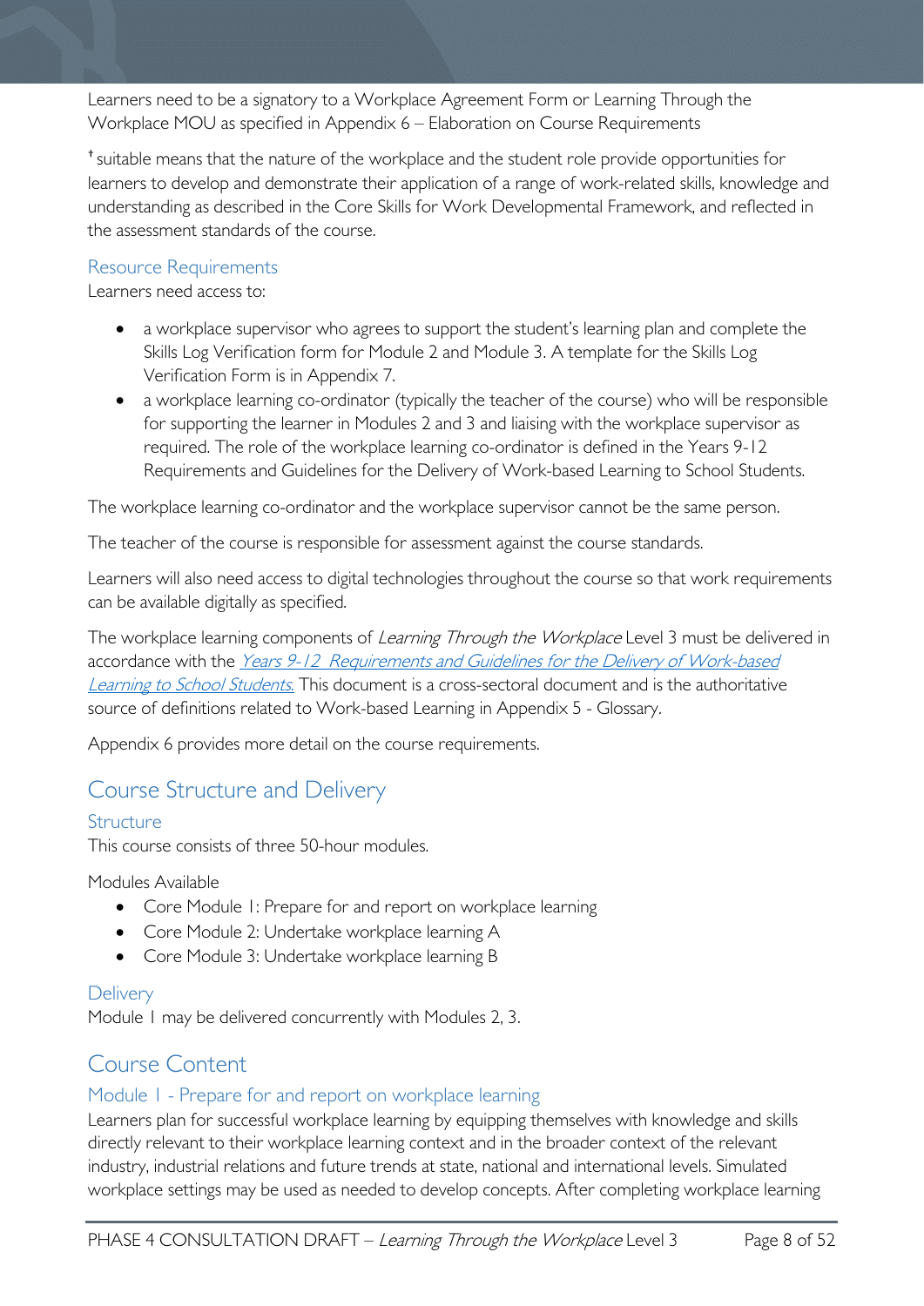Learners need to be a signatory to a Workplace Agreement Form or Learning Through the Workplace MOU as specified in Appendix 6 – Elaboration on Course Requirements

† suitable means that the nature of the workplace and the student role provide opportunities for learners to develop and demonstrate their application of a range of work-related skills, knowledge and understanding as described in the Core Skills for Work Developmental Framework, and reflected in the assessment standards of the course.

### Resource Requirements

Learners need access to:

- a workplace supervisor who agrees to support the student's learning plan and complete the Skills Log Verification form for Module 2 and Module 3. A template for the Skills Log Verification Form is in Appendix 7.
- a workplace learning co-ordinator (typically the teacher of the course) who will be responsible for supporting the learner in Modules 2 and 3 and liaising with the workplace supervisor as required. The role of the workplace learning co-ordinator is defined in the Years 9-12 Requirements and Guidelines for the Delivery of Work-based Learning to School Students.

The workplace learning co-ordinator and the workplace supervisor cannot be the same person.

The teacher of the course is responsible for assessment against the course standards.

Learners will also need access to digital technologies throughout the course so that work requirements can be available digitally as specified.

The workplace learning components of *Learning Through the Workplace* Level 3 must be delivered in accordance with the *Years 9-12 Requirements and Guidelines for the Delivery of Work-based Learning to School Students.* This document is a cross-sectoral document and is the authoritative source of definitions related to Work-based Learning in Appendix 5 - Glossary*.*

Appendix 6 provides more detail on the course requirements.

## Course Structure and Delivery

### Structure

This course consists of three 50-hour modules.

Modules Available

- Core Module 1: Prepare for and report on workplace learning
- Core Module 2: Undertake workplace learning A
- Core Module 3: Undertake workplace learning B

### Delivery

Module 1 may be delivered concurrently with Modules 2, 3.

## Course Content

### Module 1 - Prepare for and report on workplace learning

Learners plan for successful workplace learning by equipping themselves with knowledge and skills directly relevant to their workplace learning context and in the broader context of the relevant industry, industrial relations and future trends at state, national and international levels. Simulated workplace settings may be used as needed to develop concepts. After completing workplace learning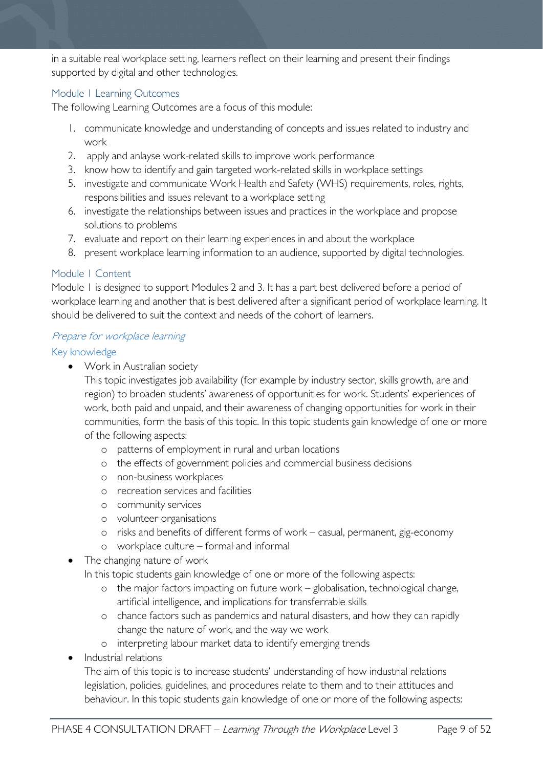in a suitable real workplace setting, learners reflect on their learning and present their findings supported by digital and other technologies.

### Module 1 Learning Outcomes

The following Learning Outcomes are a focus of this module:

1. communicate knowledge and understanding of concepts and issues related to industry and work
2. apply and anlayse work-related skills to improve work performance
3. know how to identify and gain targeted work-related skills in workplace settings
5. investigate and communicate Work Health and Safety (WHS) requirements, roles, rights, responsibilities and issues relevant to a workplace setting
6. investigate the relationships between issues and practices in the workplace and propose solutions to problems
7. evaluate and report on their learning experiences in and about the workplace
8. present workplace learning information to an audience, supported by digital technologies.

### Module 1 Content

Module 1 is designed to support Modules 2 and 3. It has a part best delivered before a period of workplace learning and another that is best delivered after a significant period of workplace learning. It should be delivered to suit the context and needs of the cohort of learners.

#### *Prepare for workplace learning*

#### Key knowledge

- Work in Australian society

  This topic investigates job availability (for example by industry sector, skills growth, are and region) to broaden students' awareness of opportunities for work. Students' experiences of work, both paid and unpaid, and their awareness of changing opportunities for work in their communities, form the basis of this topic. In this topic students gain knowledge of one or more of the following aspects:
  - patterns of employment in rural and urban locations
  - the effects of government policies and commercial business decisions
  - non-business workplaces
  - recreation services and facilities
  - community services
  - volunteer organisations
  - risks and benefits of different forms of work – casual, permanent, gig-economy
  - workplace culture – formal and informal
- The changing nature of work

  In this topic students gain knowledge of one or more of the following aspects:
  - the major factors impacting on future work – globalisation, technological change, artificial intelligence, and implications for transferrable skills
  - chance factors such as pandemics and natural disasters, and how they can rapidly change the nature of work, and the way we work
  - interpreting labour market data to identify emerging trends
- Industrial relations

  The aim of this topic is to increase students' understanding of how industrial relations legislation, policies, guidelines, and procedures relate to them and to their attitudes and behaviour. In this topic students gain knowledge of one or more of the following aspects: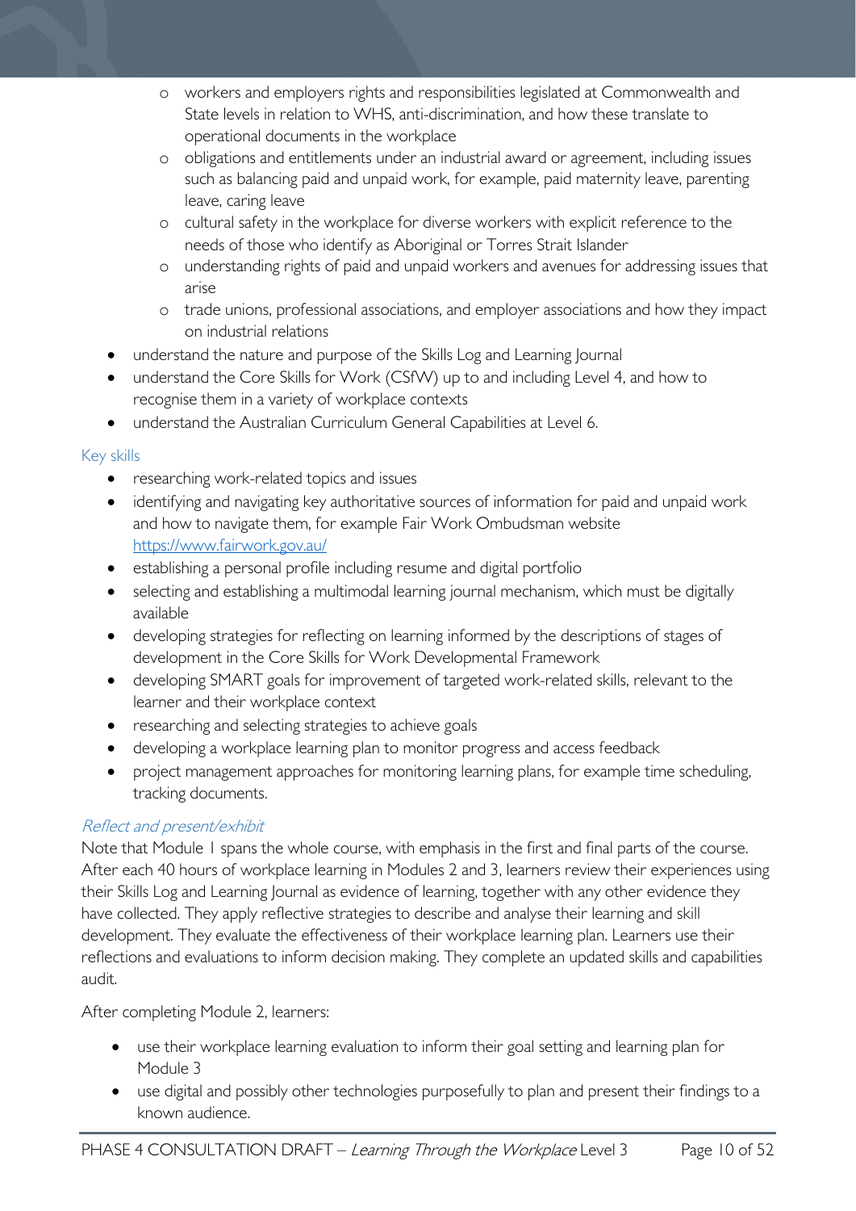- workers and employers rights and responsibilities legislated at Commonwealth and State levels in relation to WHS, anti-discrimination, and how these translate to operational documents in the workplace
    - obligations and entitlements under an industrial award or agreement, including issues such as balancing paid and unpaid work, for example, paid maternity leave, parenting leave, caring leave
    - cultural safety in the workplace for diverse workers with explicit reference to the needs of those who identify as Aboriginal or Torres Strait Islander
    - understanding rights of paid and unpaid workers and avenues for addressing issues that arise
    - trade unions, professional associations, and employer associations and how they impact on industrial relations
- understand the nature and purpose of the Skills Log and Learning Journal
- understand the Core Skills for Work (CSfW) up to and including Level 4, and how to recognise them in a variety of workplace contexts
- understand the Australian Curriculum General Capabilities at Level 6.

### Key skills

- researching work-related topics and issues
- identifying and navigating key authoritative sources of information for paid and unpaid work and how to navigate them, for example Fair Work Ombudsman website https://www.fairwork.gov.au/
- establishing a personal profile including resume and digital portfolio
- selecting and establishing a multimodal learning journal mechanism, which must be digitally available
- developing strategies for reflecting on learning informed by the descriptions of stages of development in the Core Skills for Work Developmental Framework
- developing SMART goals for improvement of targeted work-related skills, relevant to the learner and their workplace context
- researching and selecting strategies to achieve goals
- developing a workplace learning plan to monitor progress and access feedback
- project management approaches for monitoring learning plans, for example time scheduling, tracking documents.

#### *Reflect and present/exhibit*

Note that Module 1 spans the whole course, with emphasis in the first and final parts of the course. After each 40 hours of workplace learning in Modules 2 and 3, learners review their experiences using their Skills Log and Learning Journal as evidence of learning, together with any other evidence they have collected. They apply reflective strategies to describe and analyse their learning and skill development. They evaluate the effectiveness of their workplace learning plan. Learners use their reflections and evaluations to inform decision making. They complete an updated skills and capabilities audit.

After completing Module 2, learners:

- use their workplace learning evaluation to inform their goal setting and learning plan for Module 3
- use digital and possibly other technologies purposefully to plan and present their findings to a known audience.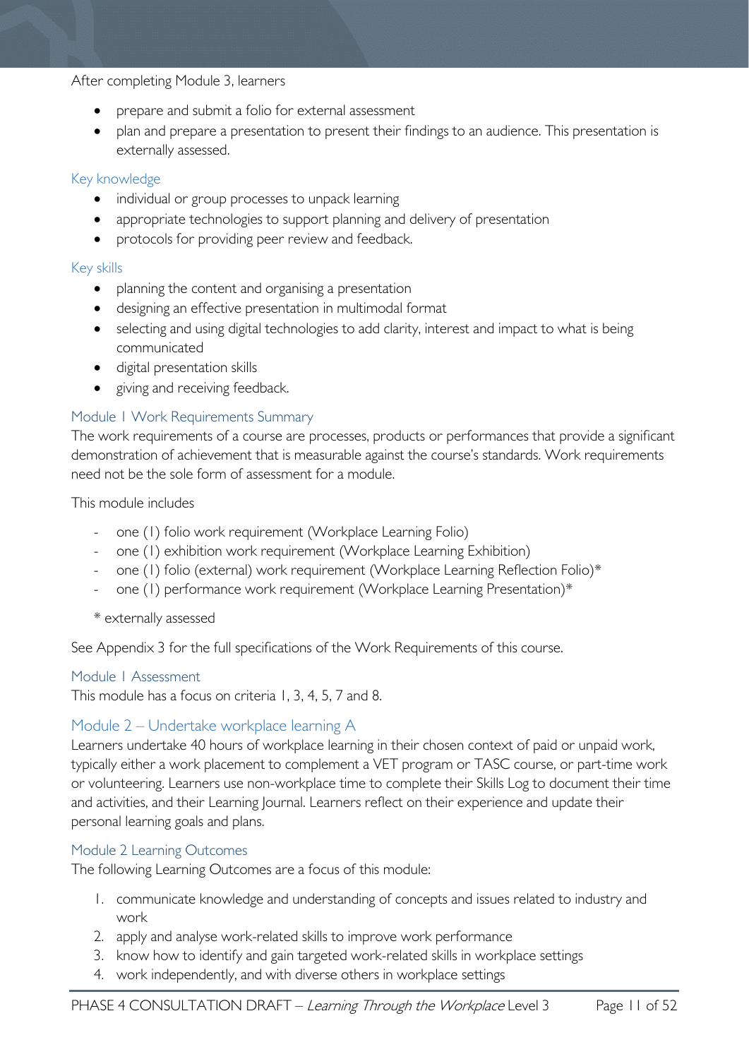After completing Module 3, learners

- prepare and submit a folio for external assessment
- plan and prepare a presentation to present their findings to an audience. This presentation is externally assessed.

### Key knowledge

- individual or group processes to unpack learning
- appropriate technologies to support planning and delivery of presentation
- protocols for providing peer review and feedback.

### Key skills

- planning the content and organising a presentation
- designing an effective presentation in multimodal format
- selecting and using digital technologies to add clarity, interest and impact to what is being communicated
- digital presentation skills
- giving and receiving feedback.

### Module 1 Work Requirements Summary

The work requirements of a course are processes, products or performances that provide a significant demonstration of achievement that is measurable against the course's standards. Work requirements need not be the sole form of assessment for a module.

This module includes

- one (1) folio work requirement (Workplace Learning Folio)
- one (1) exhibition work requirement (Workplace Learning Exhibition)
- one (1) folio (external) work requirement (Workplace Learning Reflection Folio)*
- one (1) performance work requirement (Workplace Learning Presentation)*

\* externally assessed

See Appendix 3 for the full specifications of the Work Requirements of this course.

### Module 1 Assessment

This module has a focus on criteria 1, 3, 4, 5, 7 and 8.

## Module 2 – Undertake workplace learning A

Learners undertake 40 hours of workplace learning in their chosen context of paid or unpaid work, typically either a work placement to complement a VET program or TASC course, or part-time work or volunteering. Learners use non-workplace time to complete their Skills Log to document their time and activities, and their Learning Journal. Learners reflect on their experience and update their personal learning goals and plans.

### Module 2 Learning Outcomes

The following Learning Outcomes are a focus of this module:

1. communicate knowledge and understanding of concepts and issues related to industry and work
2. apply and analyse work-related skills to improve work performance
3. know how to identify and gain targeted work-related skills in workplace settings
4. work independently, and with diverse others in workplace settings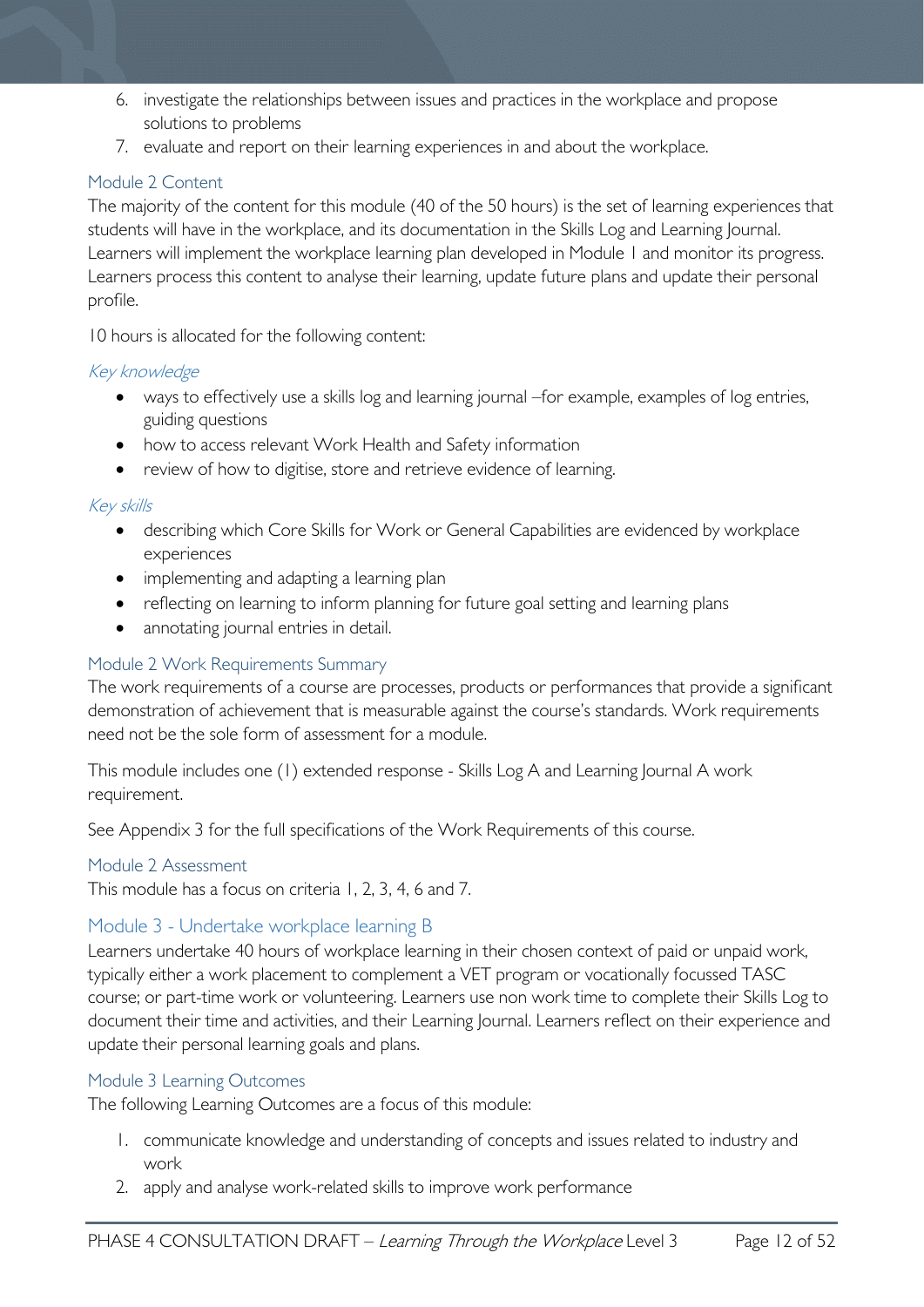6. investigate the relationships between issues and practices in the workplace and propose solutions to problems
7. evaluate and report on their learning experiences in and about the workplace.

### Module 2 Content

The majority of the content for this module (40 of the 50 hours) is the set of learning experiences that students will have in the workplace, and its documentation in the Skills Log and Learning Journal. Learners will implement the workplace learning plan developed in Module 1 and monitor its progress. Learners process this content to analyse their learning, update future plans and update their personal profile.

10 hours is allocated for the following content:

#### *Key knowledge*

- ways to effectively use a skills log and learning journal –for example, examples of log entries, guiding questions
- how to access relevant Work Health and Safety information
- review of how to digitise, store and retrieve evidence of learning.

#### *Key skills*

- describing which Core Skills for Work or General Capabilities are evidenced by workplace experiences
- implementing and adapting a learning plan
- reflecting on learning to inform planning for future goal setting and learning plans
- annotating journal entries in detail.

### Module 2 Work Requirements Summary

The work requirements of a course are processes, products or performances that provide a significant demonstration of achievement that is measurable against the course's standards. Work requirements need not be the sole form of assessment for a module.

This module includes one (1) extended response - Skills Log A and Learning Journal A work requirement.

See Appendix 3 for the full specifications of the Work Requirements of this course.

### Module 2 Assessment

This module has a focus on criteria 1, 2, 3, 4, 6 and 7.

## Module 3 - Undertake workplace learning B

Learners undertake 40 hours of workplace learning in their chosen context of paid or unpaid work, typically either a work placement to complement a VET program or vocationally focussed TASC course; or part-time work or volunteering. Learners use non work time to complete their Skills Log to document their time and activities, and their Learning Journal. Learners reflect on their experience and update their personal learning goals and plans.

### Module 3 Learning Outcomes

The following Learning Outcomes are a focus of this module:

1. communicate knowledge and understanding of concepts and issues related to industry and work
2. apply and analyse work-related skills to improve work performance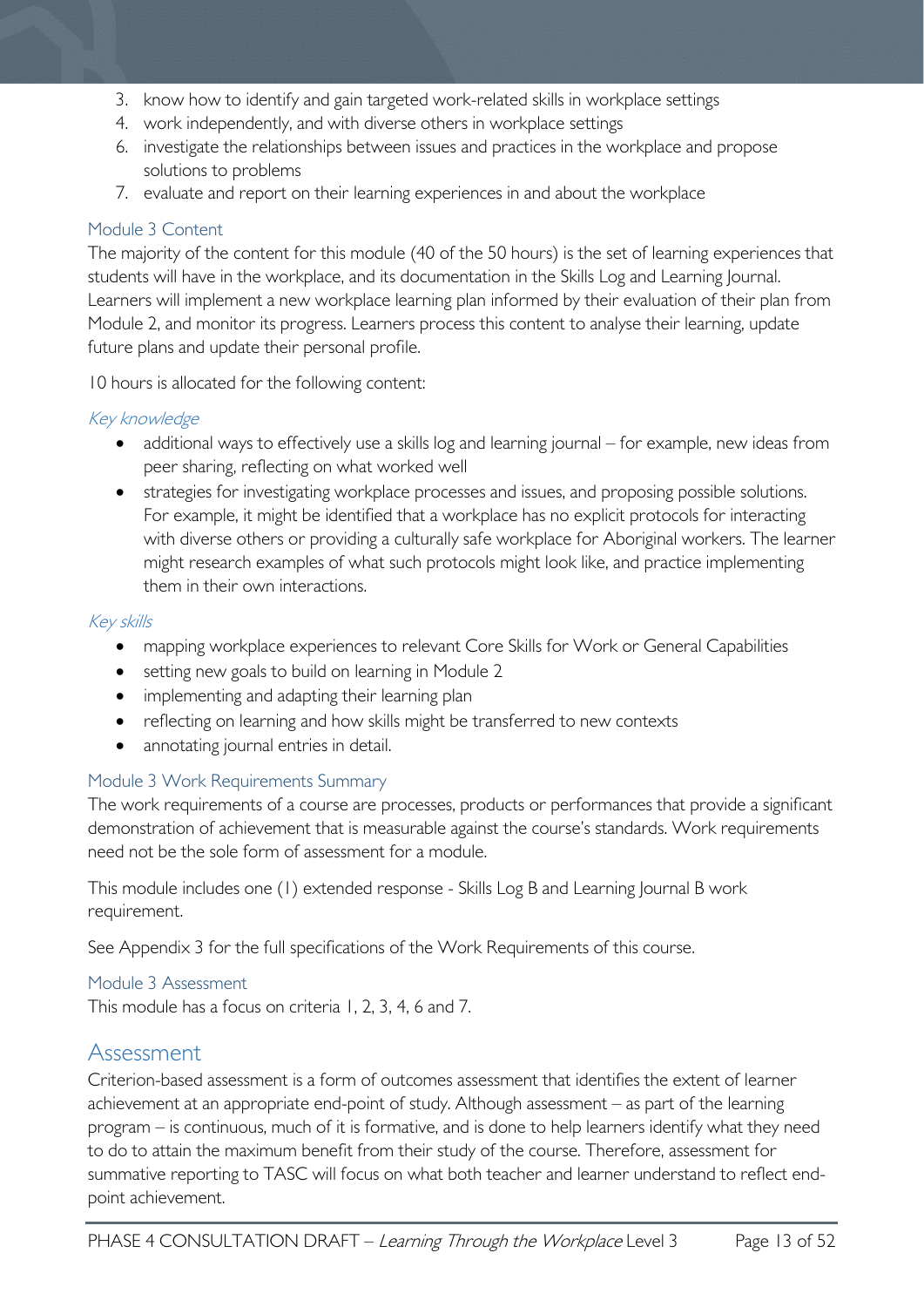3. know how to identify and gain targeted work-related skills in workplace settings
4. work independently, and with diverse others in workplace settings
6. investigate the relationships between issues and practices in the workplace and propose solutions to problems
7. evaluate and report on their learning experiences in and about the workplace

### Module 3 Content

The majority of the content for this module (40 of the 50 hours) is the set of learning experiences that students will have in the workplace, and its documentation in the Skills Log and Learning Journal. Learners will implement a new workplace learning plan informed by their evaluation of their plan from Module 2, and monitor its progress. Learners process this content to analyse their learning, update future plans and update their personal profile.

10 hours is allocated for the following content:

#### *Key knowledge*

- additional ways to effectively use a skills log and learning journal – for example, new ideas from peer sharing, reflecting on what worked well
- strategies for investigating workplace processes and issues, and proposing possible solutions. For example, it might be identified that a workplace has no explicit protocols for interacting with diverse others or providing a culturally safe workplace for Aboriginal workers. The learner might research examples of what such protocols might look like, and practice implementing them in their own interactions.

#### *Key skills*

- mapping workplace experiences to relevant Core Skills for Work or General Capabilities
- setting new goals to build on learning in Module 2
- implementing and adapting their learning plan
- reflecting on learning and how skills might be transferred to new contexts
- annotating journal entries in detail.

### Module 3 Work Requirements Summary

The work requirements of a course are processes, products or performances that provide a significant demonstration of achievement that is measurable against the course's standards. Work requirements need not be the sole form of assessment for a module.

This module includes one (1) extended response - Skills Log B and Learning Journal B work requirement.

See Appendix 3 for the full specifications of the Work Requirements of this course.

### Module 3 Assessment

This module has a focus on criteria 1, 2, 3, 4, 6 and 7.

## Assessment

Criterion-based assessment is a form of outcomes assessment that identifies the extent of learner achievement at an appropriate end-point of study. Although assessment – as part of the learning program – is continuous, much of it is formative, and is done to help learners identify what they need to do to attain the maximum benefit from their study of the course. Therefore, assessment for summative reporting to TASC will focus on what both teacher and learner understand to reflect end-point achievement.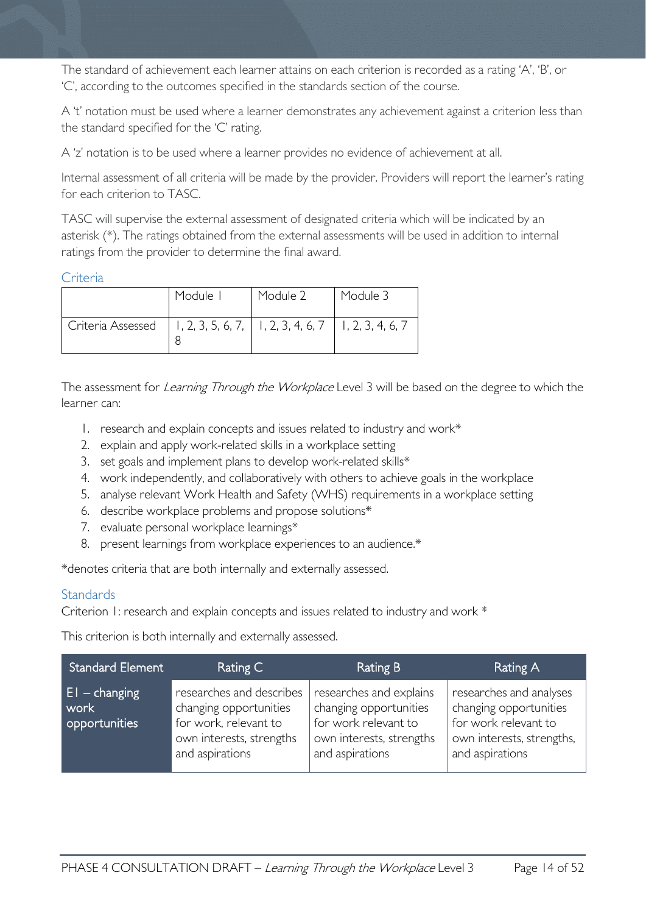The standard of achievement each learner attains on each criterion is recorded as a rating 'A', 'B', or 'C', according to the outcomes specified in the standards section of the course.

A 't' notation must be used where a learner demonstrates any achievement against a criterion less than the standard specified for the 'C' rating.

A 'z' notation is to be used where a learner provides no evidence of achievement at all.

Internal assessment of all criteria will be made by the provider. Providers will report the learner's rating for each criterion to TASC.

TASC will supervise the external assessment of designated criteria which will be indicated by an asterisk (*). The ratings obtained from the external assessments will be used in addition to internal ratings from the provider to determine the final award.

### Criteria

| | Module 1 | Module 2 | Module 3 |
|---|---|---|---|
| Criteria Assessed | 1, 2, 3, 5, 6, 7, 8 | 1, 2, 3, 4, 6, 7 | 1, 2, 3, 4, 6, 7 |

The assessment for *Learning Through the Workplace* Level 3 will be based on the degree to which the learner can:

1. research and explain concepts and issues related to industry and work*
2. explain and apply work-related skills in a workplace setting
3. set goals and implement plans to develop work-related skills*
4. work independently, and collaboratively with others to achieve goals in the workplace
5. analyse relevant Work Health and Safety (WHS) requirements in a workplace setting
6. describe workplace problems and propose solutions*
7. evaluate personal workplace learnings*
8. present learnings from workplace experiences to an audience.*

*denotes criteria that are both internally and externally assessed.

### Standards

Criterion 1: research and explain concepts and issues related to industry and work *

This criterion is both internally and externally assessed.

| Standard Element | Rating C | Rating B | Rating A |
|---|---|---|---|
| E1 – changing work opportunities | researches and describes changing opportunities for work, relevant to own interests, strengths and aspirations | researches and explains changing opportunities for work relevant to own interests, strengths and aspirations | researches and analyses changing opportunities for work relevant to own interests, strengths, and aspirations |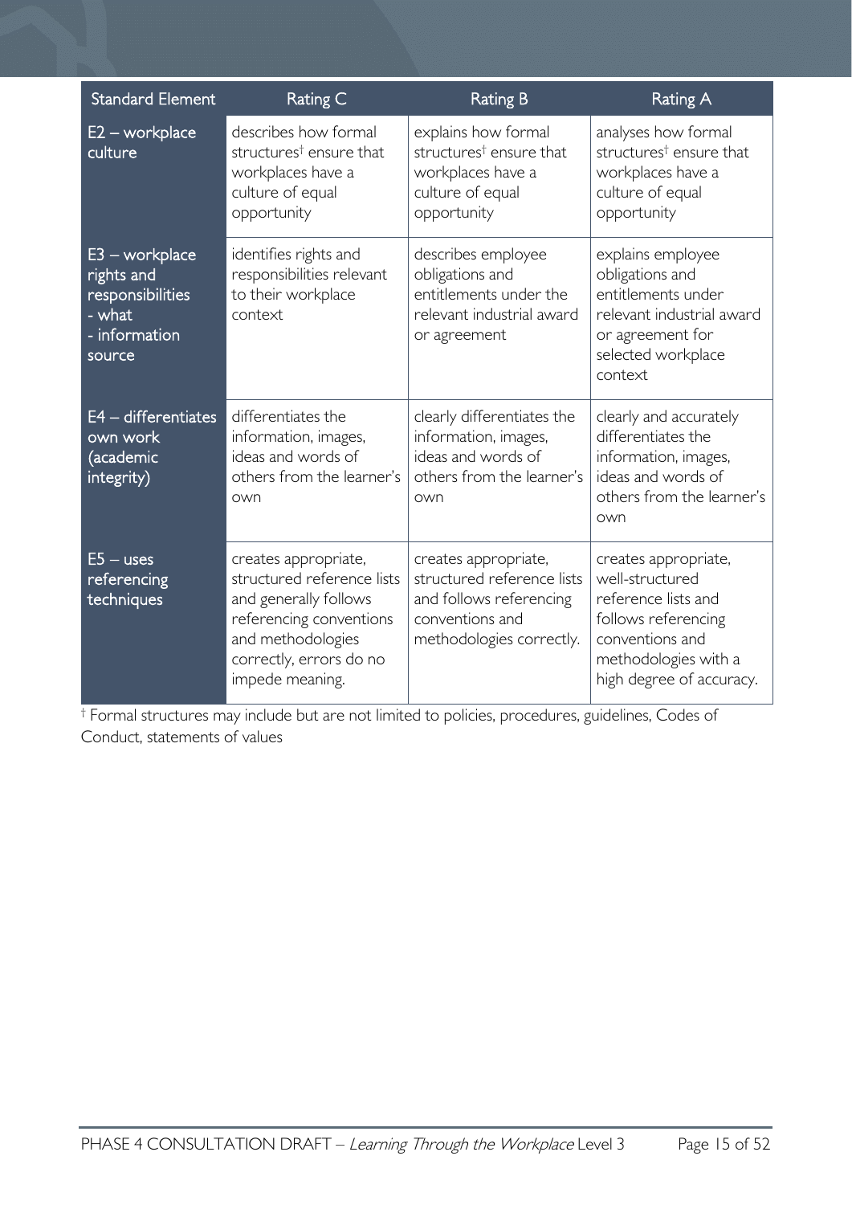| Standard Element | Rating C | Rating B | Rating A |
|---|---|---|---|
| E2 – workplace culture | describes how formal structures† ensure that workplaces have a culture of equal opportunity | explains how formal structures† ensure that workplaces have a culture of equal opportunity | analyses how formal structures† ensure that workplaces have a culture of equal opportunity |
| E3 – workplace rights and responsibilities - what - information source | identifies rights and responsibilities relevant to their workplace context | describes employee obligations and entitlements under the relevant industrial award or agreement | explains employee obligations and entitlements under relevant industrial award or agreement for selected workplace context |
| E4 – differentiates own work (academic integrity) | differentiates the information, images, ideas and words of others from the learner's own | clearly differentiates the information, images, ideas and words of others from the learner's own | clearly and accurately differentiates the information, images, ideas and words of others from the learner's own |
| E5 – uses referencing techniques | creates appropriate, structured reference lists and generally follows referencing conventions and methodologies correctly, errors do no impede meaning. | creates appropriate, structured reference lists and follows referencing conventions and methodologies correctly. | creates appropriate, well-structured reference lists and follows referencing conventions and methodologies with a high degree of accuracy. |

† Formal structures may include but are not limited to policies, procedures, guidelines, Codes of Conduct, statements of values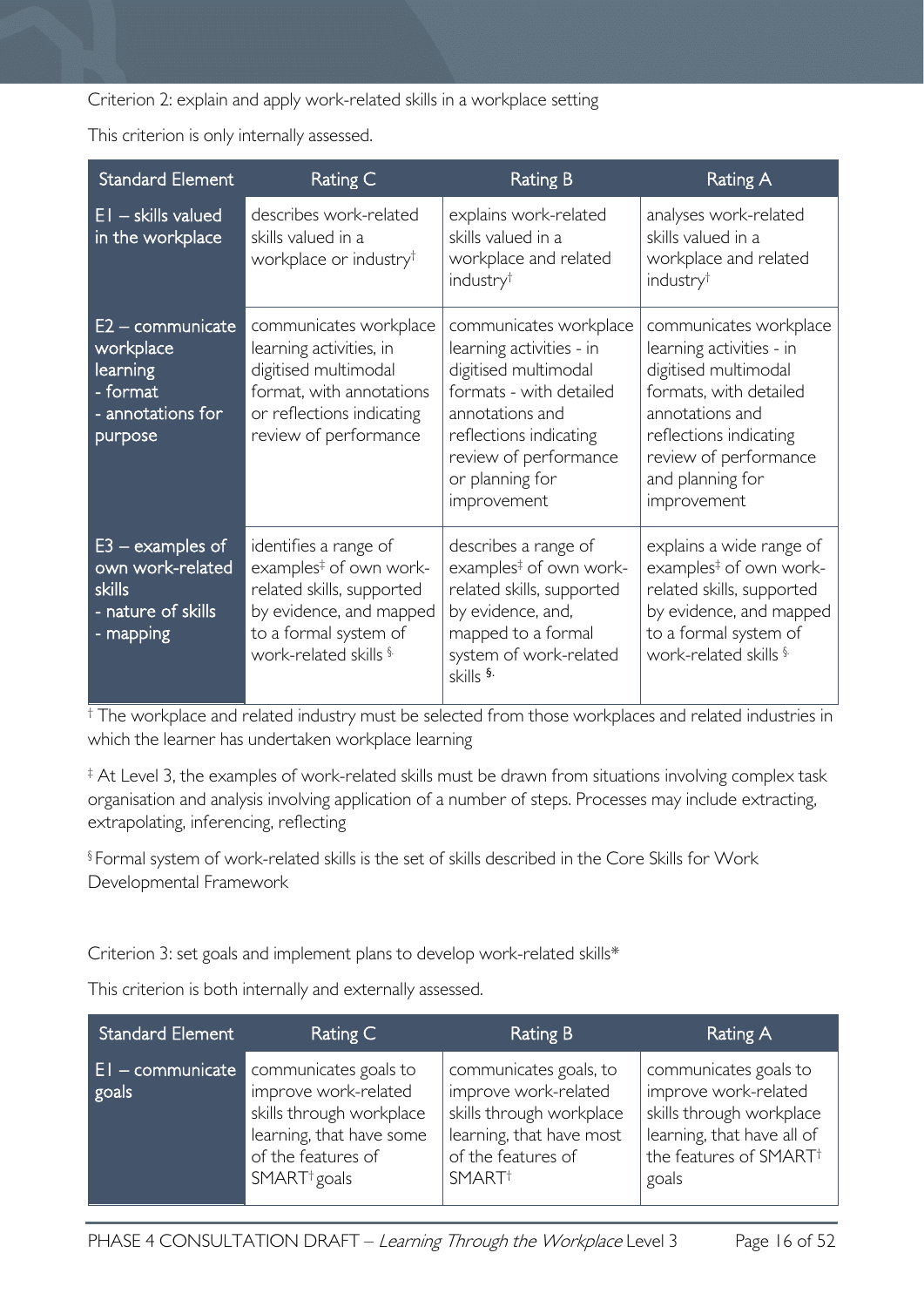Criterion 2: explain and apply work-related skills in a workplace setting

This criterion is only internally assessed.

| Standard Element | Rating C | Rating B | Rating A |
|---|---|---|---|
| E1 – skills valued in the workplace | describes work-related skills valued in a workplace or industry† | explains work-related skills valued in a workplace and related industry† | analyses work-related skills valued in a workplace and related industry† |
| E2 – communicate workplace learning - format - annotations for purpose | communicates workplace learning activities, in digitised multimodal format, with annotations or reflections indicating review of performance | communicates workplace learning activities - in digitised multimodal formats - with detailed annotations and reflections indicating review of performance or planning for improvement | communicates workplace learning activities - in digitised multimodal formats, with detailed annotations and reflections indicating review of performance and planning for improvement |
| E3 – examples of own work-related skills - nature of skills - mapping | identifies a range of examples‡ of own work-related skills, supported by evidence, and mapped to a formal system of work-related skills § | describes a range of examples‡ of own work-related skills, supported by evidence, and, mapped to a formal system of work-related skills §. | explains a wide range of examples‡ of own work-related skills, supported by evidence, and mapped to a formal system of work-related skills §. |

† The workplace and related industry must be selected from those workplaces and related industries in which the learner has undertaken workplace learning

‡ At Level 3, the examples of work-related skills must be drawn from situations involving complex task organisation and analysis involving application of a number of steps. Processes may include extracting, extrapolating, inferencing, reflecting

§ Formal system of work-related skills is the set of skills described in the Core Skills for Work Developmental Framework

Criterion 3: set goals and implement plans to develop work-related skills*

This criterion is both internally and externally assessed.

| Standard Element | Rating C | Rating B | Rating A |
|---|---|---|---|
| E1 – communicate goals | communicates goals to improve work-related skills through workplace learning, that have some of the features of SMART† goals | communicates goals, to improve work-related skills through workplace learning, that have most of the features of SMART† | communicates goals to improve work-related skills through workplace learning, that have all of the features of SMART† goals |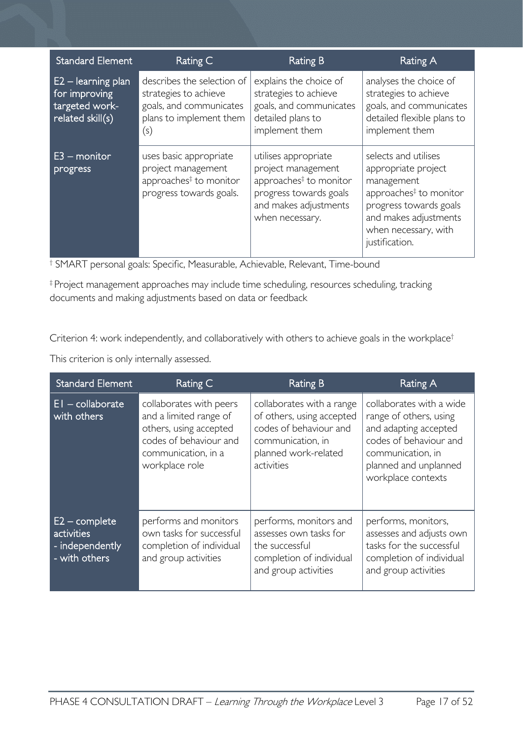| Standard Element | Rating C | Rating B | Rating A |
|---|---|---|---|
| E2 – learning plan for improving targeted work-related skill(s) | describes the selection of strategies to achieve goals, and communicates plans to implement them (s) | explains the choice of strategies to achieve goals, and communicates detailed plans to implement them | analyses the choice of strategies to achieve goals, and communicates detailed flexible plans to implement them |
| E3 – monitor progress | uses basic appropriate project management approaches‡ to monitor progress towards goals. | utilises appropriate project management approaches‡ to monitor progress towards goals and makes adjustments when necessary. | selects and utilises appropriate project management approaches‡ to monitor progress towards goals and makes adjustments when necessary, with justification. |

† SMART personal goals: Specific, Measurable, Achievable, Relevant, Time-bound

‡ Project management approaches may include time scheduling, resources scheduling, tracking documents and making adjustments based on data or feedback

Criterion 4: work independently, and collaboratively with others to achieve goals in the workplace†

This criterion is only internally assessed.

| Standard Element | Rating C | Rating B | Rating A |
|---|---|---|---|
| E1 – collaborate with others | collaborates with peers and a limited range of others, using accepted codes of behaviour and communication, in a workplace role | collaborates with a range of others, using accepted codes of behaviour and communication, in planned work-related activities | collaborates with a wide range of others, using and adapting accepted codes of behaviour and communication, in planned and unplanned workplace contexts |
| E2 – complete activities - independently - with others | performs and monitors own tasks for successful completion of individual and group activities | performs, monitors and assesses own tasks for the successful completion of individual and group activities | performs, monitors, assesses and adjusts own tasks for the successful completion of individual and group activities |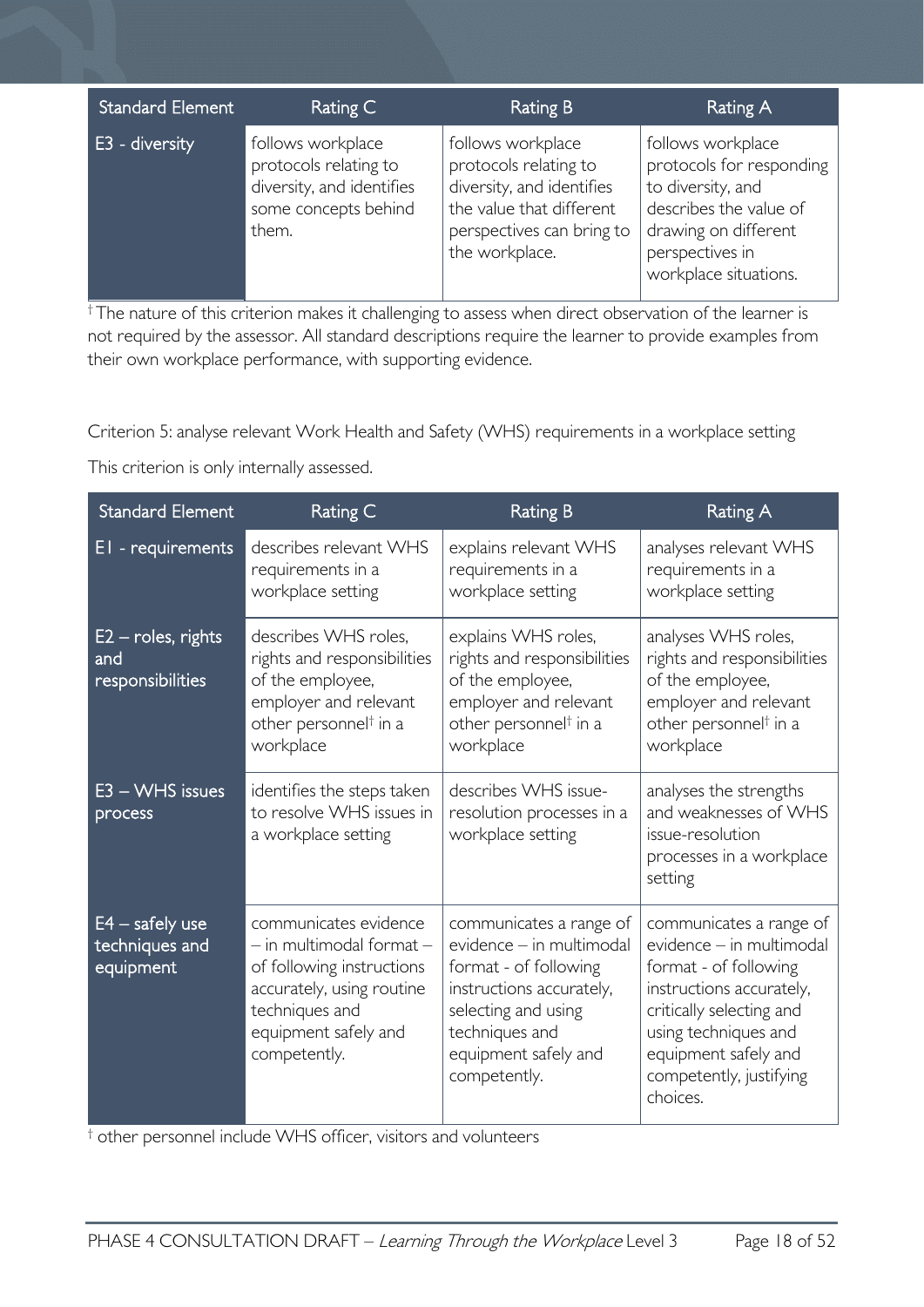| Standard Element | Rating C | Rating B | Rating A |
|---|---|---|---|
| E3 - diversity | follows workplace protocols relating to diversity, and identifies some concepts behind them. | follows workplace protocols relating to diversity, and identifies the value that different perspectives can bring to the workplace. | follows workplace protocols for responding to diversity, and describes the value of drawing on different perspectives in workplace situations. |

† The nature of this criterion makes it challenging to assess when direct observation of the learner is not required by the assessor. All standard descriptions require the learner to provide examples from their own workplace performance, with supporting evidence.

Criterion 5: analyse relevant Work Health and Safety (WHS) requirements in a workplace setting

This criterion is only internally assessed.

| Standard Element | Rating C | Rating B | Rating A |
|---|---|---|---|
| E1 - requirements | describes relevant WHS requirements in a workplace setting | explains relevant WHS requirements in a workplace setting | analyses relevant WHS requirements in a workplace setting |
| E2 – roles, rights and responsibilities | describes WHS roles, rights and responsibilities of the employee, employer and relevant other personnel† in a workplace | explains WHS roles, rights and responsibilities of the employee, employer and relevant other personnel† in a workplace | analyses WHS roles, rights and responsibilities of the employee, employer and relevant other personnel† in a workplace |
| E3 – WHS issues process | identifies the steps taken to resolve WHS issues in a workplace setting | describes WHS issue-resolution processes in a workplace setting | analyses the strengths and weaknesses of WHS issue-resolution processes in a workplace setting |
| E4 – safely use techniques and equipment | communicates evidence – in multimodal format – of following instructions accurately, using routine techniques and equipment safely and competently. | communicates a range of evidence – in multimodal format - of following instructions accurately, selecting and using techniques and equipment safely and competently. | communicates a range of evidence – in multimodal format - of following instructions accurately, critically selecting and using techniques and equipment safely and competently, justifying choices. |

† other personnel include WHS officer, visitors and volunteers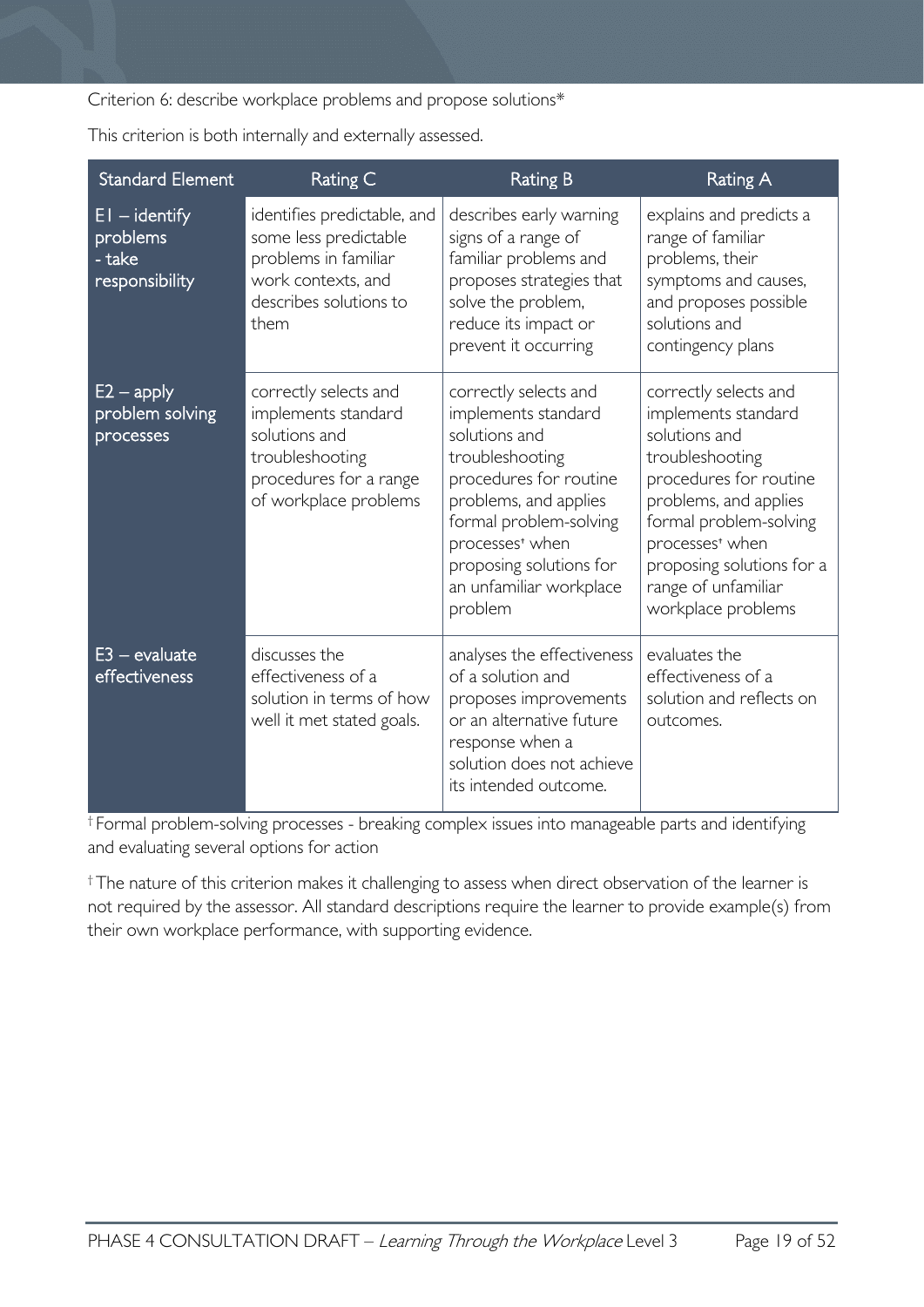Criterion 6: describe workplace problems and propose solutions*

This criterion is both internally and externally assessed.

| Standard Element | Rating C | Rating B | Rating A |
|---|---|---|---|
| E1 – identify problems - take responsibility | identifies predictable, and some less predictable problems in familiar work contexts, and describes solutions to them | describes early warning signs of a range of familiar problems and proposes strategies that solve the problem, reduce its impact or prevent it occurring | explains and predicts a range of familiar problems, their symptoms and causes, and proposes possible solutions and contingency plans |
| E2 – apply problem solving processes | correctly selects and implements standard solutions and troubleshooting procedures for a range of workplace problems | correctly selects and implements standard solutions and troubleshooting procedures for routine problems, and applies formal problem-solving processes† when proposing solutions for an unfamiliar workplace problem | correctly selects and implements standard solutions and troubleshooting procedures for routine problems, and applies formal problem-solving processes† when proposing solutions for a range of unfamiliar workplace problems |
| E3 – evaluate effectiveness | discusses the effectiveness of a solution in terms of how well it met stated goals. | analyses the effectiveness of a solution and proposes improvements or an alternative future response when a solution does not achieve its intended outcome. | evaluates the effectiveness of a solution and reflects on outcomes. |

† Formal problem-solving processes - breaking complex issues into manageable parts and identifying and evaluating several options for action

† The nature of this criterion makes it challenging to assess when direct observation of the learner is not required by the assessor. All standard descriptions require the learner to provide example(s) from their own workplace performance, with supporting evidence.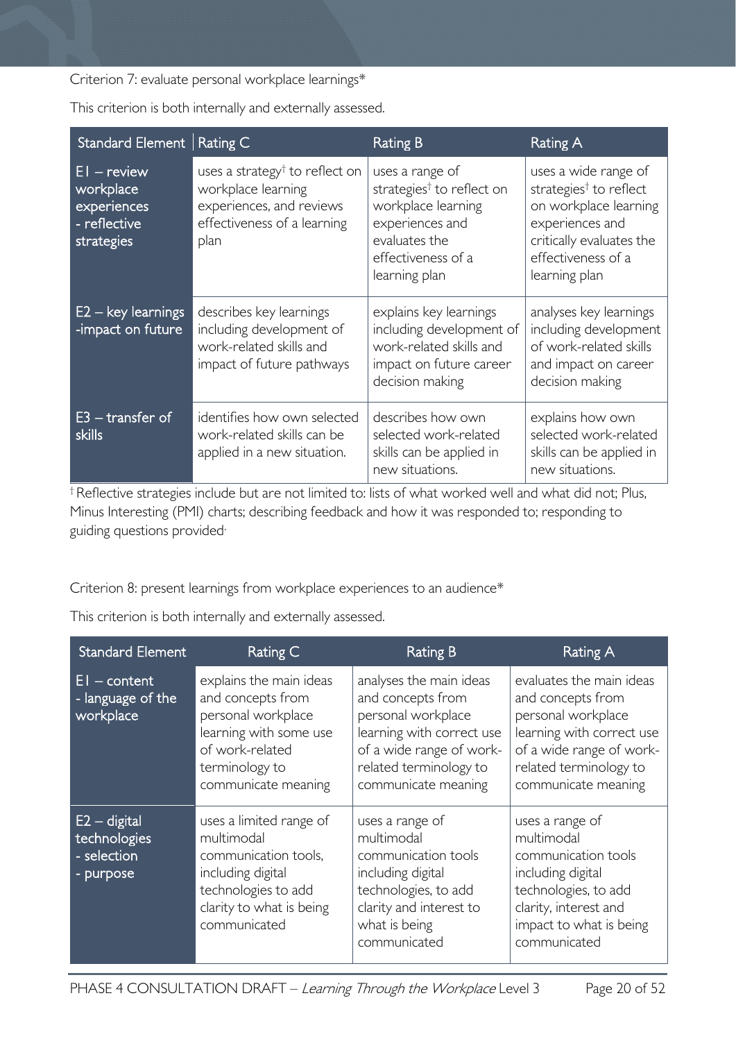Criterion 7: evaluate personal workplace learnings*

This criterion is both internally and externally assessed.

| Standard Element | Rating C | Rating B | Rating A |
|---|---|---|---|
| E1 – review workplace experiences - reflective strategies | uses a strategy† to reflect on workplace learning experiences, and reviews effectiveness of a learning plan | uses a range of strategies† to reflect on workplace learning experiences and evaluates the effectiveness of a learning plan | uses a wide range of strategies† to reflect on workplace learning experiences and critically evaluates the effectiveness of a learning plan |
| E2 – key learnings -impact on future | describes key learnings including development of work-related skills and impact of future pathways | explains key learnings including development of work-related skills and impact on future career decision making | analyses key learnings including development of work-related skills and impact on career decision making |
| E3 – transfer of skills | identifies how own selected work-related skills can be applied in a new situation. | describes how own selected work-related skills can be applied in new situations. | explains how own selected work-related skills can be applied in new situations. |

† Reflective strategies include but are not limited to: lists of what worked well and what did not; Plus, Minus Interesting (PMI) charts; describing feedback and how it was responded to; responding to guiding questions provided.

Criterion 8: present learnings from workplace experiences to an audience*

This criterion is both internally and externally assessed.

| Standard Element | Rating C | Rating B | Rating A |
|---|---|---|---|
| E1 – content - language of the workplace | explains the main ideas and concepts from personal workplace learning with some use of work-related terminology to communicate meaning | analyses the main ideas and concepts from personal workplace learning with correct use of a wide range of work-related terminology to communicate meaning | evaluates the main ideas and concepts from personal workplace learning with correct use of a wide range of work-related terminology to communicate meaning |
| E2 – digital technologies - selection - purpose | uses a limited range of multimodal communication tools, including digital technologies to add clarity to what is being communicated | uses a range of multimodal communication tools including digital technologies, to add clarity and interest to what is being communicated | uses a range of multimodal communication tools including digital technologies, to add clarity, interest and impact to what is being communicated |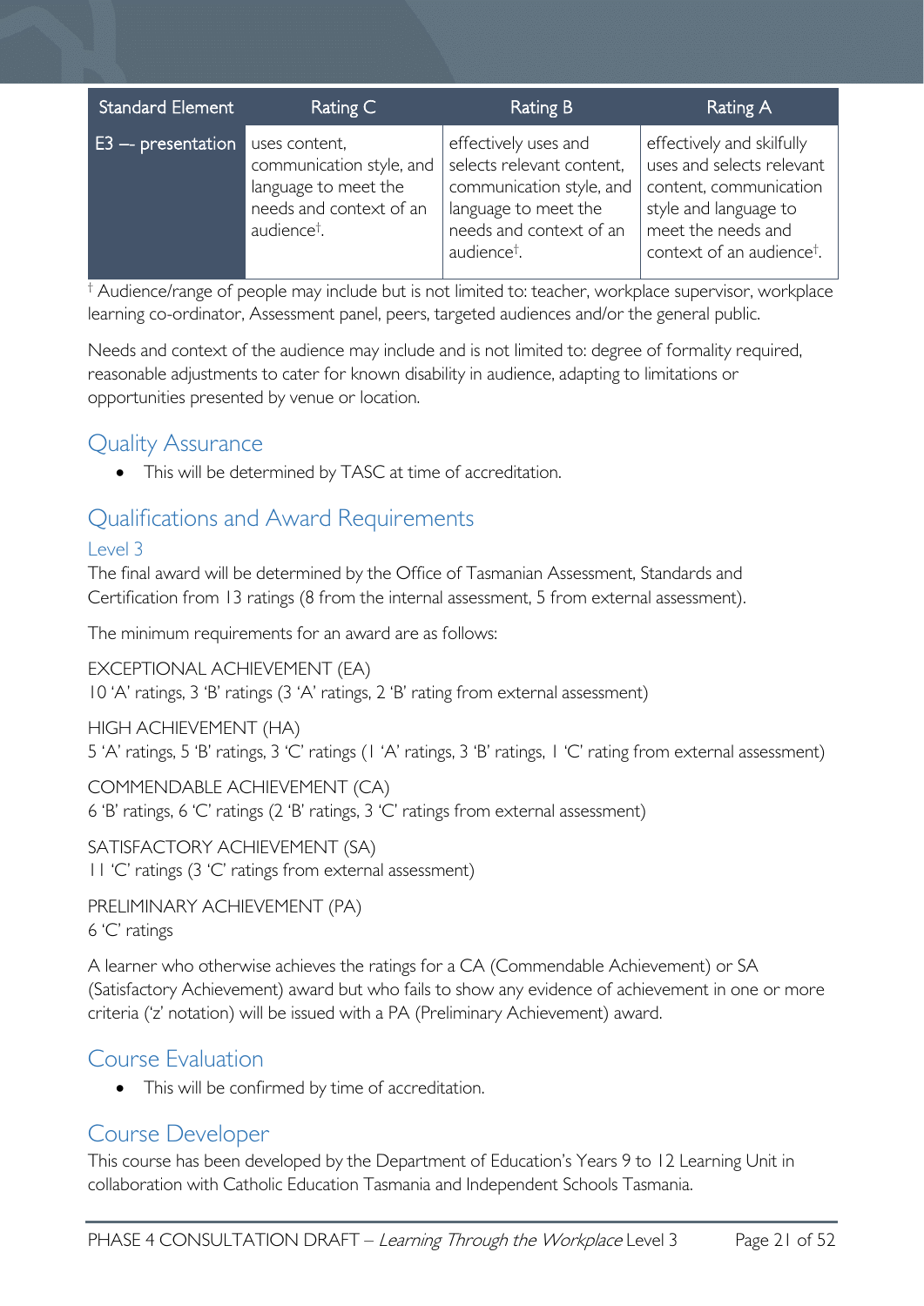| Standard Element | Rating C | Rating B | Rating A |
|---|---|---|---|
| E3 – presentation | uses content, communication style, and language to meet the needs and context of an audience† . | effectively uses and selects relevant content, communication style, and language to meet the needs and context of an audience† . | effectively and skilfully uses and selects relevant content, communication style and language to meet the needs and context of an audience† . |

† Audience/range of people may include but is not limited to: teacher, workplace supervisor, workplace learning co-ordinator, Assessment panel, peers, targeted audiences and/or the general public.

Needs and context of the audience may include and is not limited to: degree of formality required, reasonable adjustments to cater for known disability in audience, adapting to limitations or opportunities presented by venue or location.

## Quality Assurance

- This will be determined by TASC at time of accreditation.

## Qualifications and Award Requirements

### Level 3

The final award will be determined by the Office of Tasmanian Assessment, Standards and Certification from 13 ratings (8 from the internal assessment, 5 from external assessment).

The minimum requirements for an award are as follows:

EXCEPTIONAL ACHIEVEMENT (EA)
10 'A' ratings, 3 'B' ratings (3 'A' ratings, 2 'B' rating from external assessment)

HIGH ACHIEVEMENT (HA)
5 'A' ratings, 5 'B' ratings, 3 'C' ratings (1 'A' ratings, 3 'B' ratings, 1 'C' rating from external assessment)

COMMENDABLE ACHIEVEMENT (CA)
6 'B' ratings, 6 'C' ratings (2 'B' ratings, 3 'C' ratings from external assessment)

SATISFACTORY ACHIEVEMENT (SA)
11 'C' ratings (3 'C' ratings from external assessment)

PRELIMINARY ACHIEVEMENT (PA)
6 'C' ratings

A learner who otherwise achieves the ratings for a CA (Commendable Achievement) or SA (Satisfactory Achievement) award but who fails to show any evidence of achievement in one or more criteria ('z' notation) will be issued with a PA (Preliminary Achievement) award.

## Course Evaluation

- This will be confirmed by time of accreditation.

## Course Developer

This course has been developed by the Department of Education's Years 9 to 12 Learning Unit in collaboration with Catholic Education Tasmania and Independent Schools Tasmania.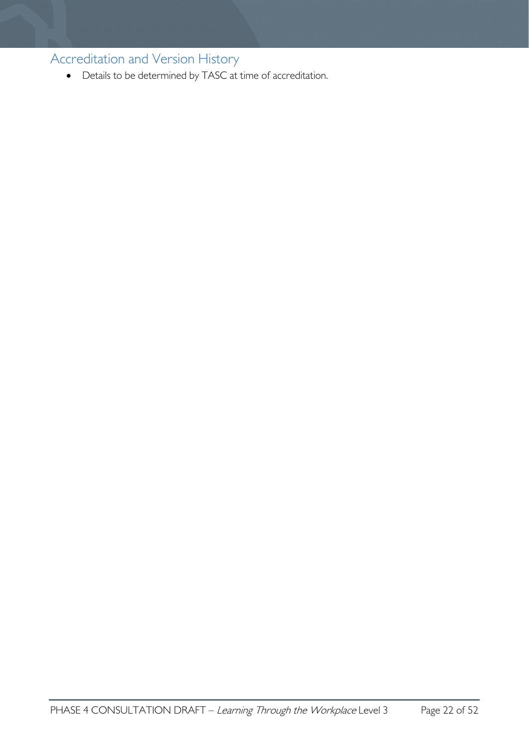## Accreditation and Version History

- Details to be determined by TASC at time of accreditation.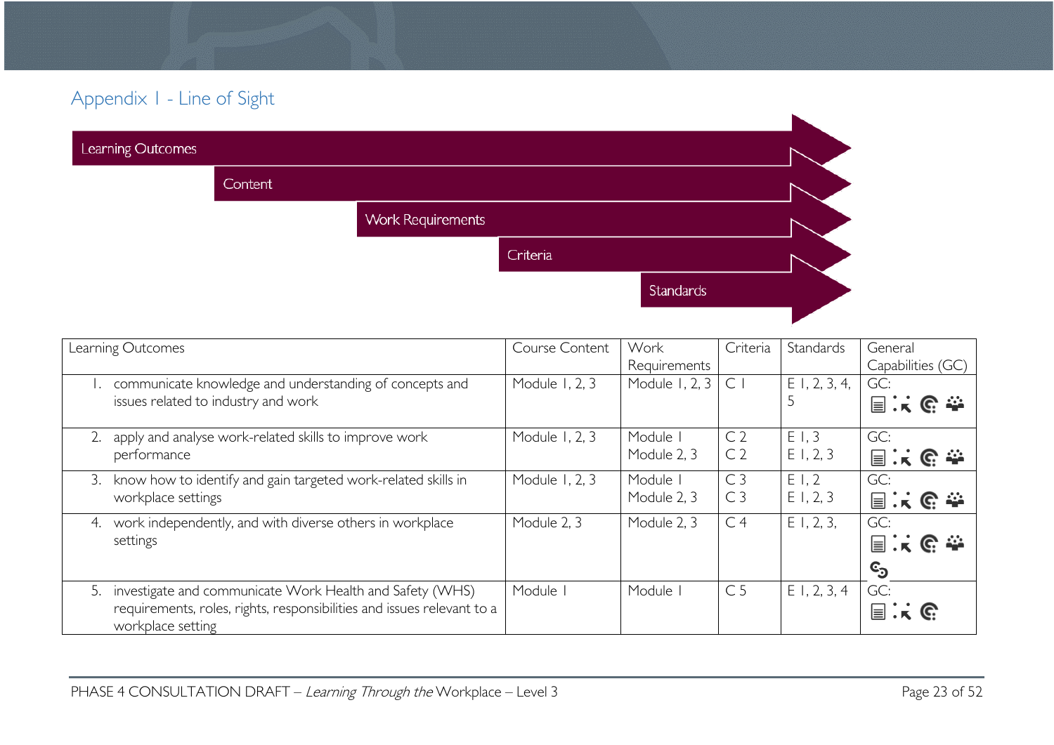## Appendix 1 - Line of Sight

Learning Outcomes → Content → Work Requirements → Criteria → Standards

| Learning Outcomes | Course Content | Work Requirements | Criteria | Standards | General Capabilities (GC) |
|---|---|---|---|---|---|
| 1. communicate knowledge and understanding of concepts and issues related to industry and work | Module 1, 2, 3 | Module 1, 2, 3 | C 1 | E 1, 2, 3, 4, 5 | GC: |
| 2. apply and analyse work-related skills to improve work performance | Module 1, 2, 3 | Module 1<br>Module 2, 3 | C 2<br>C 2 | E 1, 3<br>E 1, 2, 3 | GC: |
| 3. know how to identify and gain targeted work-related skills in workplace settings | Module 1, 2, 3 | Module 1<br>Module 2, 3 | C 3<br>C 3 | E 1, 2<br>E 1, 2, 3 | GC: |
| 4. work independently, and with diverse others in workplace settings | Module 2, 3 | Module 2, 3 | C 4 | E 1, 2, 3, | GC: |
| 5. investigate and communicate Work Health and Safety (WHS) requirements, roles, rights, responsibilities and issues relevant to a workplace setting | Module 1 | Module 1 | C 5 | E 1, 2, 3, 4 | GC: |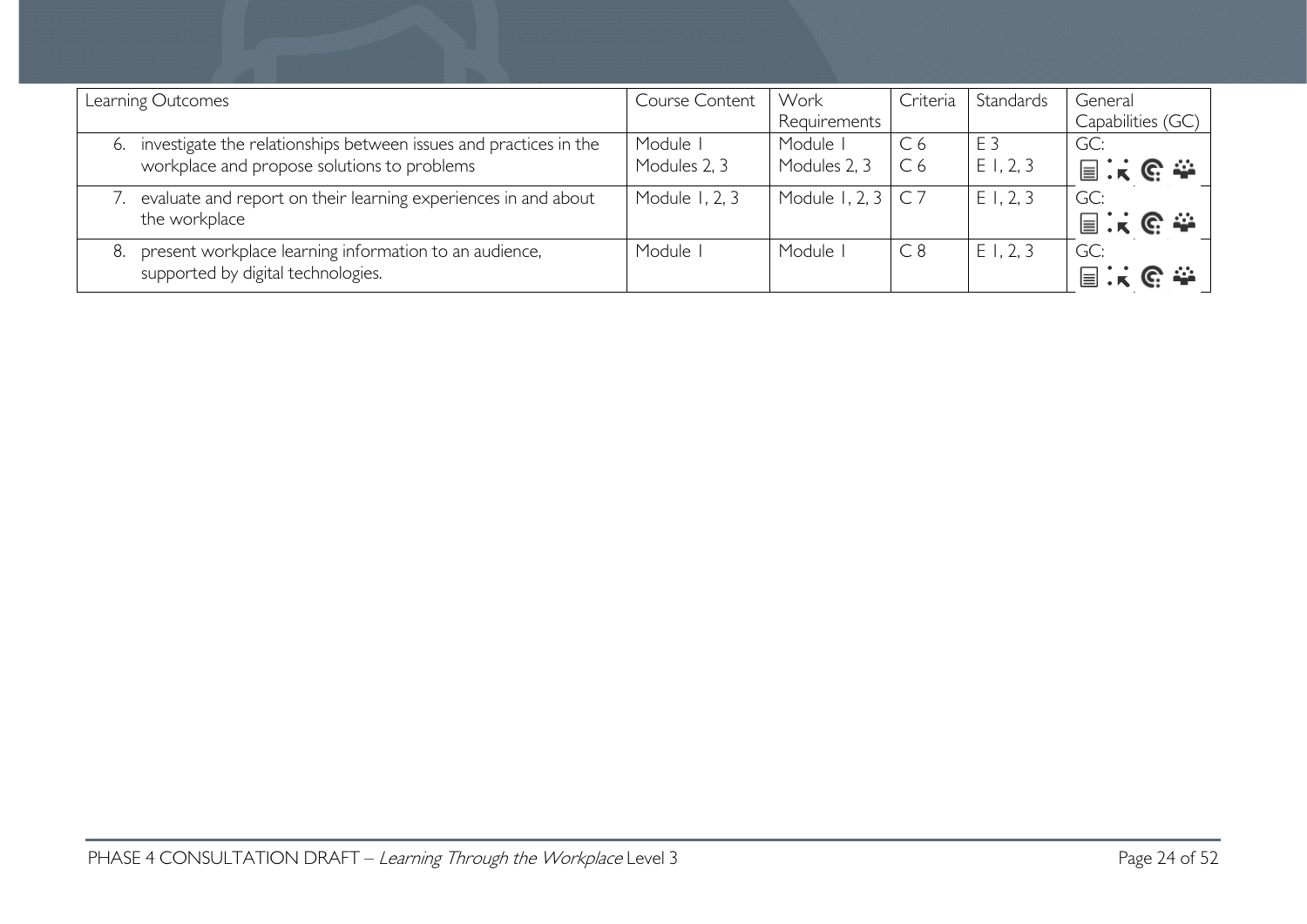| Learning Outcomes | Course Content | Work Requirements | Criteria | Standards | General Capabilities (GC) |
|---|---|---|---|---|---|
| 6. investigate the relationships between issues and practices in the workplace and propose solutions to problems | Module 1<br>Modules 2, 3 | Module 1<br>Modules 2, 3 | C 6<br>C 6 | E 3<br>E 1, 2, 3 | GC: |
| 7. evaluate and report on their learning experiences in and about the workplace | Module 1, 2, 3 | Module 1, 2, 3 | C 7 | E 1, 2, 3 | GC: |
| 8. present workplace learning information to an audience, supported by digital technologies. | Module 1 | Module 1 | C 8 | E 1, 2, 3 | GC: |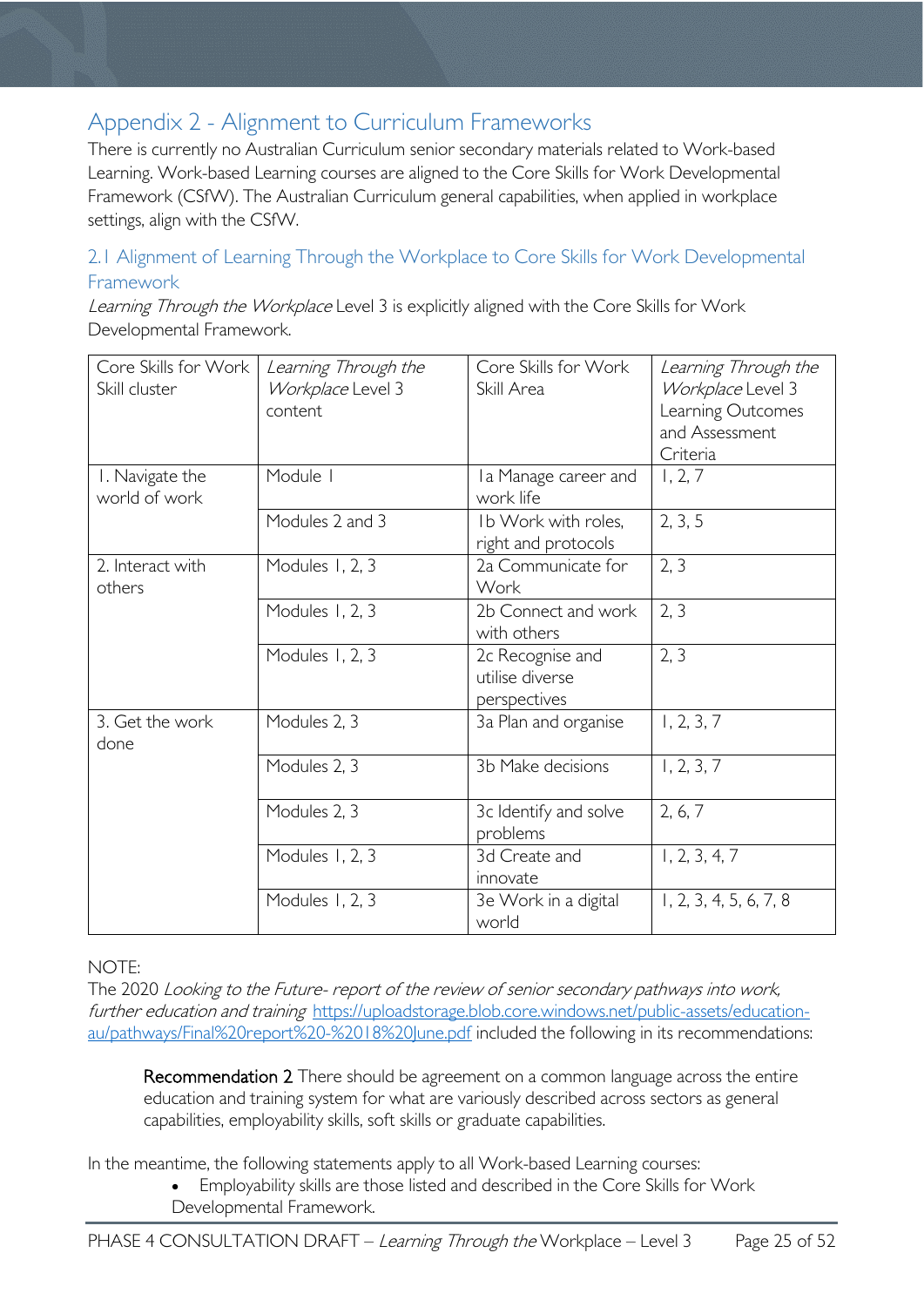# Appendix 2 - Alignment to Curriculum Frameworks

There is currently no Australian Curriculum senior secondary materials related to Work-based Learning. Work-based Learning courses are aligned to the Core Skills for Work Developmental Framework (CSfW). The Australian Curriculum general capabilities, when applied in workplace settings, align with the CSfW.

## 2.1 Alignment of Learning Through the Workplace to Core Skills for Work Developmental Framework

*Learning Through the Workplace* Level 3 is explicitly aligned with the Core Skills for Work Developmental Framework.

| Core Skills for Work Skill cluster | *Learning Through the Workplace* Level 3 content | Core Skills for Work Skill Area | *Learning Through the Workplace* Level 3 Learning Outcomes and Assessment Criteria |
|---|---|---|---|
| 1. Navigate the world of work | Module 1 | 1a Manage career and work life | 1, 2, 7 |
| | Modules 2 and 3 | 1b Work with roles, right and protocols | 2, 3, 5 |
| 2. Interact with others | Modules 1, 2, 3 | 2a Communicate for Work | 2, 3 |
| | Modules 1, 2, 3 | 2b Connect and work with others | 2, 3 |
| | Modules 1, 2, 3 | 2c Recognise and utilise diverse perspectives | 2, 3 |
| 3. Get the work done | Modules 2, 3 | 3a Plan and organise | 1, 2, 3, 7 |
| | Modules 2, 3 | 3b Make decisions | 1, 2, 3, 7 |
| | Modules 2, 3 | 3c Identify and solve problems | 2, 6, 7 |
| | Modules 1, 2, 3 | 3d Create and innovate | 1, 2, 3, 4, 7 |
| | Modules 1, 2, 3 | 3e Work in a digital world | 1, 2, 3, 4, 5, 6, 7, 8 |

NOTE:

The 2020 *Looking to the Future- report of the review of senior secondary pathways into work, further education and training* https://uploadstorage.blob.core.windows.net/public-assets/education-au/pathways/Final%20report%20-%2018%20June.pdf included the following in its recommendations:

> **Recommendation 2** There should be agreement on a common language across the entire education and training system for what are variously described across sectors as general capabilities, employability skills, soft skills or graduate capabilities.

In the meantime, the following statements apply to all Work-based Learning courses:

- Employability skills are those listed and described in the Core Skills for Work Developmental Framework.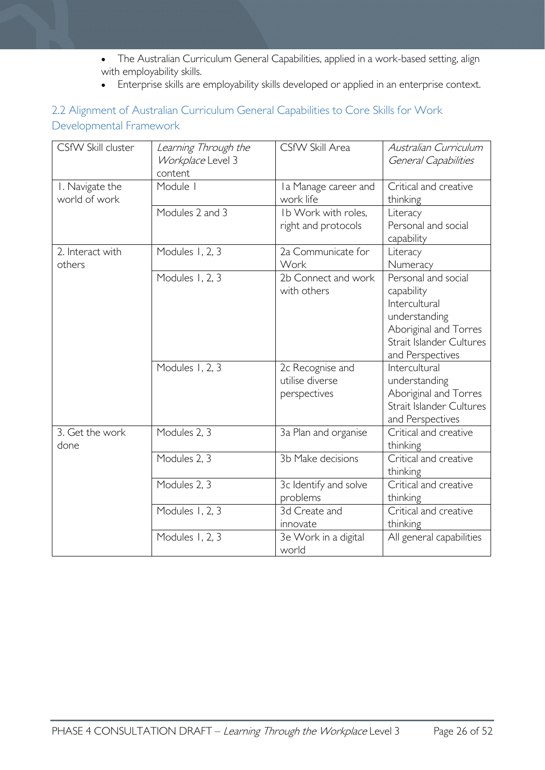- The Australian Curriculum General Capabilities, applied in a work-based setting, align with employability skills.
- Enterprise skills are employability skills developed or applied in an enterprise context.

## 2.2 Alignment of Australian Curriculum General Capabilities to Core Skills for Work Developmental Framework

| CSfW Skill cluster | *Learning Through the Workplace* Level 3 content | CSfW Skill Area | *Australian Curriculum General Capabilities* |
|---|---|---|---|
| 1. Navigate the world of work | Module 1 | 1a Manage career and work life | Critical and creative thinking |
| | Modules 2 and 3 | 1b Work with roles, right and protocols | Literacy<br>Personal and social capability |
| 2. Interact with others | Modules 1, 2, 3 | 2a Communicate for Work | Literacy<br>Numeracy |
| | Modules 1, 2, 3 | 2b Connect and work with others | Personal and social capability<br>Intercultural understanding<br>Aboriginal and Torres Strait Islander Cultures and Perspectives |
| | Modules 1, 2, 3 | 2c Recognise and utilise diverse perspectives | Intercultural understanding<br>Aboriginal and Torres Strait Islander Cultures and Perspectives |
| 3. Get the work done | Modules 2, 3 | 3a Plan and organise | Critical and creative thinking |
| | Modules 2, 3 | 3b Make decisions | Critical and creative thinking |
| | Modules 2, 3 | 3c Identify and solve problems | Critical and creative thinking |
| | Modules 1, 2, 3 | 3d Create and innovate | Critical and creative thinking |
| | Modules 1, 2, 3 | 3e Work in a digital world | All general capabilities |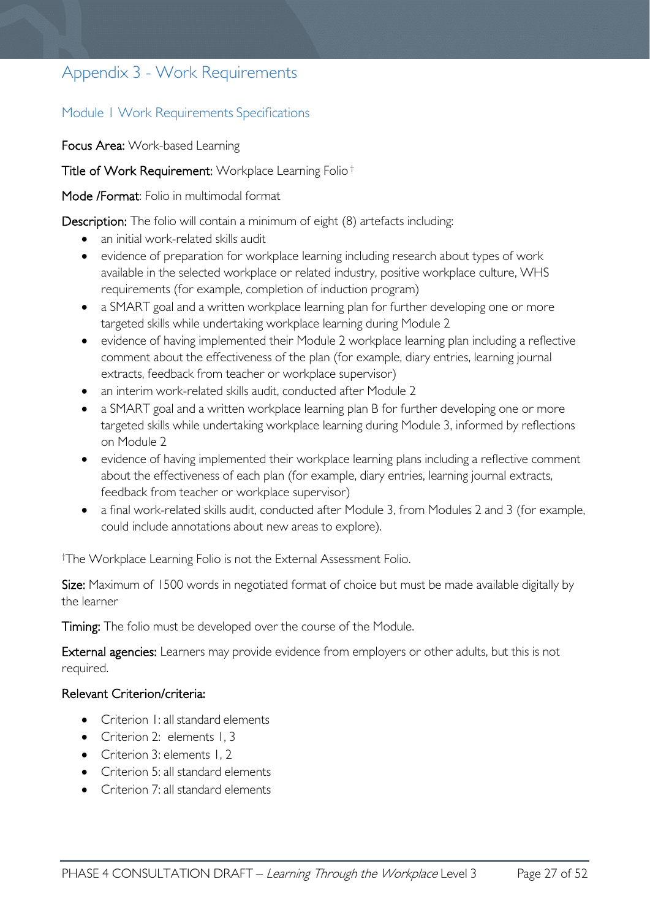# Appendix 3 - Work Requirements

## Module 1 Work Requirements Specifications

**Focus Area:** Work-based Learning

**Title of Work Requirement:** Workplace Learning Folio †

**Mode /Format**: Folio in multimodal format

**Description:** The folio will contain a minimum of eight (8) artefacts including:

- an initial work-related skills audit
- evidence of preparation for workplace learning including research about types of work available in the selected workplace or related industry, positive workplace culture, WHS requirements (for example, completion of induction program)
- a SMART goal and a written workplace learning plan for further developing one or more targeted skills while undertaking workplace learning during Module 2
- evidence of having implemented their Module 2 workplace learning plan including a reflective comment about the effectiveness of the plan (for example, diary entries, learning journal extracts, feedback from teacher or workplace supervisor)
- an interim work-related skills audit, conducted after Module 2
- a SMART goal and a written workplace learning plan B for further developing one or more targeted skills while undertaking workplace learning during Module 3, informed by reflections on Module 2
- evidence of having implemented their workplace learning plans including a reflective comment about the effectiveness of each plan (for example, diary entries, learning journal extracts, feedback from teacher or workplace supervisor)
- a final work-related skills audit, conducted after Module 3, from Modules 2 and 3 (for example, could include annotations about new areas to explore).

†The Workplace Learning Folio is not the External Assessment Folio.

**Size:** Maximum of 1500 words in negotiated format of choice but must be made available digitally by the learner

**Timing:** The folio must be developed over the course of the Module.

**External agencies:** Learners may provide evidence from employers or other adults, but this is not required.

**Relevant Criterion/criteria:**

- Criterion 1: all standard elements
- Criterion 2: elements 1, 3
- Criterion 3: elements 1, 2
- Criterion 5: all standard elements
- Criterion 7: all standard elements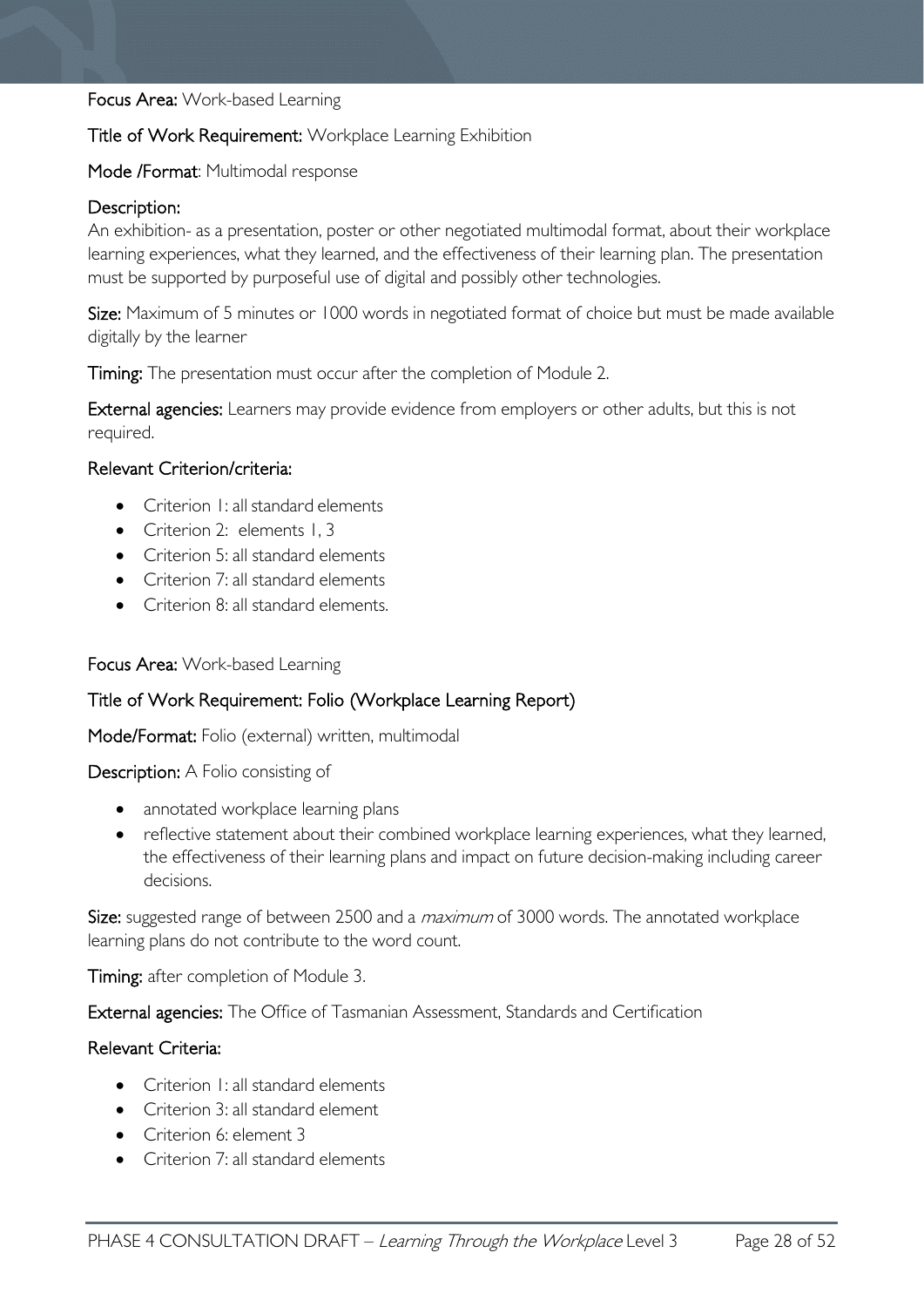**Focus Area:** Work-based Learning

**Title of Work Requirement:** Workplace Learning Exhibition

**Mode /Format**: Multimodal response

**Description:**
An exhibition- as a presentation, poster or other negotiated multimodal format, about their workplace learning experiences, what they learned, and the effectiveness of their learning plan. The presentation must be supported by purposeful use of digital and possibly other technologies.

**Size:** Maximum of 5 minutes or 1000 words in negotiated format of choice but must be made available digitally by the learner

**Timing:** The presentation must occur after the completion of Module 2.

**External agencies:** Learners may provide evidence from employers or other adults, but this is not required.

**Relevant Criterion/criteria:**

- Criterion 1: all standard elements
- Criterion 2: elements 1, 3
- Criterion 5: all standard elements
- Criterion 7: all standard elements
- Criterion 8: all standard elements.

**Focus Area:** Work-based Learning

**Title of Work Requirement: Folio (Workplace Learning Report)**

**Mode/Format:** Folio (external) written, multimodal

**Description:** A Folio consisting of

- annotated workplace learning plans
- reflective statement about their combined workplace learning experiences, what they learned, the effectiveness of their learning plans and impact on future decision-making including career decisions.

**Size:** suggested range of between 2500 and a *maximum* of 3000 words. The annotated workplace learning plans do not contribute to the word count.

**Timing:** after completion of Module 3.

**External agencies:** The Office of Tasmanian Assessment, Standards and Certification

**Relevant Criteria:**

- Criterion 1: all standard elements
- Criterion 3: all standard element
- Criterion 6: element 3
- Criterion 7: all standard elements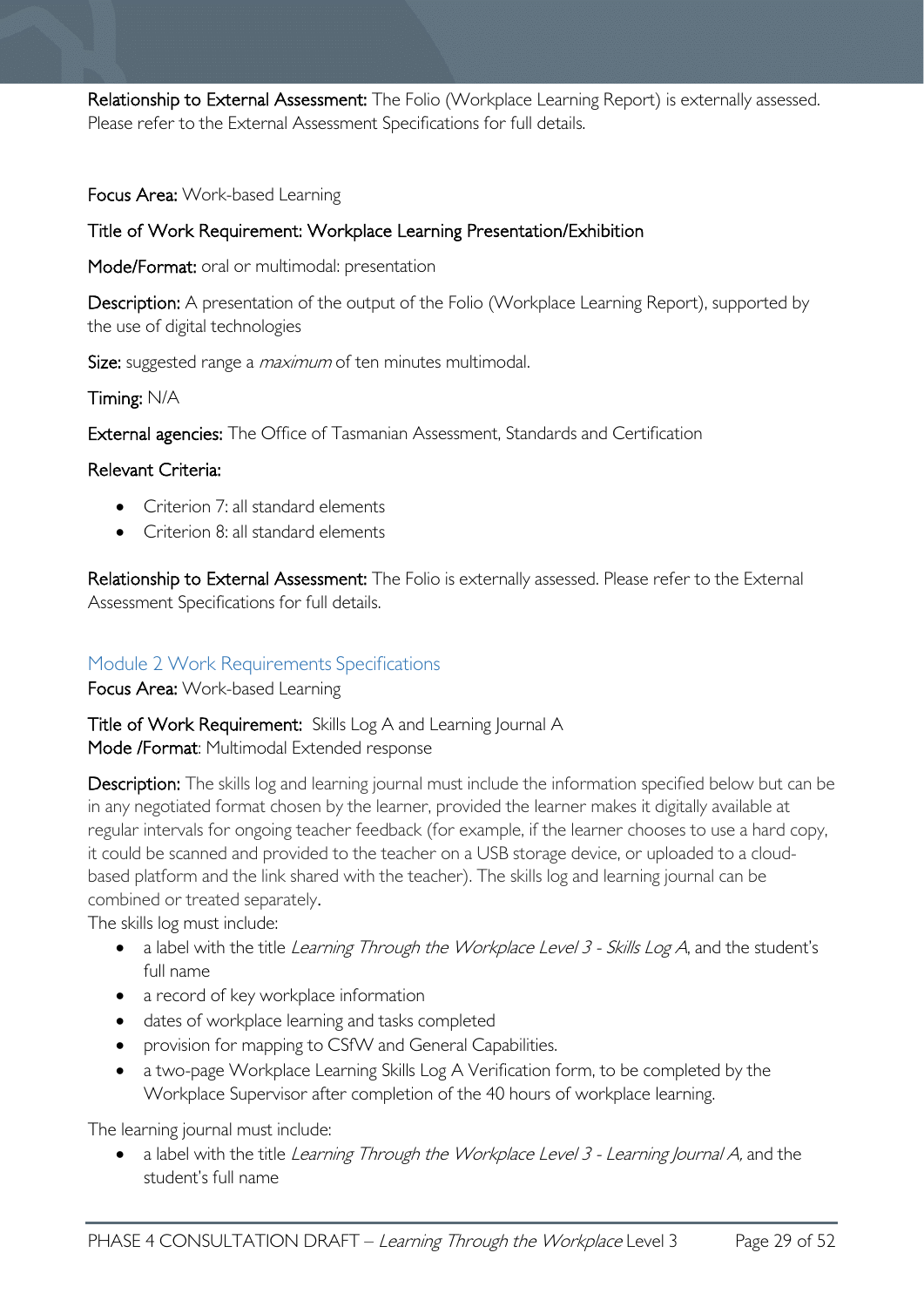**Relationship to External Assessment:** The Folio (Workplace Learning Report) is externally assessed. Please refer to the External Assessment Specifications for full details.

**Focus Area:** Work-based Learning

**Title of Work Requirement: Workplace Learning Presentation/Exhibition**

**Mode/Format:** oral or multimodal: presentation

**Description:** A presentation of the output of the Folio (Workplace Learning Report), supported by the use of digital technologies

**Size:** suggested range a *maximum* of ten minutes multimodal.

**Timing:** N/A

**External agencies:** The Office of Tasmanian Assessment, Standards and Certification

**Relevant Criteria:**

- Criterion 7: all standard elements
- Criterion 8: all standard elements

**Relationship to External Assessment:** The Folio is externally assessed. Please refer to the External Assessment Specifications for full details.

## Module 2 Work Requirements Specifications

**Focus Area:** Work-based Learning

**Title of Work Requirement:** Skills Log A and Learning Journal A
**Mode /Format**: Multimodal Extended response

**Description:** The skills log and learning journal must include the information specified below but can be in any negotiated format chosen by the learner, provided the learner makes it digitally available at regular intervals for ongoing teacher feedback (for example, if the learner chooses to use a hard copy, it could be scanned and provided to the teacher on a USB storage device, or uploaded to a cloud-based platform and the link shared with the teacher). The skills log and learning journal can be combined or treated separately.

The skills log must include:

- a label with the title *Learning Through the Workplace Level 3 - Skills Log A*, and the student's full name
- a record of key workplace information
- dates of workplace learning and tasks completed
- provision for mapping to CSfW and General Capabilities.
- a two-page Workplace Learning Skills Log A Verification form, to be completed by the Workplace Supervisor after completion of the 40 hours of workplace learning.

The learning journal must include:

- a label with the title *Learning Through the Workplace Level 3 - Learning Journal A,* and the student's full name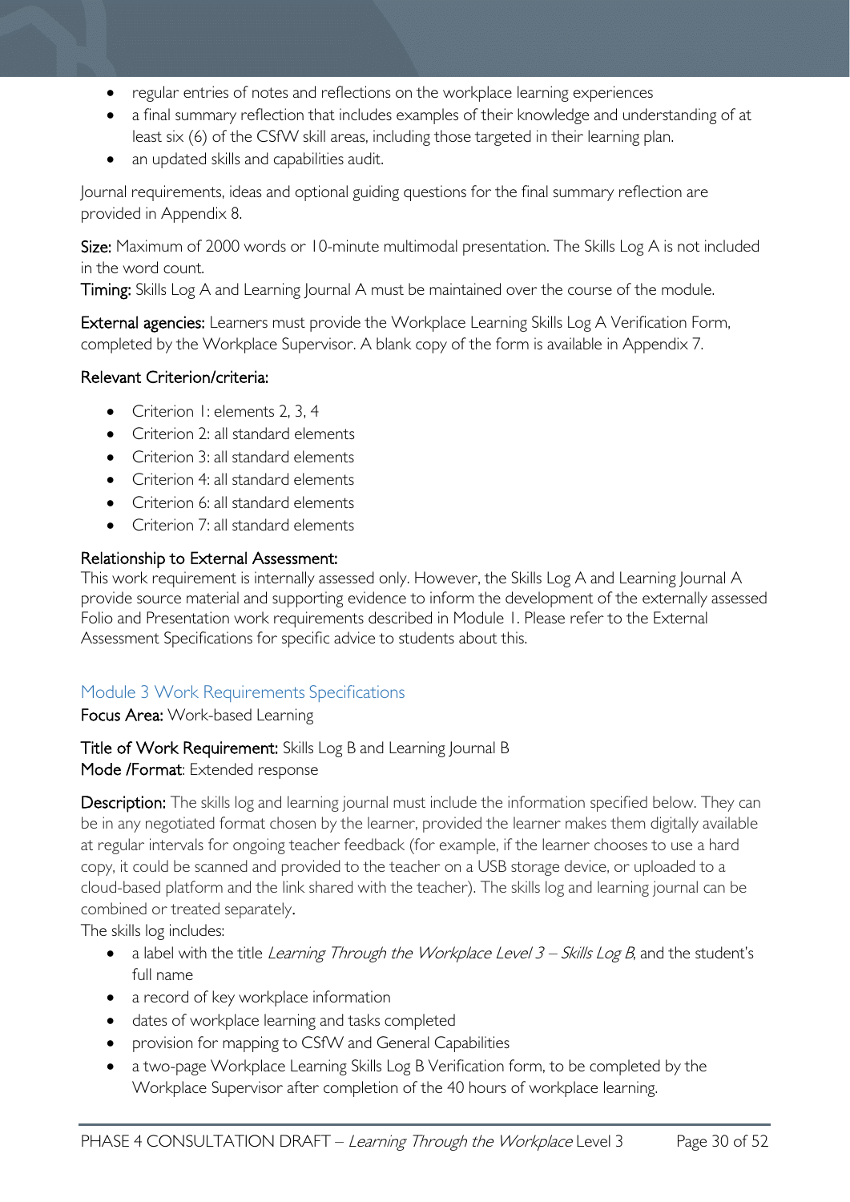- regular entries of notes and reflections on the workplace learning experiences
- a final summary reflection that includes examples of their knowledge and understanding of at least six (6) of the CSfW skill areas, including those targeted in their learning plan.
- an updated skills and capabilities audit.

Journal requirements, ideas and optional guiding questions for the final summary reflection are provided in Appendix 8.

**Size:** Maximum of 2000 words or 10-minute multimodal presentation. The Skills Log A is not included in the word count.

**Timing:** Skills Log A and Learning Journal A must be maintained over the course of the module.

**External agencies:** Learners must provide the Workplace Learning Skills Log A Verification Form, completed by the Workplace Supervisor. A blank copy of the form is available in Appendix 7.

**Relevant Criterion/criteria:**

- Criterion 1: elements 2, 3, 4
- Criterion 2: all standard elements
- Criterion 3: all standard elements
- Criterion 4: all standard elements
- Criterion 6: all standard elements
- Criterion 7: all standard elements

**Relationship to External Assessment:**

This work requirement is internally assessed only. However, the Skills Log A and Learning Journal A provide source material and supporting evidence to inform the development of the externally assessed Folio and Presentation work requirements described in Module 1. Please refer to the External Assessment Specifications for specific advice to students about this.

## Module 3 Work Requirements Specifications

**Focus Area:** Work-based Learning

**Title of Work Requirement:** Skills Log B and Learning Journal B

**Mode /Format**: Extended response

**Description:** The skills log and learning journal must include the information specified below. They can be in any negotiated format chosen by the learner, provided the learner makes them digitally available at regular intervals for ongoing teacher feedback (for example, if the learner chooses to use a hard copy, it could be scanned and provided to the teacher on a USB storage device, or uploaded to a cloud-based platform and the link shared with the teacher). The skills log and learning journal can be combined or treated separately.

The skills log includes:

- a label with the title *Learning Through the Workplace Level 3 – Skills Log B*, and the student's full name
- a record of key workplace information
- dates of workplace learning and tasks completed
- provision for mapping to CSfW and General Capabilities
- a two-page Workplace Learning Skills Log B Verification form, to be completed by the Workplace Supervisor after completion of the 40 hours of workplace learning.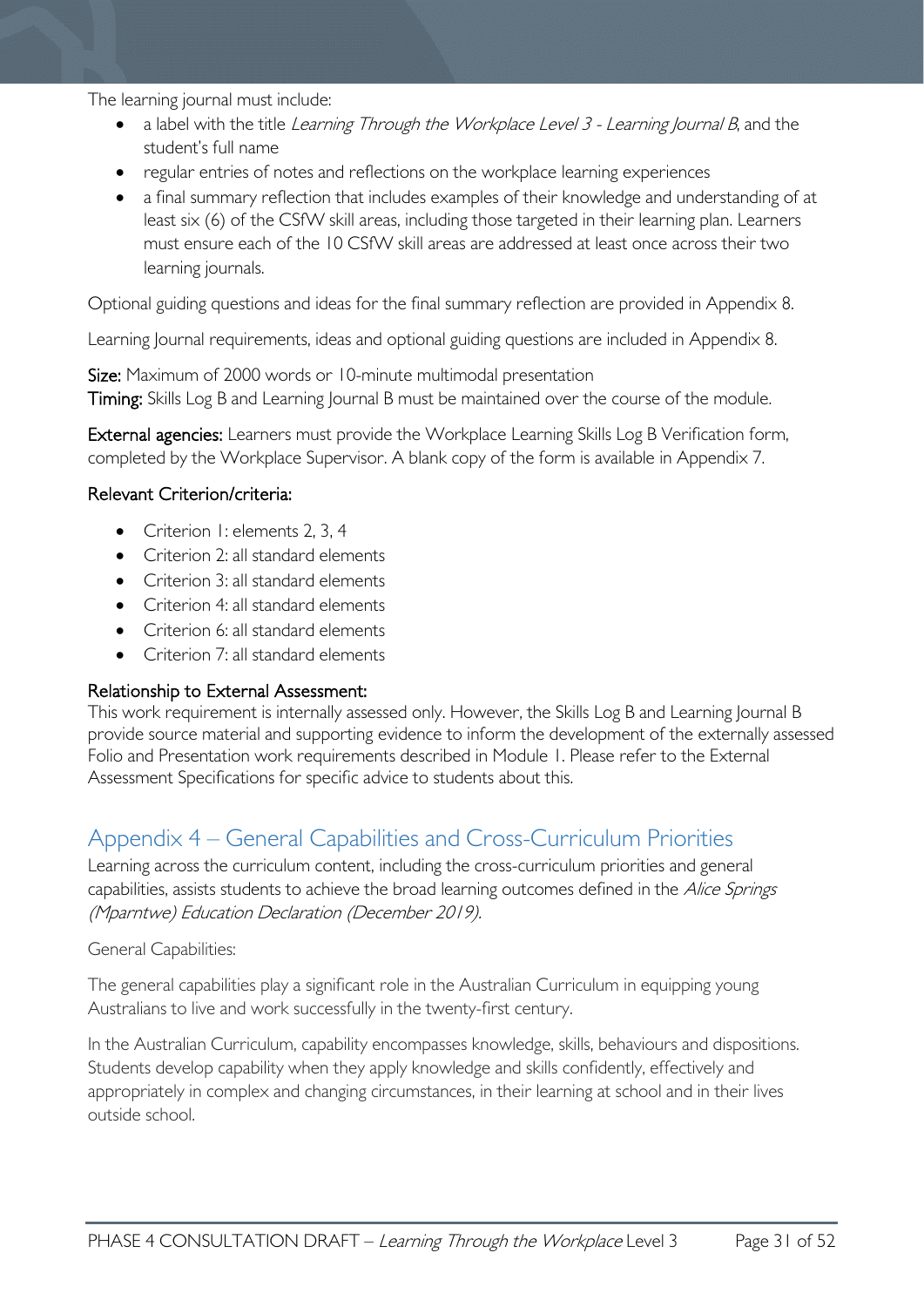The learning journal must include:

- a label with the title *Learning Through the Workplace Level 3 - Learning Journal B*, and the student's full name
- regular entries of notes and reflections on the workplace learning experiences
- a final summary reflection that includes examples of their knowledge and understanding of at least six (6) of the CSfW skill areas, including those targeted in their learning plan. Learners must ensure each of the 10 CSfW skill areas are addressed at least once across their two learning journals.

Optional guiding questions and ideas for the final summary reflection are provided in Appendix 8.

Learning Journal requirements, ideas and optional guiding questions are included in Appendix 8.

**Size:** Maximum of 2000 words or 10-minute multimodal presentation
**Timing:** Skills Log B and Learning Journal B must be maintained over the course of the module.

**External agencies:** Learners must provide the Workplace Learning Skills Log B Verification form, completed by the Workplace Supervisor. A blank copy of the form is available in Appendix 7.

### Relevant Criterion/criteria:

- Criterion 1: elements 2, 3, 4
- Criterion 2: all standard elements
- Criterion 3: all standard elements
- Criterion 4: all standard elements
- Criterion 6: all standard elements
- Criterion 7: all standard elements

### Relationship to External Assessment:

This work requirement is internally assessed only. However, the Skills Log B and Learning Journal B provide source material and supporting evidence to inform the development of the externally assessed Folio and Presentation work requirements described in Module 1. Please refer to the External Assessment Specifications for specific advice to students about this.

## Appendix 4 – General Capabilities and Cross-Curriculum Priorities

Learning across the curriculum content, including the cross-curriculum priorities and general capabilities, assists students to achieve the broad learning outcomes defined in the *Alice Springs (Mparntwe) Education Declaration (December 2019)*.

General Capabilities:

The general capabilities play a significant role in the Australian Curriculum in equipping young Australians to live and work successfully in the twenty-first century.

In the Australian Curriculum, capability encompasses knowledge, skills, behaviours and dispositions. Students develop capability when they apply knowledge and skills confidently, effectively and appropriately in complex and changing circumstances, in their learning at school and in their lives outside school.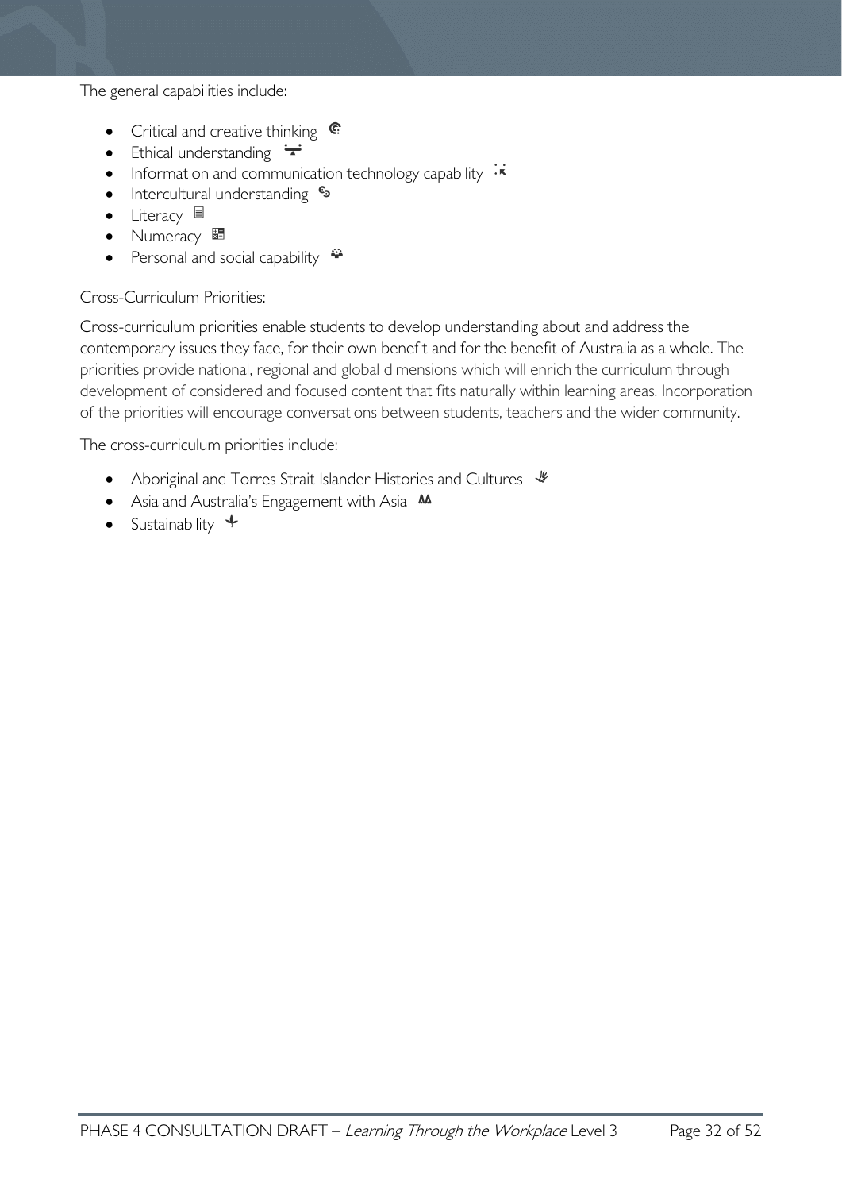The general capabilities include:

- Critical and creative thinking
- Ethical understanding
- Information and communication technology capability
- Intercultural understanding
- Literacy
- Numeracy
- Personal and social capability

Cross-Curriculum Priorities:

Cross-curriculum priorities enable students to develop understanding about and address the contemporary issues they face, for their own benefit and for the benefit of Australia as a whole. The priorities provide national, regional and global dimensions which will enrich the curriculum through development of considered and focused content that fits naturally within learning areas. Incorporation of the priorities will encourage conversations between students, teachers and the wider community.

The cross-curriculum priorities include:

- Aboriginal and Torres Strait Islander Histories and Cultures
- Asia and Australia's Engagement with Asia
- Sustainability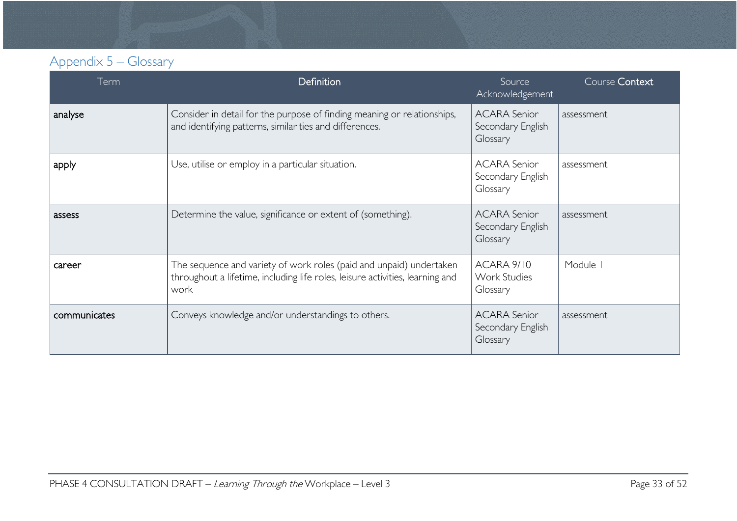## Appendix 5 – Glossary

| Term | Definition | Source Acknowledgement | Course Context |
|---|---|---|---|
| analyse | Consider in detail for the purpose of finding meaning or relationships, and identifying patterns, similarities and differences. | ACARA Senior Secondary English Glossary | assessment |
| apply | Use, utilise or employ in a particular situation. | ACARA Senior Secondary English Glossary | assessment |
| assess | Determine the value, significance or extent of (something). | ACARA Senior Secondary English Glossary | assessment |
| career | The sequence and variety of work roles (paid and unpaid) undertaken throughout a lifetime, including life roles, leisure activities, learning and work | ACARA 9/10 Work Studies Glossary | Module 1 |
| communicates | Conveys knowledge and/or understandings to others. | ACARA Senior Secondary English Glossary | assessment |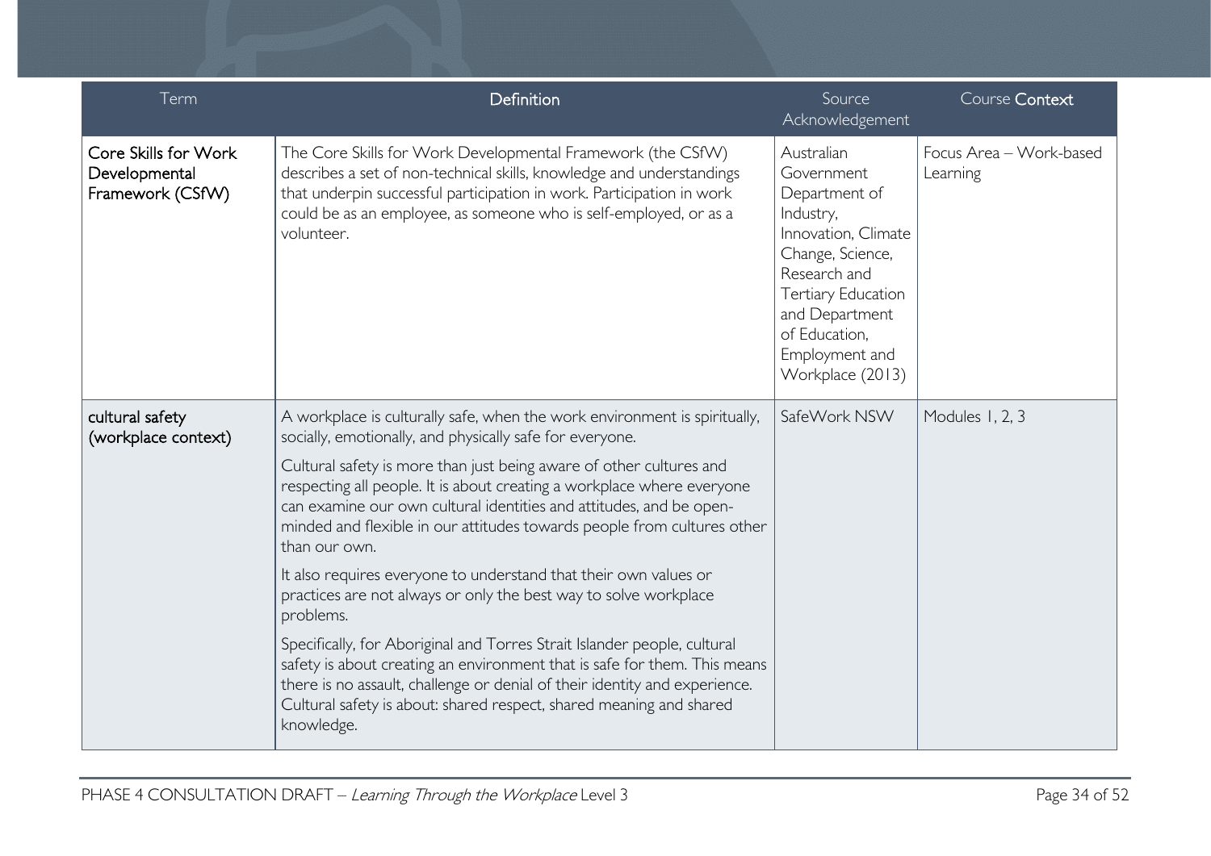| Term | Definition | Source Acknowledgement | Course Context |
|---|---|---|---|
| Core Skills for Work Developmental Framework (CSfW) | The Core Skills for Work Developmental Framework (the CSfW) describes a set of non-technical skills, knowledge and understandings that underpin successful participation in work. Participation in work could be as an employee, as someone who is self-employed, or as a volunteer. | Australian Government Department of Industry, Innovation, Climate Change, Science, Research and Tertiary Education and Department of Education, Employment and Workplace (2013) | Focus Area – Work-based Learning |
| cultural safety (workplace context) | A workplace is culturally safe, when the work environment is spiritually, socially, emotionally, and physically safe for everyone.<br><br>Cultural safety is more than just being aware of other cultures and respecting all people. It is about creating a workplace where everyone can examine our own cultural identities and attitudes, and be open-minded and flexible in our attitudes towards people from cultures other than our own.<br><br>It also requires everyone to understand that their own values or practices are not always or only the best way to solve workplace problems.<br><br>Specifically, for Aboriginal and Torres Strait Islander people, cultural safety is about creating an environment that is safe for them. This means there is no assault, challenge or denial of their identity and experience. Cultural safety is about: shared respect, shared meaning and shared knowledge. | SafeWork NSW | Modules 1, 2, 3 |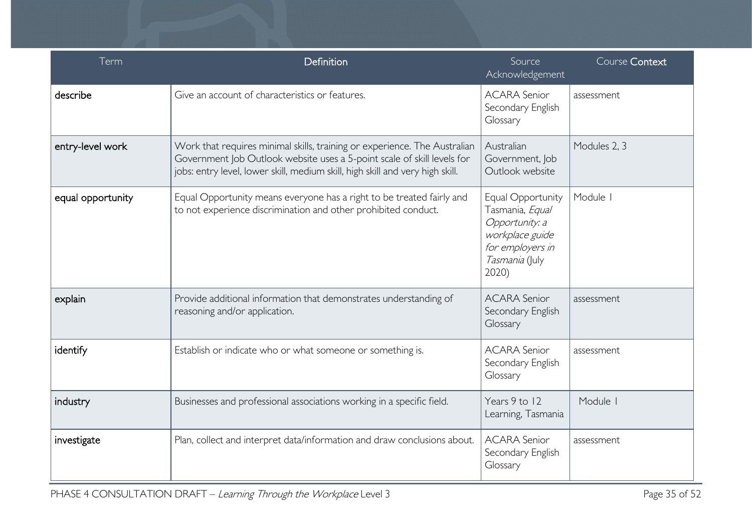| Term | Definition | Source Acknowledgement | Course Context |
|---|---|---|---|
| describe | Give an account of characteristics or features. | ACARA Senior Secondary English Glossary | assessment |
| entry-level work | Work that requires minimal skills, training or experience. The Australian Government Job Outlook website uses a 5-point scale of skill levels for jobs: entry level, lower skill, medium skill, high skill and very high skill. | Australian Government, Job Outlook website | Modules 2, 3 |
| equal opportunity | Equal Opportunity means everyone has a right to be treated fairly and to not experience discrimination and other prohibited conduct. | Equal Opportunity Tasmania, *Equal Opportunity: a workplace guide for employers in Tasmania* (July 2020) | Module 1 |
| explain | Provide additional information that demonstrates understanding of reasoning and/or application. | ACARA Senior Secondary English Glossary | assessment |
| identify | Establish or indicate who or what someone or something is. | ACARA Senior Secondary English Glossary | assessment |
| industry | Businesses and professional associations working in a specific field. | Years 9 to 12 Learning, Tasmania | Module 1 |
| investigate | Plan, collect and interpret data/information and draw conclusions about. | ACARA Senior Secondary English Glossary | assessment |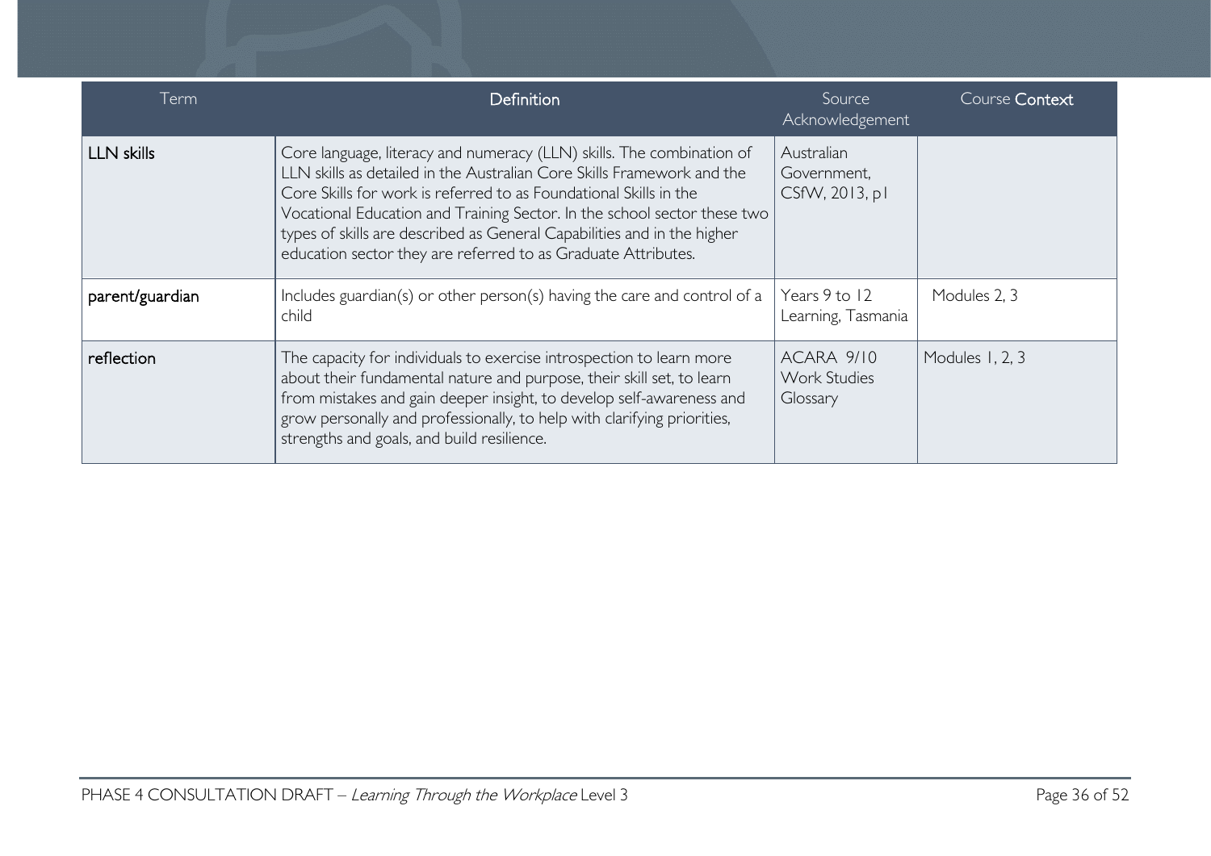| Term | Definition | Source Acknowledgement | Course Context |
|---|---|---|---|
| LLN skills | Core language, literacy and numeracy (LLN) skills. The combination of LLN skills as detailed in the Australian Core Skills Framework and the Core Skills for work is referred to as Foundational Skills in the Vocational Education and Training Sector. In the school sector these two types of skills are described as General Capabilities and in the higher education sector they are referred to as Graduate Attributes. | Australian Government, CSfW, 2013, p1 | |
| parent/guardian | Includes guardian(s) or other person(s) having the care and control of a child | Years 9 to 12 Learning, Tasmania | Modules 2, 3 |
| reflection | The capacity for individuals to exercise introspection to learn more about their fundamental nature and purpose, their skill set, to learn from mistakes and gain deeper insight, to develop self-awareness and grow personally and professionally, to help with clarifying priorities, strengths and goals, and build resilience. | ACARA 9/10 Work Studies Glossary | Modules 1, 2, 3 |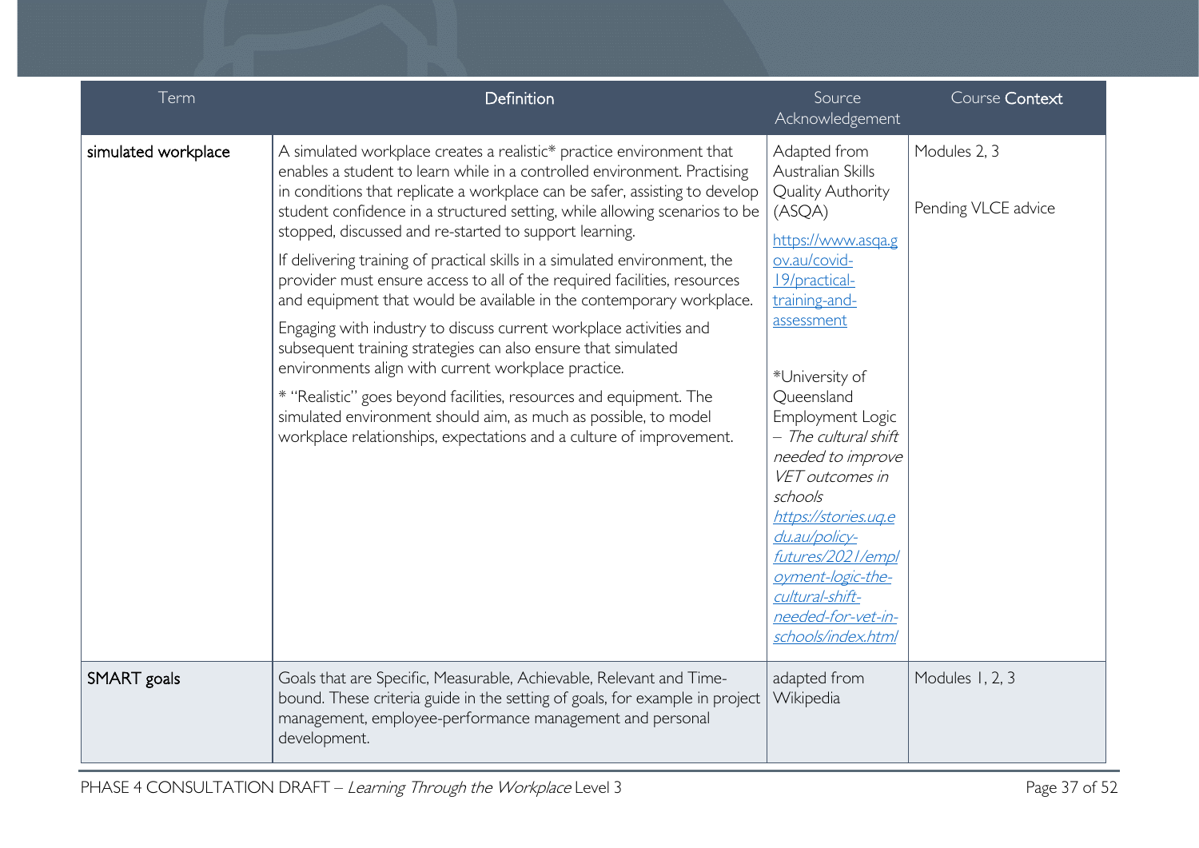| Term | Definition | Source Acknowledgement | Course Context |
| --- | --- | --- | --- |
| simulated workplace | A simulated workplace creates a realistic* practice environment that enables a student to learn while in a controlled environment. Practising in conditions that replicate a workplace can be safer, assisting to develop student confidence in a structured setting, while allowing scenarios to be stopped, discussed and re-started to support learning.<br><br>If delivering training of practical skills in a simulated environment, the provider must ensure access to all of the required facilities, resources and equipment that would be available in the contemporary workplace.<br><br>Engaging with industry to discuss current workplace activities and subsequent training strategies can also ensure that simulated environments align with current workplace practice.<br><br>* "Realistic" goes beyond facilities, resources and equipment. The simulated environment should aim, as much as possible, to model workplace relationships, expectations and a culture of improvement. | Adapted from Australian Skills Quality Authority (ASQA)<br>https://www.asqa.gov.au/covid-19/practical-training-and-assessment<br><br>*University of Queensland Employment Logic – *The cultural shift needed to improve VET outcomes in schools*<br>*https://stories.uq.edu.au/policy-futures/2021/employment-logic-the-cultural-shift-needed-for-vet-in-schools/index.html* | Modules 2, 3<br><br>Pending VLCE advice |
| SMART goals | Goals that are Specific, Measurable, Achievable, Relevant and Time-bound. These criteria guide in the setting of goals, for example in project management, employee-performance management and personal development. | adapted from Wikipedia | Modules 1, 2, 3 |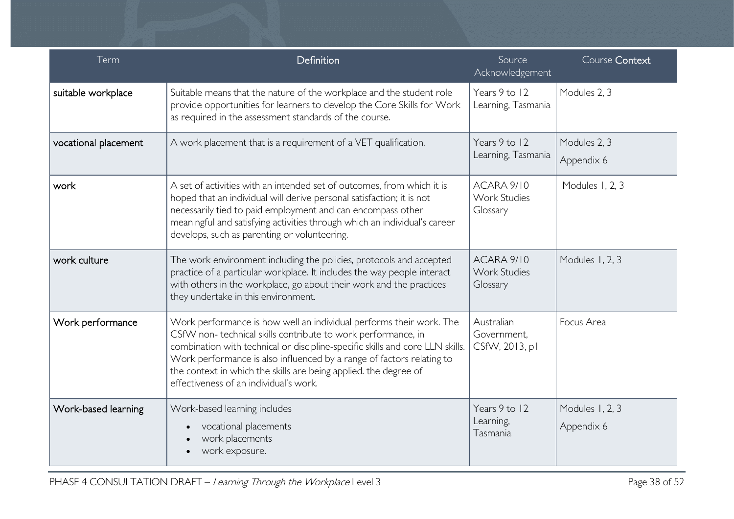| Term | Definition | Source Acknowledgement | Course Context |
|---|---|---|---|
| suitable workplace | Suitable means that the nature of the workplace and the student role provide opportunities for learners to develop the Core Skills for Work as required in the assessment standards of the course. | Years 9 to 12 Learning, Tasmania | Modules 2, 3 |
| vocational placement | A work placement that is a requirement of a VET qualification. | Years 9 to 12 Learning, Tasmania | Modules 2, 3<br>Appendix 6 |
| work | A set of activities with an intended set of outcomes, from which it is hoped that an individual will derive personal satisfaction; it is not necessarily tied to paid employment and can encompass other meaningful and satisfying activities through which an individual's career develops, such as parenting or volunteering. | ACARA 9/10 Work Studies Glossary | Modules 1, 2, 3 |
| work culture | The work environment including the policies, protocols and accepted practice of a particular workplace. It includes the way people interact with others in the workplace, go about their work and the practices they undertake in this environment. | ACARA 9/10 Work Studies Glossary | Modules 1, 2, 3 |
| Work performance | Work performance is how well an individual performs their work. The CSfW non- technical skills contribute to work performance, in combination with technical or discipline-specific skills and core LLN skills. Work performance is also influenced by a range of factors relating to the context in which the skills are being applied. the degree of effectiveness of an individual's work. | Australian Government, CSfW, 2013, p1 | Focus Area |
| Work-based learning | Work-based learning includes<br>• vocational placements<br>• work placements<br>• work exposure. | Years 9 to 12 Learning, Tasmania | Modules 1, 2, 3<br>Appendix 6 |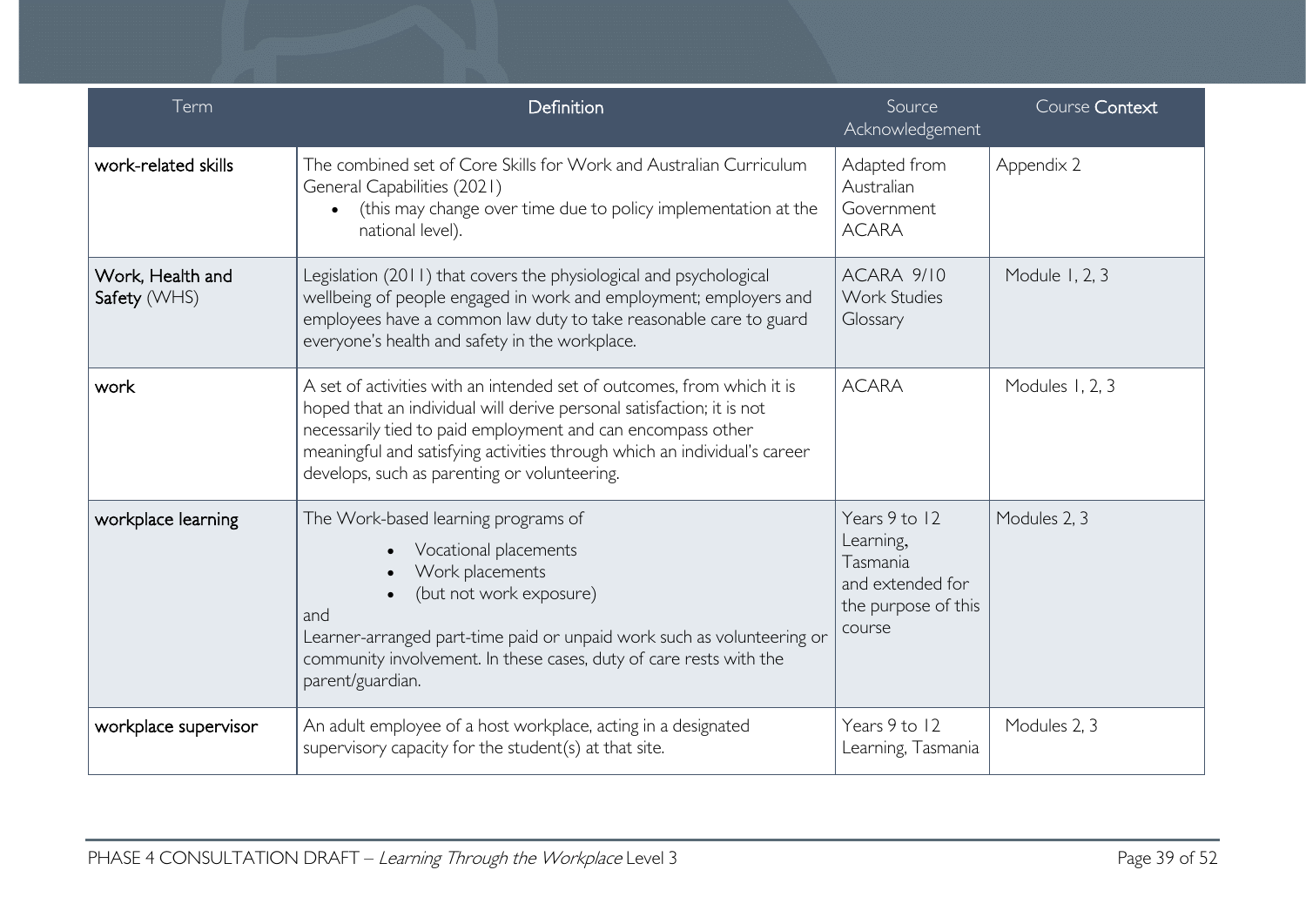| Term | Definition | Source Acknowledgement | Course Context |
|---|---|---|---|
| work-related skills | The combined set of Core Skills for Work and Australian Curriculum General Capabilities (2021)<br>• (this may change over time due to policy implementation at the national level). | Adapted from Australian Government ACARA | Appendix 2 |
| Work, Health and Safety (WHS) | Legislation (2011) that covers the physiological and psychological wellbeing of people engaged in work and employment; employers and employees have a common law duty to take reasonable care to guard everyone's health and safety in the workplace. | ACARA 9/10 Work Studies Glossary | Module 1, 2, 3 |
| work | A set of activities with an intended set of outcomes, from which it is hoped that an individual will derive personal satisfaction; it is not necessarily tied to paid employment and can encompass other meaningful and satisfying activities through which an individual's career develops, such as parenting or volunteering. | ACARA | Modules 1, 2, 3 |
| workplace learning | The Work-based learning programs of<br>• Vocational placements<br>• Work placements<br>• (but not work exposure)<br>and<br>Learner-arranged part-time paid or unpaid work such as volunteering or community involvement. In these cases, duty of care rests with the parent/guardian. | Years 9 to 12 Learning, Tasmania and extended for the purpose of this course | Modules 2, 3 |
| workplace supervisor | An adult employee of a host workplace, acting in a designated supervisory capacity for the student(s) at that site. | Years 9 to 12 Learning, Tasmania | Modules 2, 3 |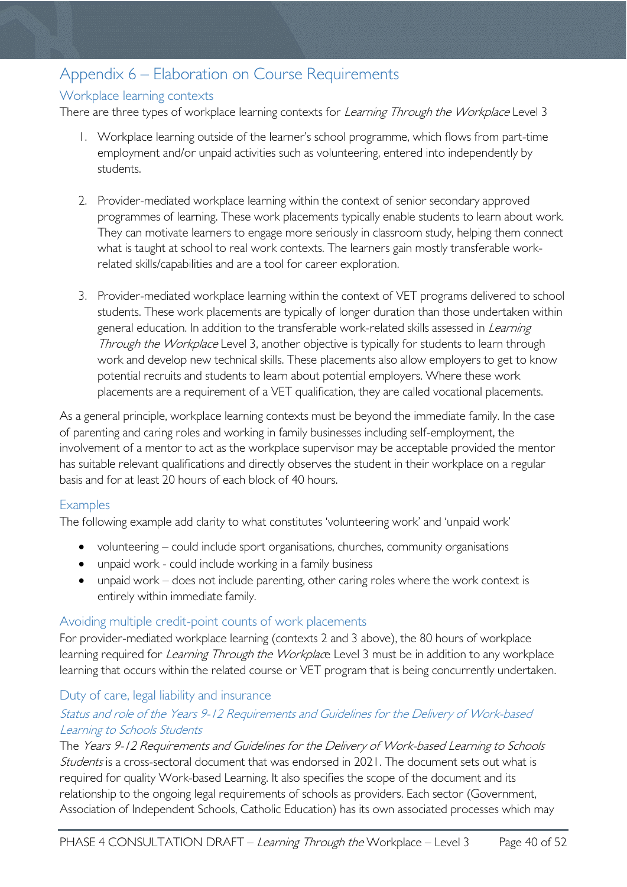# Appendix 6 – Elaboration on Course Requirements

## Workplace learning contexts

There are three types of workplace learning contexts for *Learning Through the Workplace* Level 3

1. Workplace learning outside of the learner's school programme, which flows from part-time employment and/or unpaid activities such as volunteering, entered into independently by students.

2. Provider-mediated workplace learning within the context of senior secondary approved programmes of learning. These work placements typically enable students to learn about work. They can motivate learners to engage more seriously in classroom study, helping them connect what is taught at school to real work contexts. The learners gain mostly transferable work-related skills/capabilities and are a tool for career exploration.

3. Provider-mediated workplace learning within the context of VET programs delivered to school students. These work placements are typically of longer duration than those undertaken within general education. In addition to the transferable work-related skills assessed in *Learning Through the Workplace* Level 3, another objective is typically for students to learn through work and develop new technical skills. These placements also allow employers to get to know potential recruits and students to learn about potential employers. Where these work placements are a requirement of a VET qualification, they are called vocational placements.

As a general principle, workplace learning contexts must be beyond the immediate family. In the case of parenting and caring roles and working in family businesses including self-employment, the involvement of a mentor to act as the workplace supervisor may be acceptable provided the mentor has suitable relevant qualifications and directly observes the student in their workplace on a regular basis and for at least 20 hours of each block of 40 hours.

## Examples

The following example add clarity to what constitutes 'volunteering work' and 'unpaid work'

- volunteering – could include sport organisations, churches, community organisations
- unpaid work - could include working in a family business
- unpaid work – does not include parenting, other caring roles where the work context is entirely within immediate family.

## Avoiding multiple credit-point counts of work placements

For provider-mediated workplace learning (contexts 2 and 3 above), the 80 hours of workplace learning required for *Learning Through the Workplace* Level 3 must be in addition to any workplace learning that occurs within the related course or VET program that is being concurrently undertaken.

## Duty of care, legal liability and insurance

### *Status and role of the Years 9-12 Requirements and Guidelines for the Delivery of Work-based Learning to Schools Students*

The *Years 9-12 Requirements and Guidelines for the Delivery of Work-based Learning to Schools Students* is a cross-sectoral document that was endorsed in 2021. The document sets out what is required for quality Work-based Learning. It also specifies the scope of the document and its relationship to the ongoing legal requirements of schools as providers. Each sector (Government, Association of Independent Schools, Catholic Education) has its own associated processes which may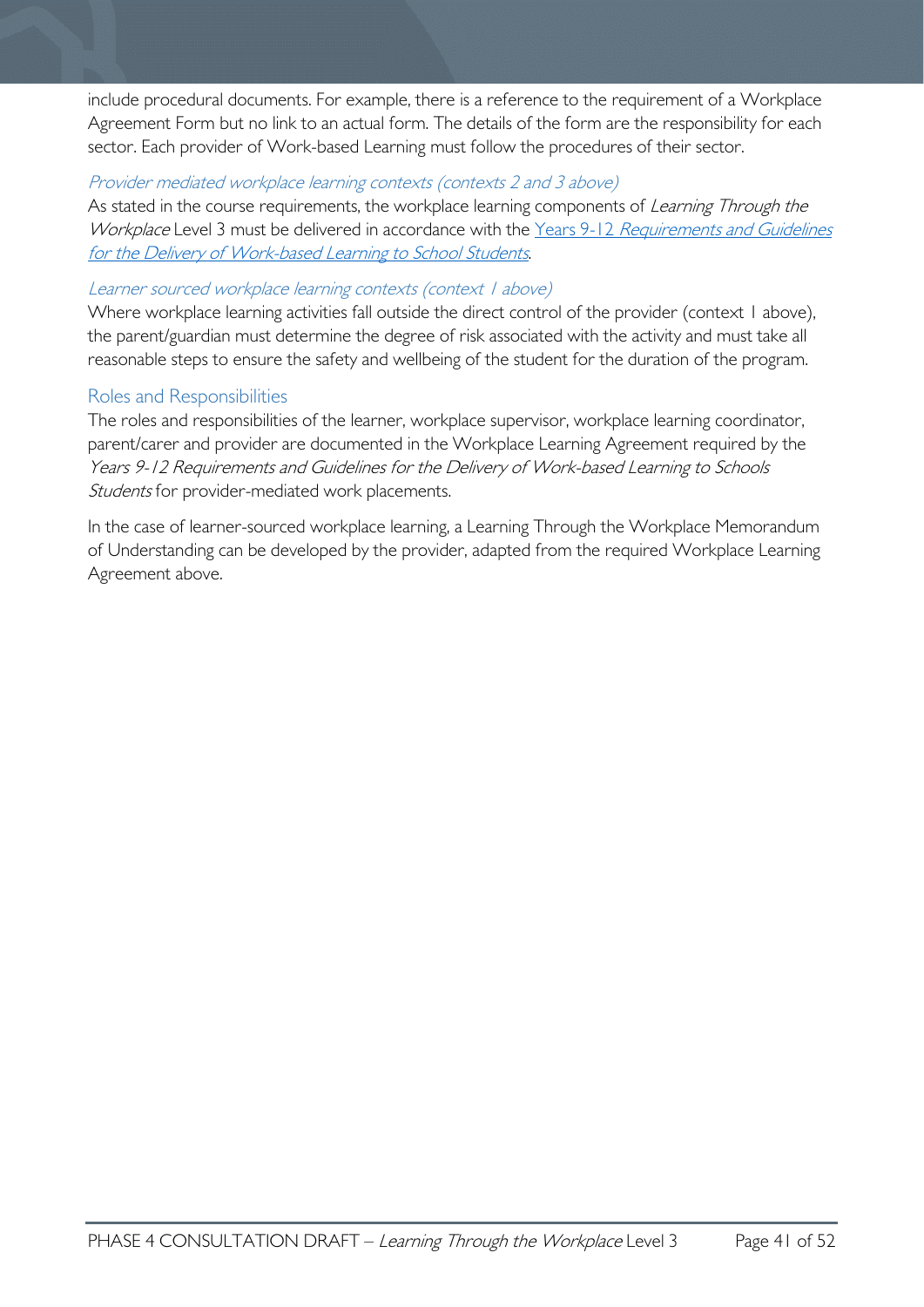include procedural documents. For example, there is a reference to the requirement of a Workplace Agreement Form but no link to an actual form. The details of the form are the responsibility for each sector. Each provider of Work-based Learning must follow the procedures of their sector.

#### *Provider mediated workplace learning contexts (contexts 2 and 3 above)*

As stated in the course requirements, the workplace learning components of *Learning Through the Workplace* Level 3 must be delivered in accordance with the Years 9-12 *Requirements and Guidelines for the Delivery of Work-based Learning to School Students*.

#### *Learner sourced workplace learning contexts (context 1 above)*

Where workplace learning activities fall outside the direct control of the provider (context 1 above), the parent/guardian must determine the degree of risk associated with the activity and must take all reasonable steps to ensure the safety and wellbeing of the student for the duration of the program.

### Roles and Responsibilities

The roles and responsibilities of the learner, workplace supervisor, workplace learning coordinator, parent/carer and provider are documented in the Workplace Learning Agreement required by the *Years 9-12 Requirements and Guidelines for the Delivery of Work-based Learning to Schools Students* for provider-mediated work placements.

In the case of learner-sourced workplace learning, a Learning Through the Workplace Memorandum of Understanding can be developed by the provider, adapted from the required Workplace Learning Agreement above.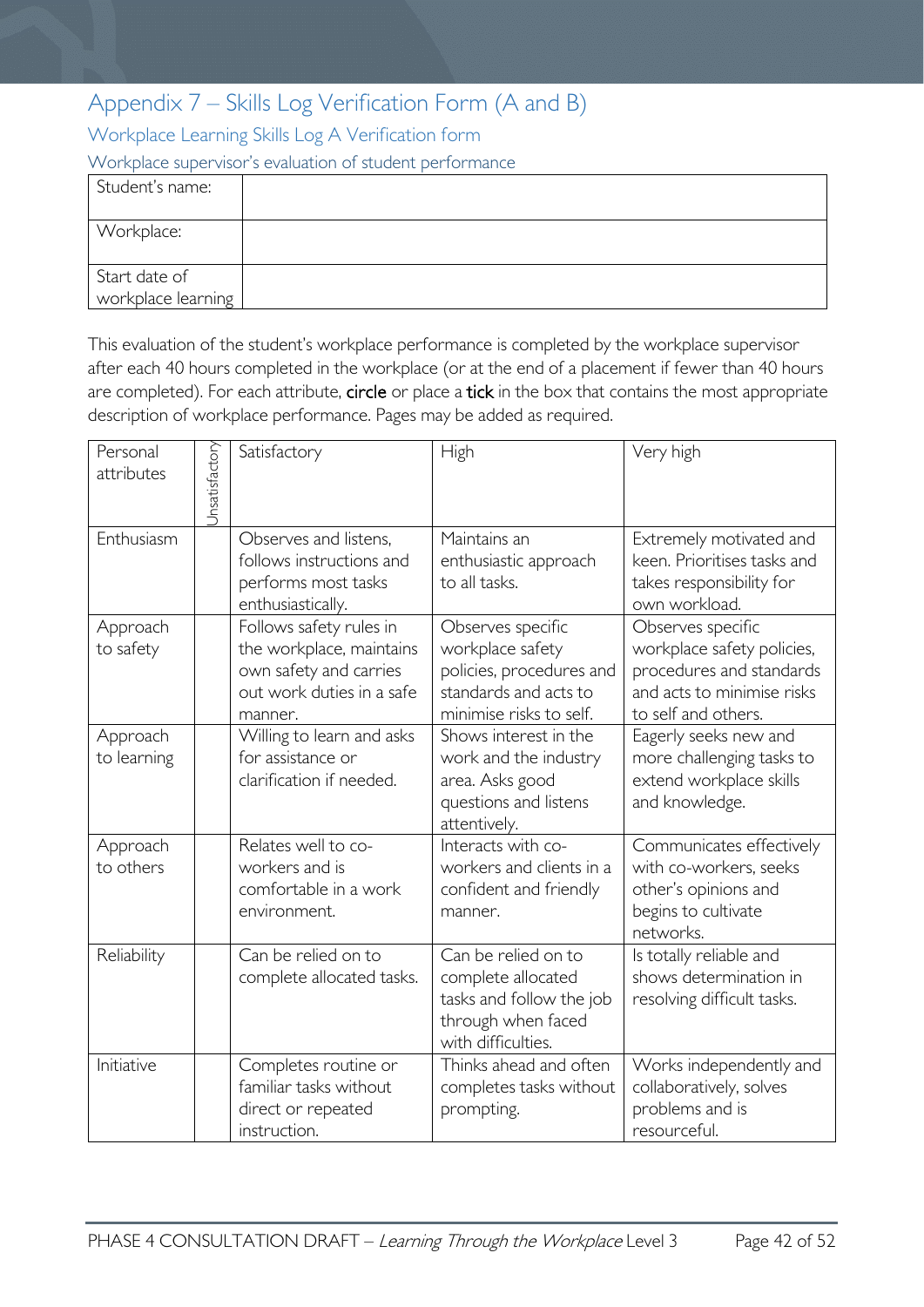# Appendix 7 – Skills Log Verification Form (A and B)

## Workplace Learning Skills Log A Verification form

### Workplace supervisor's evaluation of student performance

| Student's name: | |
|---|---|
| Workplace: | |
| Start date of workplace learning | |

This evaluation of the student's workplace performance is completed by the workplace supervisor after each 40 hours completed in the workplace (or at the end of a placement if fewer than 40 hours are completed). For each attribute, circle or place a tick in the box that contains the most appropriate description of workplace performance. Pages may be added as required.

| Personal attributes | Unsatisfactory | Satisfactory | High | Very high |
|---|---|---|---|---|
| Enthusiasm | | Observes and listens, follows instructions and performs most tasks enthusiastically. | Maintains an enthusiastic approach to all tasks. | Extremely motivated and keen. Prioritises tasks and takes responsibility for own workload. |
| Approach to safety | | Follows safety rules in the workplace, maintains own safety and carries out work duties in a safe manner. | Observes specific workplace safety policies, procedures and standards and acts to minimise risks to self. | Observes specific workplace safety policies, procedures and standards and acts to minimise risks to self and others. |
| Approach to learning | | Willing to learn and asks for assistance or clarification if needed. | Shows interest in the work and the industry area. Asks good questions and listens attentively. | Eagerly seeks new and more challenging tasks to extend workplace skills and knowledge. |
| Approach to others | | Relates well to co-workers and is comfortable in a work environment. | Interacts with co-workers and clients in a confident and friendly manner. | Communicates effectively with co-workers, seeks other's opinions and begins to cultivate networks. |
| Reliability | | Can be relied on to complete allocated tasks. | Can be relied on to complete allocated tasks and follow the job through when faced with difficulties. | Is totally reliable and shows determination in resolving difficult tasks. |
| Initiative | | Completes routine or familiar tasks without direct or repeated instruction. | Thinks ahead and often completes tasks without prompting. | Works independently and collaboratively, solves problems and is resourceful. |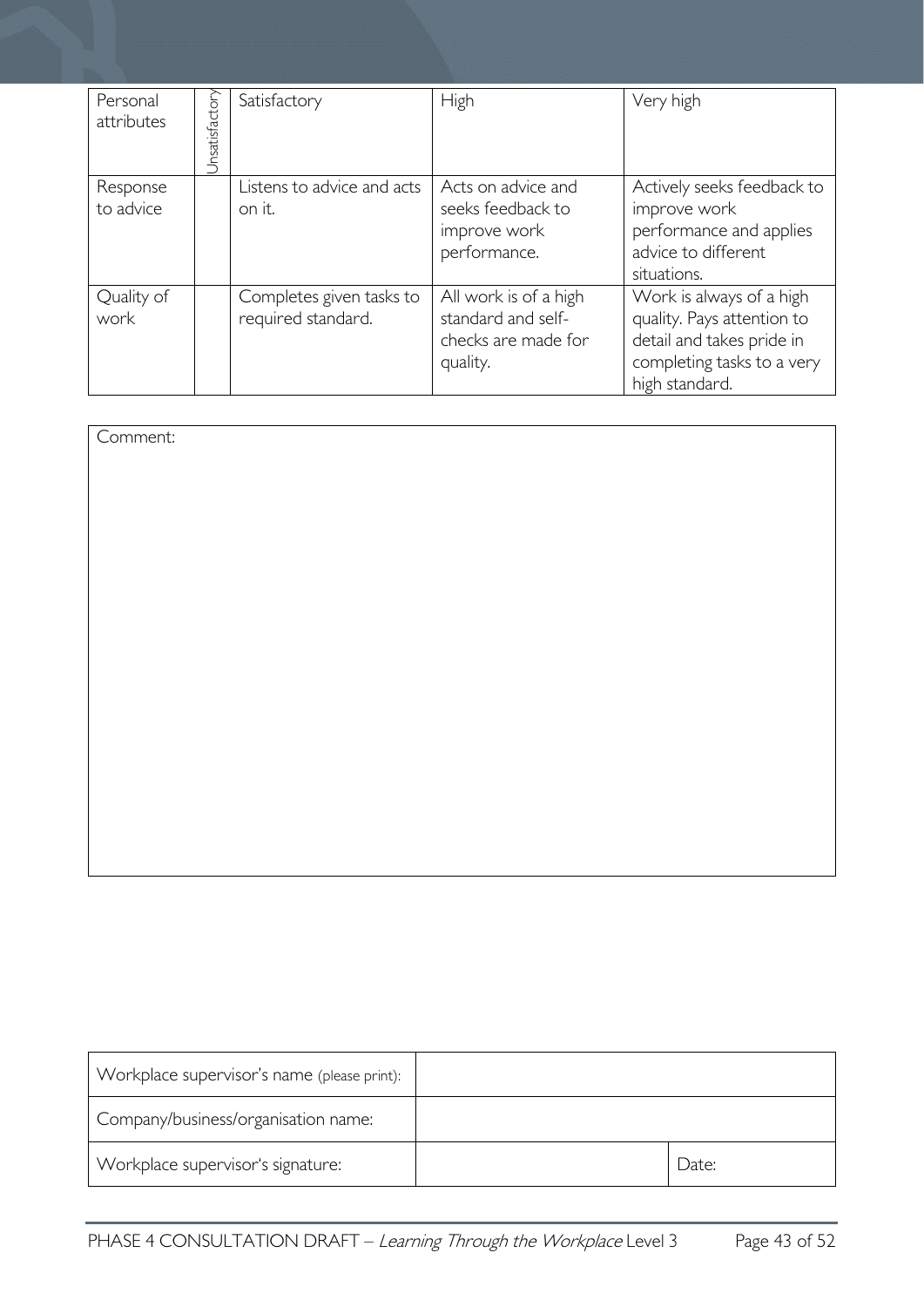| Personal attributes | Unsatisfactory | Satisfactory | High | Very high |
|---|---|---|---|---|
| Response to advice | | Listens to advice and acts on it. | Acts on advice and seeks feedback to improve work performance. | Actively seeks feedback to improve work performance and applies advice to different situations. |
| Quality of work | | Completes given tasks to required standard. | All work is of a high standard and self-checks are made for quality. | Work is always of a high quality. Pays attention to detail and takes pride in completing tasks to a very high standard. |

Comment:

| Workplace supervisor's name (please print): | | |
|---|---|---|
| Company/business/organisation name: | | |
| Workplace supervisor's signature: | | Date: |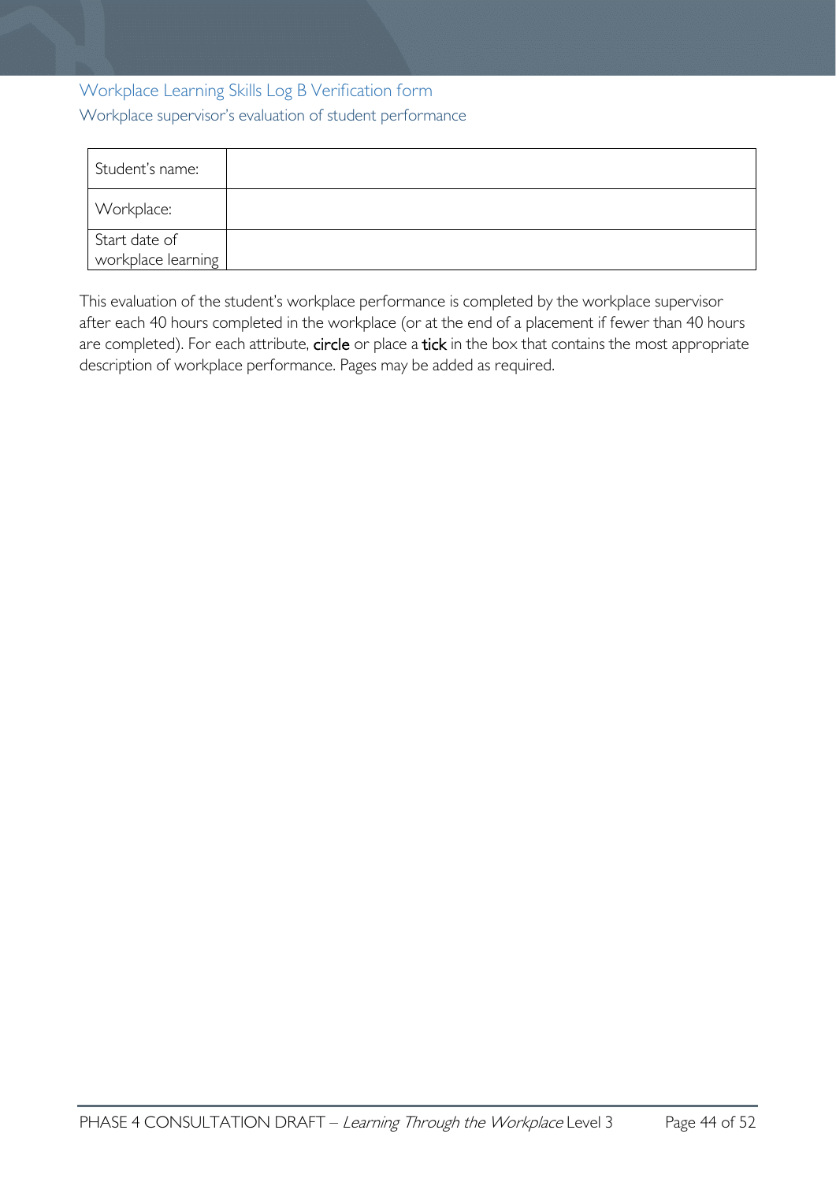## Workplace Learning Skills Log B Verification form

### Workplace supervisor's evaluation of student performance

| Student's name: | |
|---|---|
| Workplace: | |
| Start date of workplace learning | |

This evaluation of the student's workplace performance is completed by the workplace supervisor after each 40 hours completed in the workplace (or at the end of a placement if fewer than 40 hours are completed). For each attribute, **circle** or place a **tick** in the box that contains the most appropriate description of workplace performance. Pages may be added as required.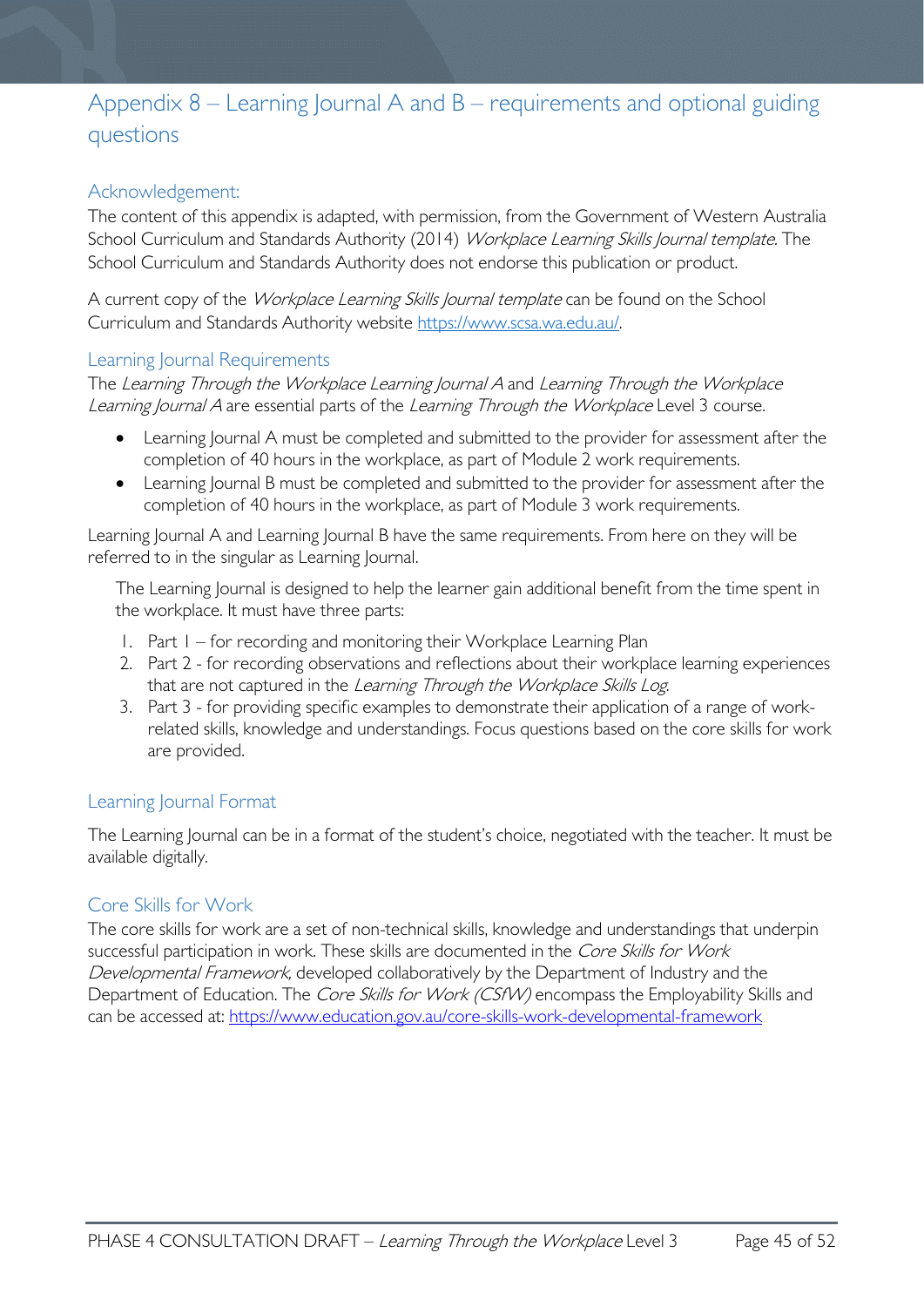# Appendix 8 – Learning Journal A and B – requirements and optional guiding questions

## Acknowledgement:

The content of this appendix is adapted, with permission, from the Government of Western Australia School Curriculum and Standards Authority (2014) *Workplace Learning Skills Journal template.* The School Curriculum and Standards Authority does not endorse this publication or product.

A current copy of the *Workplace Learning Skills Journal template* can be found on the School Curriculum and Standards Authority website [https://www.scsa.wa.edu.au/](https://www.scsa.wa.edu.au/).

## Learning Journal Requirements

The *Learning Through the Workplace Learning Journal A* and *Learning Through the Workplace Learning Journal A* are essential parts of the *Learning Through the Workplace* Level 3 course.

- Learning Journal A must be completed and submitted to the provider for assessment after the completion of 40 hours in the workplace, as part of Module 2 work requirements.
- Learning Journal B must be completed and submitted to the provider for assessment after the completion of 40 hours in the workplace, as part of Module 3 work requirements.

Learning Journal A and Learning Journal B have the same requirements. From here on they will be referred to in the singular as Learning Journal.

The Learning Journal is designed to help the learner gain additional benefit from the time spent in the workplace. It must have three parts:

1. Part 1 – for recording and monitoring their Workplace Learning Plan
2. Part 2 - for recording observations and reflections about their workplace learning experiences that are not captured in the *Learning Through the Workplace Skills Log*.
3. Part 3 - for providing specific examples to demonstrate their application of a range of work-related skills, knowledge and understandings. Focus questions based on the core skills for work are provided.

## Learning Journal Format

The Learning Journal can be in a format of the student's choice, negotiated with the teacher. It must be available digitally.

## Core Skills for Work

The core skills for work are a set of non-technical skills, knowledge and understandings that underpin successful participation in work. These skills are documented in the *Core Skills for Work Developmental Framework,* developed collaboratively by the Department of Industry and the Department of Education. The *Core Skills for Work (CSfW)* encompass the Employability Skills and can be accessed at: [https://www.education.gov.au/core-skills-work-developmental-framework](https://www.education.gov.au/core-skills-work-developmental-framework)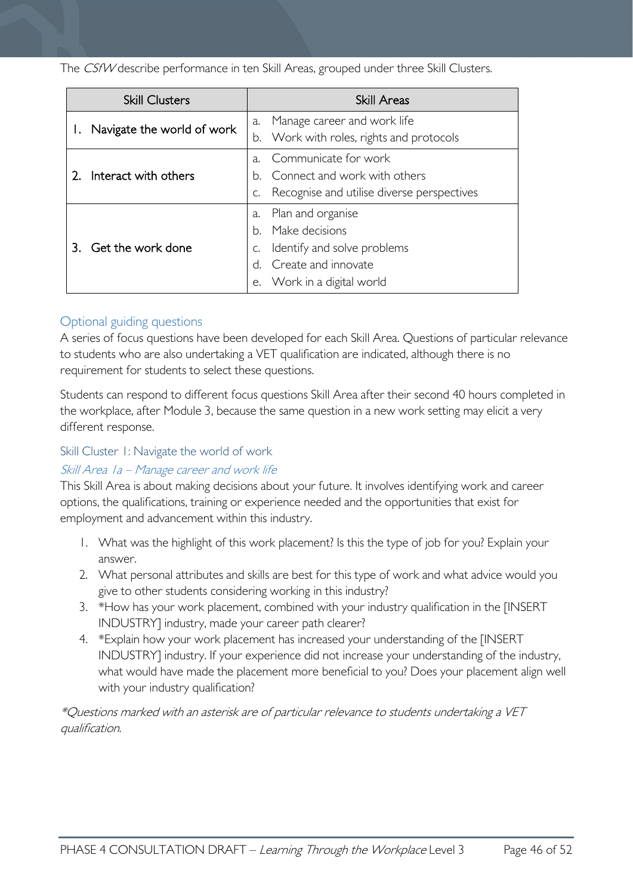The *CSfW* describe performance in ten Skill Areas, grouped under three Skill Clusters.

| Skill Clusters | Skill Areas |
| --- | --- |
| 1. Navigate the world of work | a. Manage career and work life<br>b. Work with roles, rights and protocols |
| 2. Interact with others | a. Communicate for work<br>b. Connect and work with others<br>c. Recognise and utilise diverse perspectives |
| 3. Get the work done | a. Plan and organise<br>b. Make decisions<br>c. Identify and solve problems<br>d. Create and innovate<br>e. Work in a digital world |

### Optional guiding questions

A series of focus questions have been developed for each Skill Area. Questions of particular relevance to students who are also undertaking a VET qualification are indicated, although there is no requirement for students to select these questions.

Students can respond to different focus questions Skill Area after their second 40 hours completed in the workplace, after Module 3, because the same question in a new work setting may elicit a very different response.

#### Skill Cluster 1: Navigate the world of work

##### *Skill Area 1a – Manage career and work life*

This Skill Area is about making decisions about your future. It involves identifying work and career options, the qualifications, training or experience needed and the opportunities that exist for employment and advancement within this industry.

1. What was the highlight of this work placement? Is this the type of job for you? Explain your answer.
2. What personal attributes and skills are best for this type of work and what advice would you give to other students considering working in this industry?
3. *How has your work placement, combined with your industry qualification in the [INSERT INDUSTRY] industry, made your career path clearer?
4. *Explain how your work placement has increased your understanding of the [INSERT INDUSTRY] industry. If your experience did not increase your understanding of the industry, what would have made the placement more beneficial to you? Does your placement align well with your industry qualification?

*\*Questions marked with an asterisk are of particular relevance to students undertaking a VET qualification.*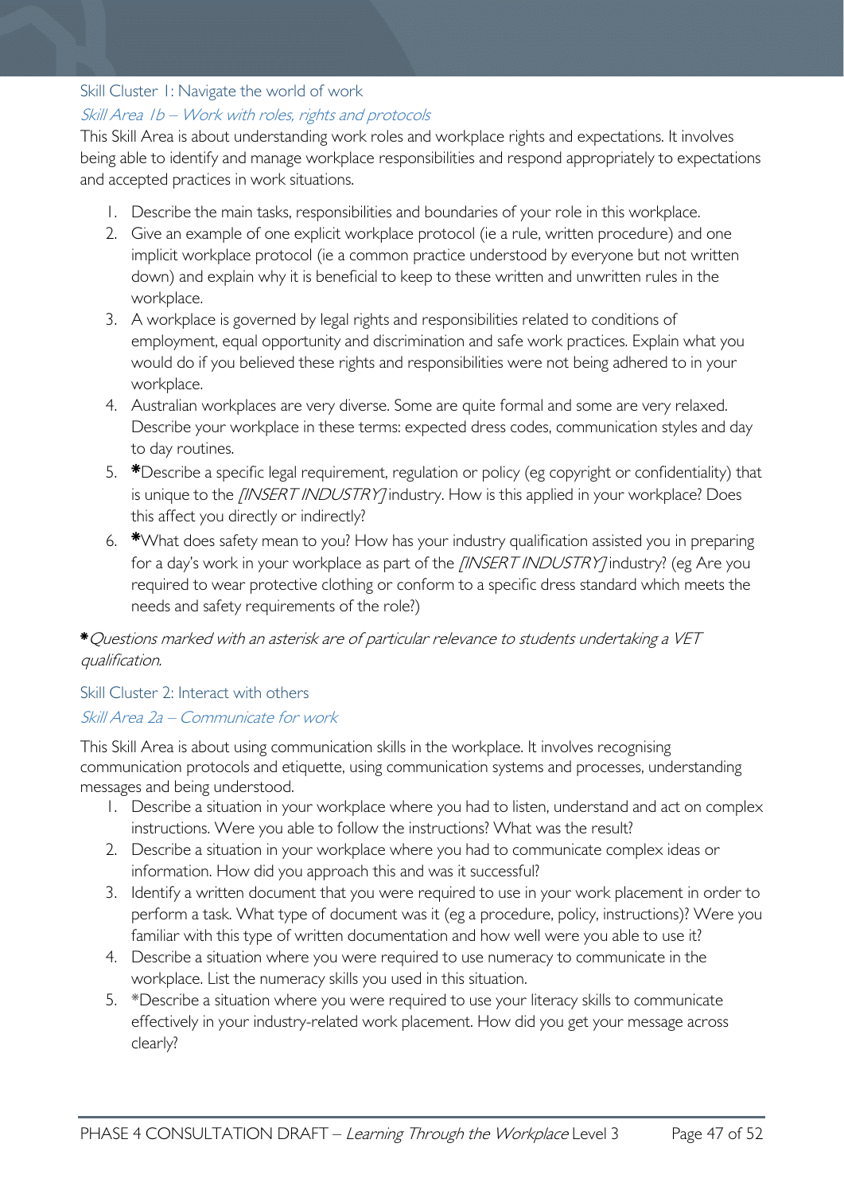### Skill Cluster 1: Navigate the world of work

#### *Skill Area 1b – Work with roles, rights and protocols*

This Skill Area is about understanding work roles and workplace rights and expectations. It involves being able to identify and manage workplace responsibilities and respond appropriately to expectations and accepted practices in work situations.

1. Describe the main tasks, responsibilities and boundaries of your role in this workplace.
2. Give an example of one explicit workplace protocol (ie a rule, written procedure) and one implicit workplace protocol (ie a common practice understood by everyone but not written down) and explain why it is beneficial to keep to these written and unwritten rules in the workplace.
3. A workplace is governed by legal rights and responsibilities related to conditions of employment, equal opportunity and discrimination and safe work practices. Explain what you would do if you believed these rights and responsibilities were not being adhered to in your workplace.
4. Australian workplaces are very diverse. Some are quite formal and some are very relaxed. Describe your workplace in these terms: expected dress codes, communication styles and day to day routines.
5. **\***Describe a specific legal requirement, regulation or policy (eg copyright or confidentiality) that is unique to the *[INSERT INDUSTRY]* industry. How is this applied in your workplace? Does this affect you directly or indirectly?
6. **\***What does safety mean to you? How has your industry qualification assisted you in preparing for a day's work in your workplace as part of the *[INSERT INDUSTRY]* industry? (eg Are you required to wear protective clothing or conform to a specific dress standard which meets the needs and safety requirements of the role?)

**\****Questions marked with an asterisk are of particular relevance to students undertaking a VET qualification.*

### Skill Cluster 2: Interact with others

#### *Skill Area 2a – Communicate for work*

This Skill Area is about using communication skills in the workplace. It involves recognising communication protocols and etiquette, using communication systems and processes, understanding messages and being understood.

1. Describe a situation in your workplace where you had to listen, understand and act on complex instructions. Were you able to follow the instructions? What was the result?
2. Describe a situation in your workplace where you had to communicate complex ideas or information. How did you approach this and was it successful?
3. Identify a written document that you were required to use in your work placement in order to perform a task. What type of document was it (eg a procedure, policy, instructions)? Were you familiar with this type of written documentation and how well were you able to use it?
4. Describe a situation where you were required to use numeracy to communicate in the workplace. List the numeracy skills you used in this situation.
5. \*Describe a situation where you were required to use your literacy skills to communicate effectively in your industry-related work placement. How did you get your message across clearly?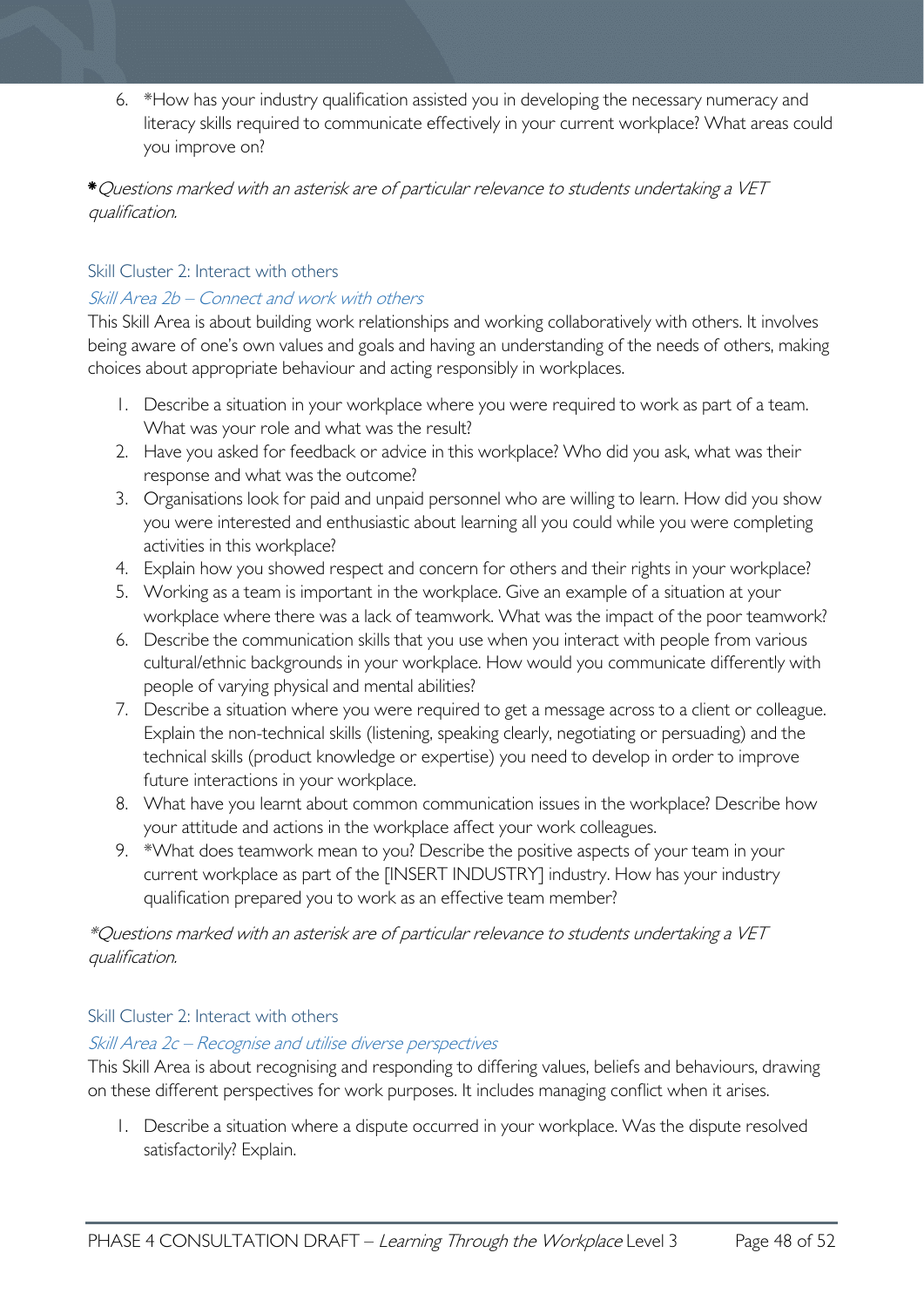6. *How has your industry qualification assisted you in developing the necessary numeracy and literacy skills required to communicate effectively in your current workplace? What areas could you improve on?

*\*Questions marked with an asterisk are of particular relevance to students undertaking a VET qualification.*

### Skill Cluster 2: Interact with others

#### *Skill Area 2b – Connect and work with others*

This Skill Area is about building work relationships and working collaboratively with others. It involves being aware of one's own values and goals and having an understanding of the needs of others, making choices about appropriate behaviour and acting responsibly in workplaces.

1. Describe a situation in your workplace where you were required to work as part of a team. What was your role and what was the result?
2. Have you asked for feedback or advice in this workplace? Who did you ask, what was their response and what was the outcome?
3. Organisations look for paid and unpaid personnel who are willing to learn. How did you show you were interested and enthusiastic about learning all you could while you were completing activities in this workplace?
4. Explain how you showed respect and concern for others and their rights in your workplace?
5. Working as a team is important in the workplace. Give an example of a situation at your workplace where there was a lack of teamwork. What was the impact of the poor teamwork?
6. Describe the communication skills that you use when you interact with people from various cultural/ethnic backgrounds in your workplace. How would you communicate differently with people of varying physical and mental abilities?
7. Describe a situation where you were required to get a message across to a client or colleague. Explain the non-technical skills (listening, speaking clearly, negotiating or persuading) and the technical skills (product knowledge or expertise) you need to develop in order to improve future interactions in your workplace.
8. What have you learnt about common communication issues in the workplace? Describe how your attitude and actions in the workplace affect your work colleagues.
9. *What does teamwork mean to you? Describe the positive aspects of your team in your current workplace as part of the [INSERT INDUSTRY] industry. How has your industry qualification prepared you to work as an effective team member?

*\*Questions marked with an asterisk are of particular relevance to students undertaking a VET qualification.*

### Skill Cluster 2: Interact with others

#### *Skill Area 2c – Recognise and utilise diverse perspectives*

This Skill Area is about recognising and responding to differing values, beliefs and behaviours, drawing on these different perspectives for work purposes. It includes managing conflict when it arises.

1. Describe a situation where a dispute occurred in your workplace. Was the dispute resolved satisfactorily? Explain.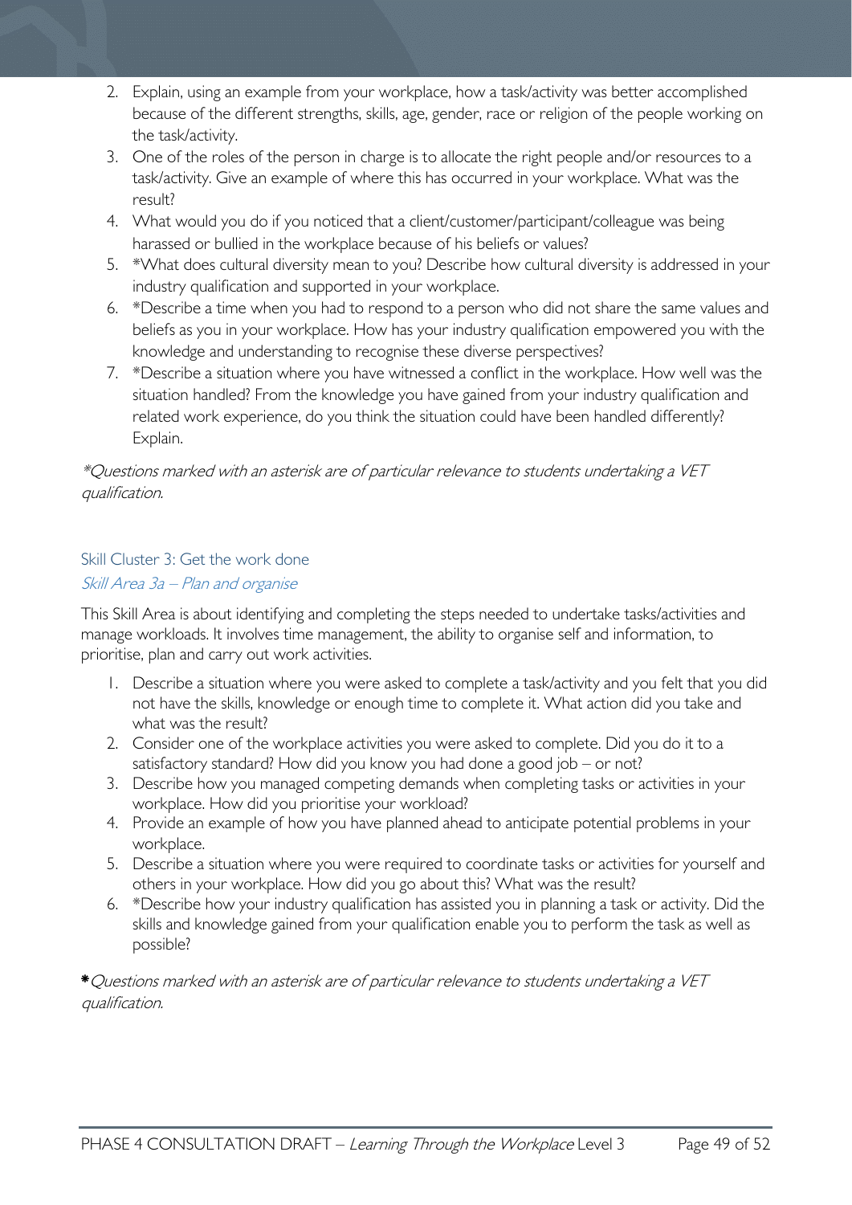2. Explain, using an example from your workplace, how a task/activity was better accomplished because of the different strengths, skills, age, gender, race or religion of the people working on the task/activity.
3. One of the roles of the person in charge is to allocate the right people and/or resources to a task/activity. Give an example of where this has occurred in your workplace. What was the result?
4. What would you do if you noticed that a client/customer/participant/colleague was being harassed or bullied in the workplace because of his beliefs or values?
5. *What does cultural diversity mean to you? Describe how cultural diversity is addressed in your industry qualification and supported in your workplace.
6. *Describe a time when you had to respond to a person who did not share the same values and beliefs as you in your workplace. How has your industry qualification empowered you with the knowledge and understanding to recognise these diverse perspectives?
7. *Describe a situation where you have witnessed a conflict in the workplace. How well was the situation handled? From the knowledge you have gained from your industry qualification and related work experience, do you think the situation could have been handled differently? Explain.

*\*Questions marked with an asterisk are of particular relevance to students undertaking a VET qualification.*

## Skill Cluster 3: Get the work done

### *Skill Area 3a – Plan and organise*

This Skill Area is about identifying and completing the steps needed to undertake tasks/activities and manage workloads. It involves time management, the ability to organise self and information, to prioritise, plan and carry out work activities.

1. Describe a situation where you were asked to complete a task/activity and you felt that you did not have the skills, knowledge or enough time to complete it. What action did you take and what was the result?
2. Consider one of the workplace activities you were asked to complete. Did you do it to a satisfactory standard? How did you know you had done a good job – or not?
3. Describe how you managed competing demands when completing tasks or activities in your workplace. How did you prioritise your workload?
4. Provide an example of how you have planned ahead to anticipate potential problems in your workplace.
5. Describe a situation where you were required to coordinate tasks or activities for yourself and others in your workplace. How did you go about this? What was the result?
6. *Describe how your industry qualification has assisted you in planning a task or activity. Did the skills and knowledge gained from your qualification enable you to perform the task as well as possible?

*\*Questions marked with an asterisk are of particular relevance to students undertaking a VET qualification.*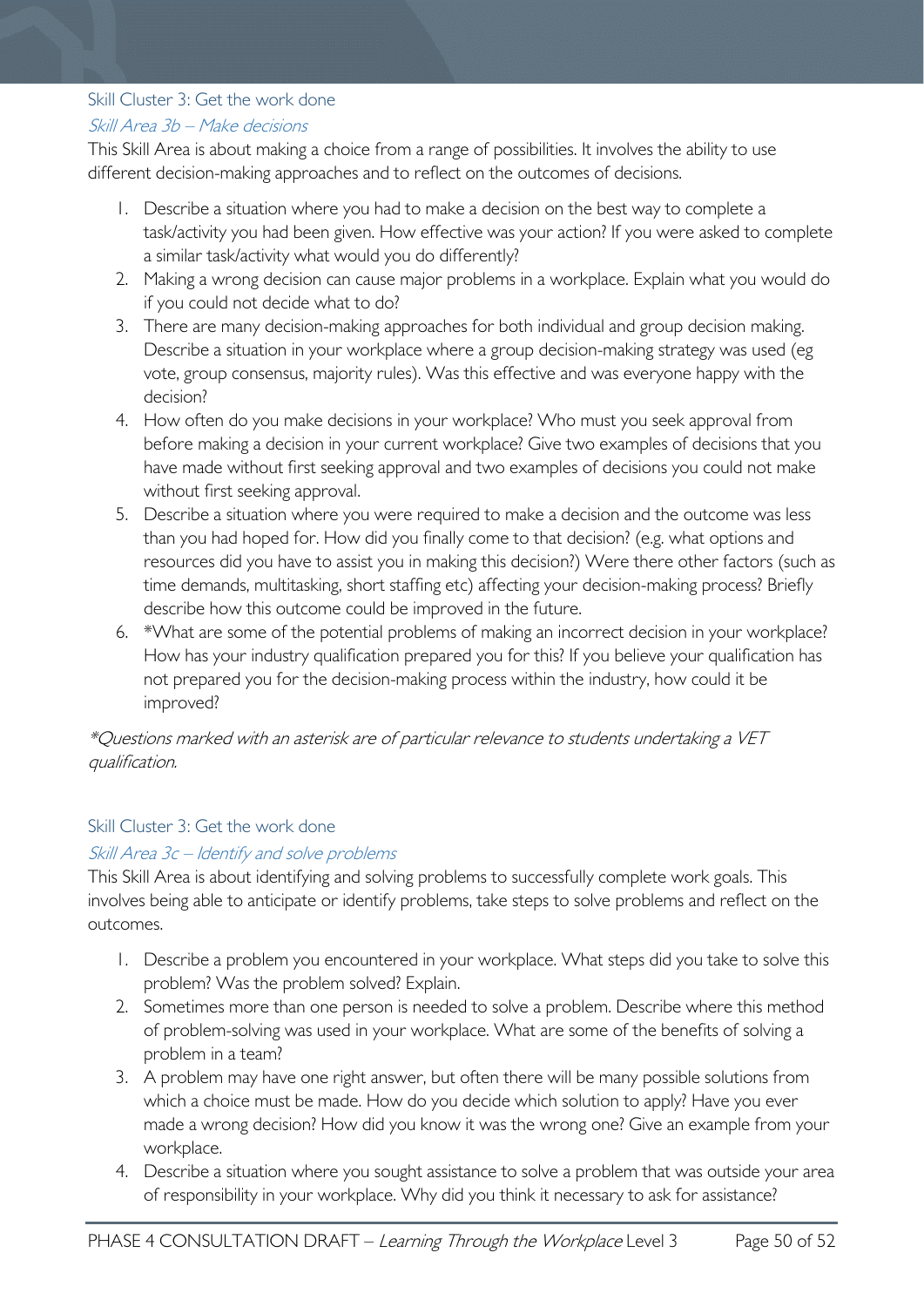### Skill Cluster 3: Get the work done

#### *Skill Area 3b – Make decisions*

This Skill Area is about making a choice from a range of possibilities. It involves the ability to use different decision-making approaches and to reflect on the outcomes of decisions.

1. Describe a situation where you had to make a decision on the best way to complete a task/activity you had been given. How effective was your action? If you were asked to complete a similar task/activity what would you do differently?
2. Making a wrong decision can cause major problems in a workplace. Explain what you would do if you could not decide what to do?
3. There are many decision-making approaches for both individual and group decision making. Describe a situation in your workplace where a group decision-making strategy was used (eg vote, group consensus, majority rules). Was this effective and was everyone happy with the decision?
4. How often do you make decisions in your workplace? Who must you seek approval from before making a decision in your current workplace? Give two examples of decisions that you have made without first seeking approval and two examples of decisions you could not make without first seeking approval.
5. Describe a situation where you were required to make a decision and the outcome was less than you had hoped for. How did you finally come to that decision? (e.g. what options and resources did you have to assist you in making this decision?) Were there other factors (such as time demands, multitasking, short staffing etc) affecting your decision-making process? Briefly describe how this outcome could be improved in the future.
6. *What are some of the potential problems of making an incorrect decision in your workplace? How has your industry qualification prepared you for this? If you believe your qualification has not prepared you for the decision-making process within the industry, how could it be improved?

*\*Questions marked with an asterisk are of particular relevance to students undertaking a VET qualification.*

### Skill Cluster 3: Get the work done

#### *Skill Area 3c – Identify and solve problems*

This Skill Area is about identifying and solving problems to successfully complete work goals. This involves being able to anticipate or identify problems, take steps to solve problems and reflect on the outcomes.

1. Describe a problem you encountered in your workplace. What steps did you take to solve this problem? Was the problem solved? Explain.
2. Sometimes more than one person is needed to solve a problem. Describe where this method of problem-solving was used in your workplace. What are some of the benefits of solving a problem in a team?
3. A problem may have one right answer, but often there will be many possible solutions from which a choice must be made. How do you decide which solution to apply? Have you ever made a wrong decision? How did you know it was the wrong one? Give an example from your workplace.
4. Describe a situation where you sought assistance to solve a problem that was outside your area of responsibility in your workplace. Why did you think it necessary to ask for assistance?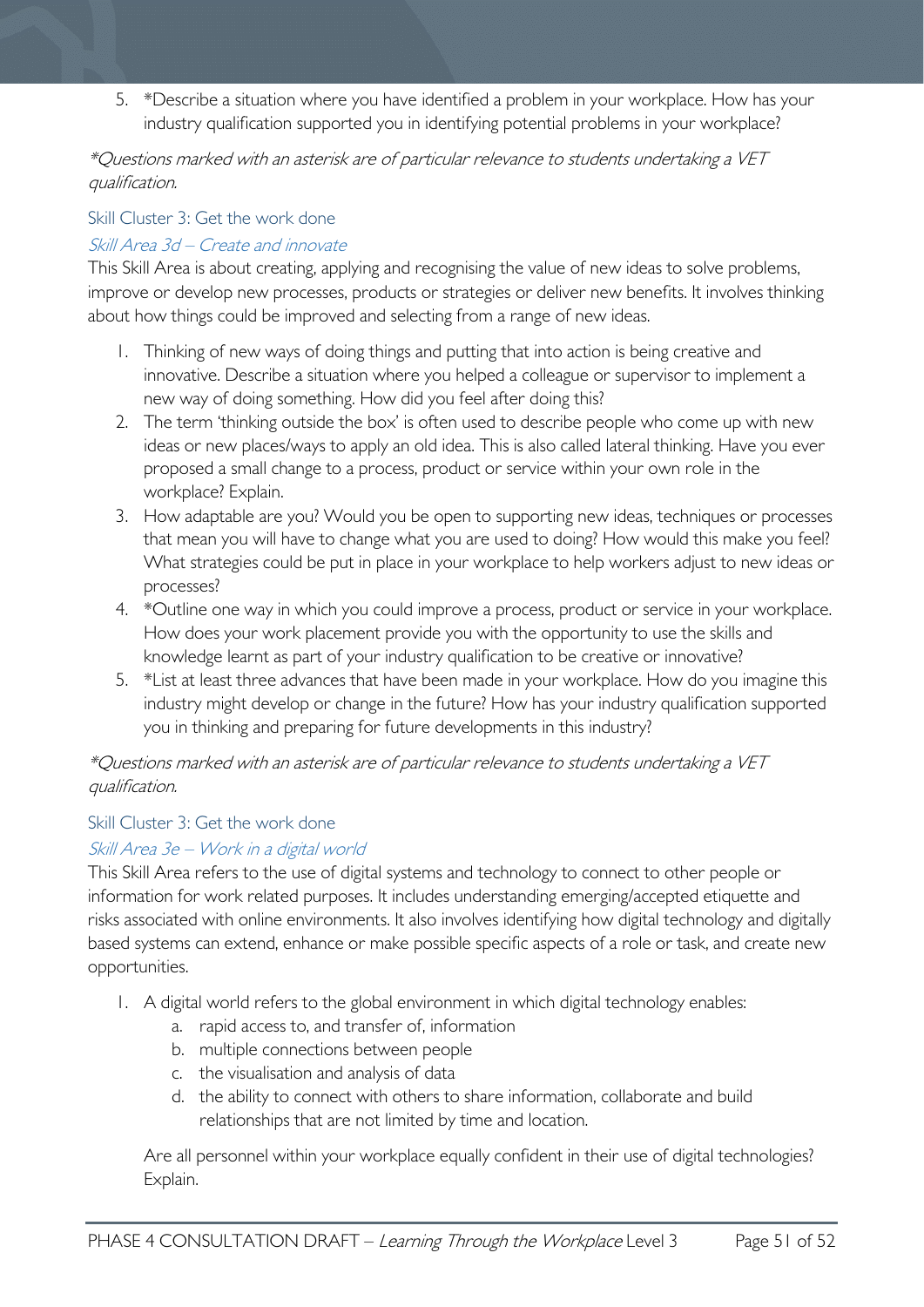5. *Describe a situation where you have identified a problem in your workplace. How has your industry qualification supported you in identifying potential problems in your workplace?

*\*Questions marked with an asterisk are of particular relevance to students undertaking a VET qualification.*

### Skill Cluster 3: Get the work done

#### *Skill Area 3d – Create and innovate*

This Skill Area is about creating, applying and recognising the value of new ideas to solve problems, improve or develop new processes, products or strategies or deliver new benefits. It involves thinking about how things could be improved and selecting from a range of new ideas.

1. Thinking of new ways of doing things and putting that into action is being creative and innovative. Describe a situation where you helped a colleague or supervisor to implement a new way of doing something. How did you feel after doing this?
2. The term 'thinking outside the box' is often used to describe people who come up with new ideas or new places/ways to apply an old idea. This is also called lateral thinking. Have you ever proposed a small change to a process, product or service within your own role in the workplace? Explain.
3. How adaptable are you? Would you be open to supporting new ideas, techniques or processes that mean you will have to change what you are used to doing? How would this make you feel? What strategies could be put in place in your workplace to help workers adjust to new ideas or processes?
4. *Outline one way in which you could improve a process, product or service in your workplace. How does your work placement provide you with the opportunity to use the skills and knowledge learnt as part of your industry qualification to be creative or innovative?
5. *List at least three advances that have been made in your workplace. How do you imagine this industry might develop or change in the future? How has your industry qualification supported you in thinking and preparing for future developments in this industry?

*\*Questions marked with an asterisk are of particular relevance to students undertaking a VET qualification.*

### Skill Cluster 3: Get the work done

#### *Skill Area 3e – Work in a digital world*

This Skill Area refers to the use of digital systems and technology to connect to other people or information for work related purposes. It includes understanding emerging/accepted etiquette and risks associated with online environments. It also involves identifying how digital technology and digitally based systems can extend, enhance or make possible specific aspects of a role or task, and create new opportunities.

1. A digital world refers to the global environment in which digital technology enables:
   a. rapid access to, and transfer of, information
   b. multiple connections between people
   c. the visualisation and analysis of data
   d. the ability to connect with others to share information, collaborate and build relationships that are not limited by time and location.

   Are all personnel within your workplace equally confident in their use of digital technologies? Explain.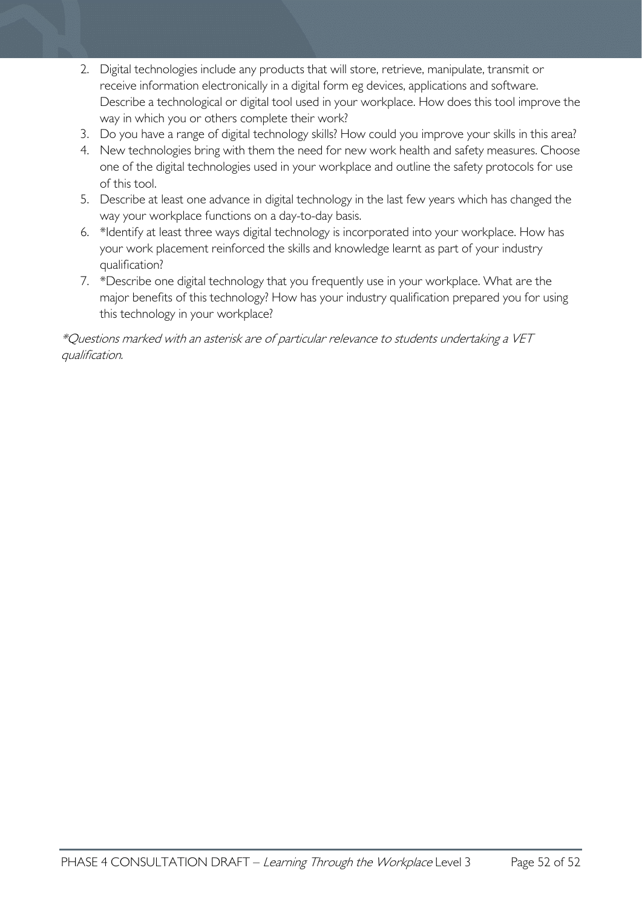2. Digital technologies include any products that will store, retrieve, manipulate, transmit or receive information electronically in a digital form eg devices, applications and software. Describe a technological or digital tool used in your workplace. How does this tool improve the way in which you or others complete their work?
3. Do you have a range of digital technology skills? How could you improve your skills in this area?
4. New technologies bring with them the need for new work health and safety measures. Choose one of the digital technologies used in your workplace and outline the safety protocols for use of this tool.
5. Describe at least one advance in digital technology in the last few years which has changed the way your workplace functions on a day-to-day basis.
6. *Identify at least three ways digital technology is incorporated into your workplace. How has your work placement reinforced the skills and knowledge learnt as part of your industry qualification?
7. *Describe one digital technology that you frequently use in your workplace. What are the major benefits of this technology? How has your industry qualification prepared you for using this technology in your workplace?

*\*Questions marked with an asterisk are of particular relevance to students undertaking a VET qualification.*